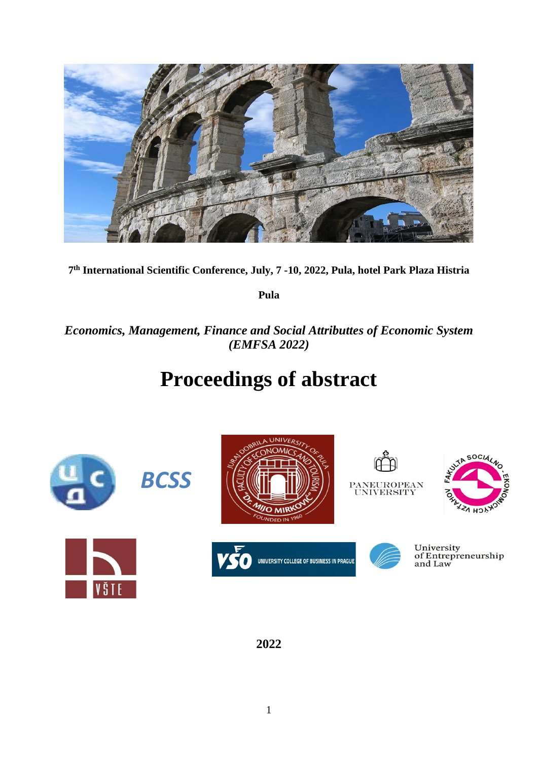7[th] International Scientific Conference, July, 7 -10, 2022, Pula, hotel Park Plaza Histria

**Pula**

*Economics, Management, Finance and Social Attributtes of Economic System (EMFSA 2022)*

# Proceedings of abstract

**2022**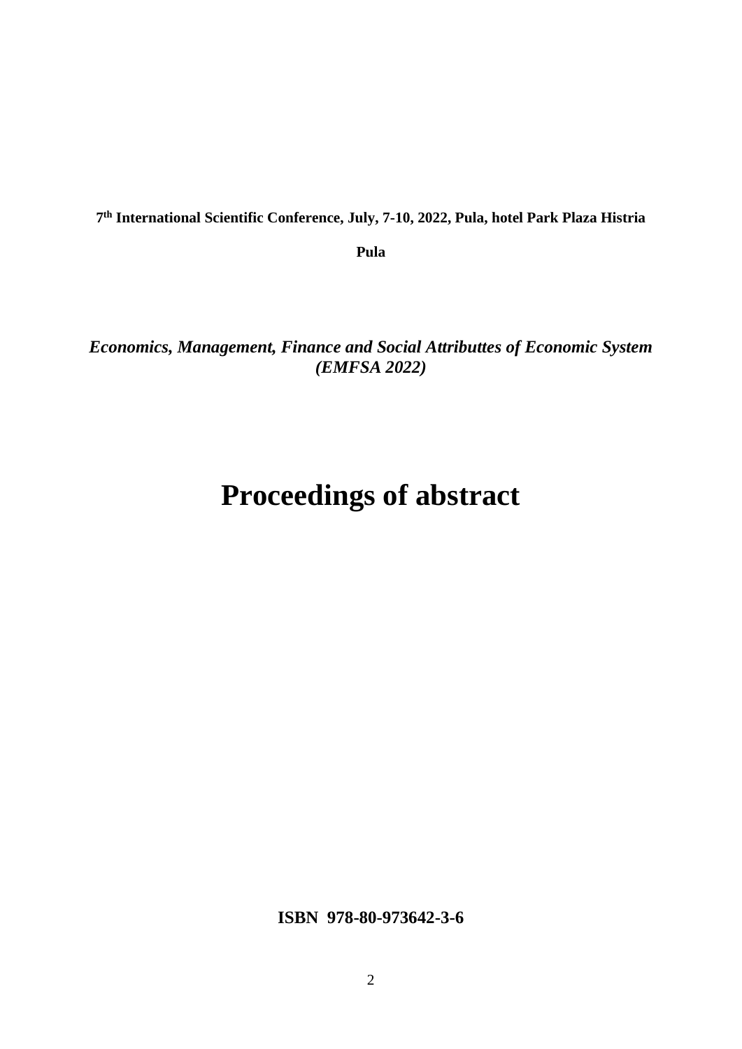**7th International Scientific Conference, July, 7-10, 2022, Pula, hotel Park Plaza Histria**

**Pula**

***Economics, Management, Finance and Social Attributtes of Economic System (EMFSA 2022)***

# Proceedings of abstract

**ISBN 978-80-973642-3-6**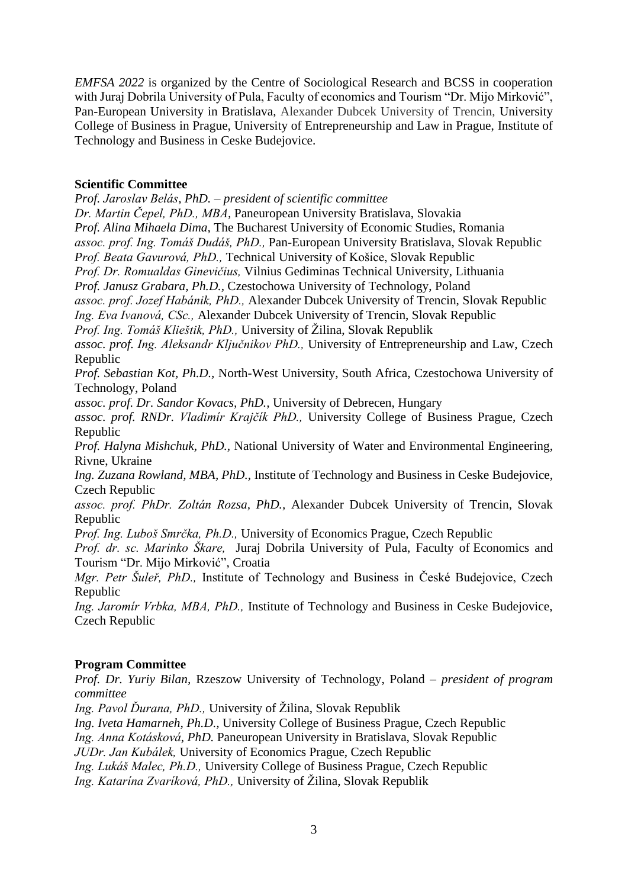*EMFSA 2022* is organized by the Centre of Sociological Research and BCSS in cooperation with Juraj Dobrila University of Pula, Faculty of economics and Tourism "Dr. Mijo Mirković", Pan-European University in Bratislava, Alexander Dubcek University of Trencin, University College of Business in Prague, University of Entrepreneurship and Law in Prague, Institute of Technology and Business in Ceske Budejovice.

**Scientific Committee**

*Prof. Jaroslav Belás, PhD. – president of scientific committee*
*Dr. Martin Čepel, PhD., MBA*, Paneuropean University Bratislava, Slovakia
*Prof. Alina Mihaela Dima*, The Bucharest University of Economic Studies, Romania
*assoc. prof. Ing. Tomáš Dudáš, PhD.,* Pan-European University Bratislava, Slovak Republic
*Prof. Beata Gavurová, PhD.,* Technical University of Košice, Slovak Republic
*Prof. Dr. Romualdas Ginevičius,* Vilnius Gediminas Technical University, Lithuania
*Prof. Janusz Grabara, Ph.D.*, Czestochowa University of Technology, Poland
*assoc. prof. Jozef Habánik, PhD.,* Alexander Dubcek University of Trencin, Slovak Republic
*Ing. Eva Ivanová, CSc.,* Alexander Dubcek University of Trencin, Slovak Republic
*Prof. Ing. Tomáš Klieštik, PhD.,* University of Žilina, Slovak Republik
*assoc. prof. Ing. Aleksandr Ključnikov PhD.,* University of Entrepreneurship and Law, Czech Republic
*Prof. Sebastian Kot, Ph.D.*, North-West University, South Africa, Czestochowa University of Technology, Poland
*assoc. prof. Dr. Sandor Kovacs, PhD.*, University of Debrecen, Hungary
*assoc. prof. RNDr. Vladimír Krajčík PhD.,* University College of Business Prague, Czech Republic
*Prof. Halyna Mishchuk, PhD.*, National University of Water and Environmental Engineering, Rivne, Ukraine
*Ing. Zuzana Rowland, MBA, PhD.*, Institute of Technology and Business in Ceske Budejovice, Czech Republic
*assoc. prof. PhDr. Zoltán Rozsa, PhD.*, Alexander Dubcek University of Trencin, Slovak Republic
*Prof. Ing. Luboš Smrčka, Ph.D.,* University of Economics Prague, Czech Republic
*Prof. dr. sc. Marinko Škare,* Juraj Dobrila University of Pula, Faculty of Economics and Tourism "Dr. Mijo Mirković", Croatia
*Mgr. Petr Šuleř, PhD.,* Institute of Technology and Business in České Budejovice, Czech Republic
*Ing. Jaromír Vrbka, MBA, PhD.,* Institute of Technology and Business in Ceske Budejovice, Czech Republic

**Program Committee**

*Prof. Dr. Yuriy Bilan*, Rzeszow University of Technology, Poland – *president of program committee*
*Ing. Pavol Ďurana, PhD.,* University of Žilina, Slovak Republik
*Ing. Iveta Hamarneh, Ph.D.*, University College of Business Prague, Czech Republic
*Ing. Anna Kotásková, PhD.* Paneuropean University in Bratislava, Slovak Republic
*JUDr. Jan Kubálek,* University of Economics Prague, Czech Republic
*Ing. Lukáš Malec, Ph.D.,* University College of Business Prague, Czech Republic
*Ing. Katarína Zvaríková, PhD.,* University of Žilina, Slovak Republik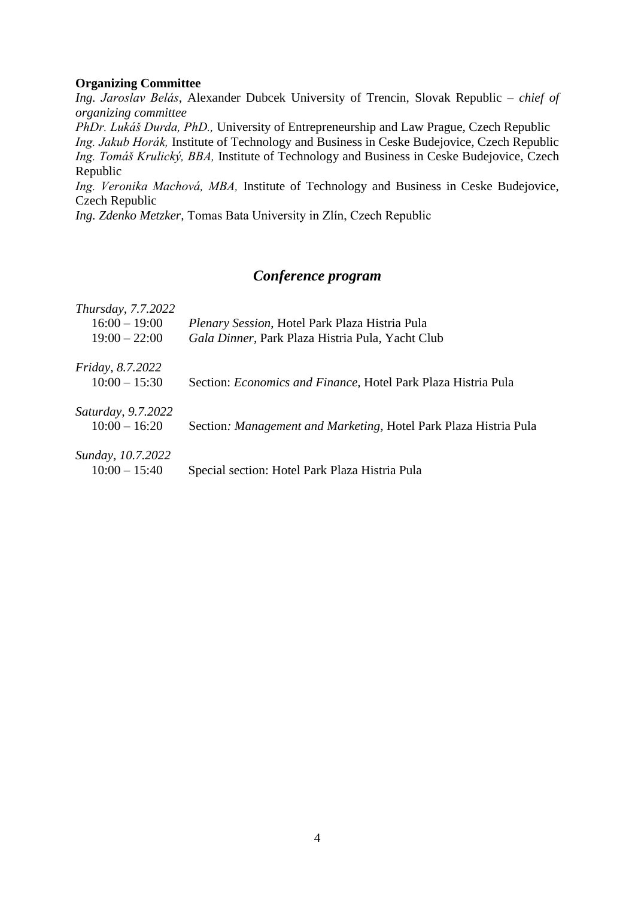**Organizing Committee**

*Ing. Jaroslav Belás*, Alexander Dubcek University of Trencin, Slovak Republic – *chief of organizing committee*

*PhDr. Lukáš Durda, PhD.,* University of Entrepreneurship and Law Prague, Czech Republic

*Ing. Jakub Horák,* Institute of Technology and Business in Ceske Budejovice, Czech Republic

*Ing. Tomáš Krulický, BBA,* Institute of Technology and Business in Ceske Budejovice, Czech Republic

*Ing. Veronika Machová, MBA,* Institute of Technology and Business in Ceske Budejovice, Czech Republic

*Ing. Zdenko Metzker,* Tomas Bata University in Zlín, Czech Republic

## *Conference program*

*Thursday, 7.7.2022*

16:00 – 19:00 *Plenary Session*, Hotel Park Plaza Histria Pula

19:00 – 22:00 *Gala Dinner*, Park Plaza Histria Pula, Yacht Club

*Friday, 8.7.2022*

10:00 – 15:30 Section: *Economics and Finance,* Hotel Park Plaza Histria Pula

*Saturday, 9.7.2022*

10:00 – 16:20 Section*: Management and Marketing,* Hotel Park Plaza Histria Pula

*Sunday, 10.7.2022*

10:00 – 15:40 Special section: Hotel Park Plaza Histria Pula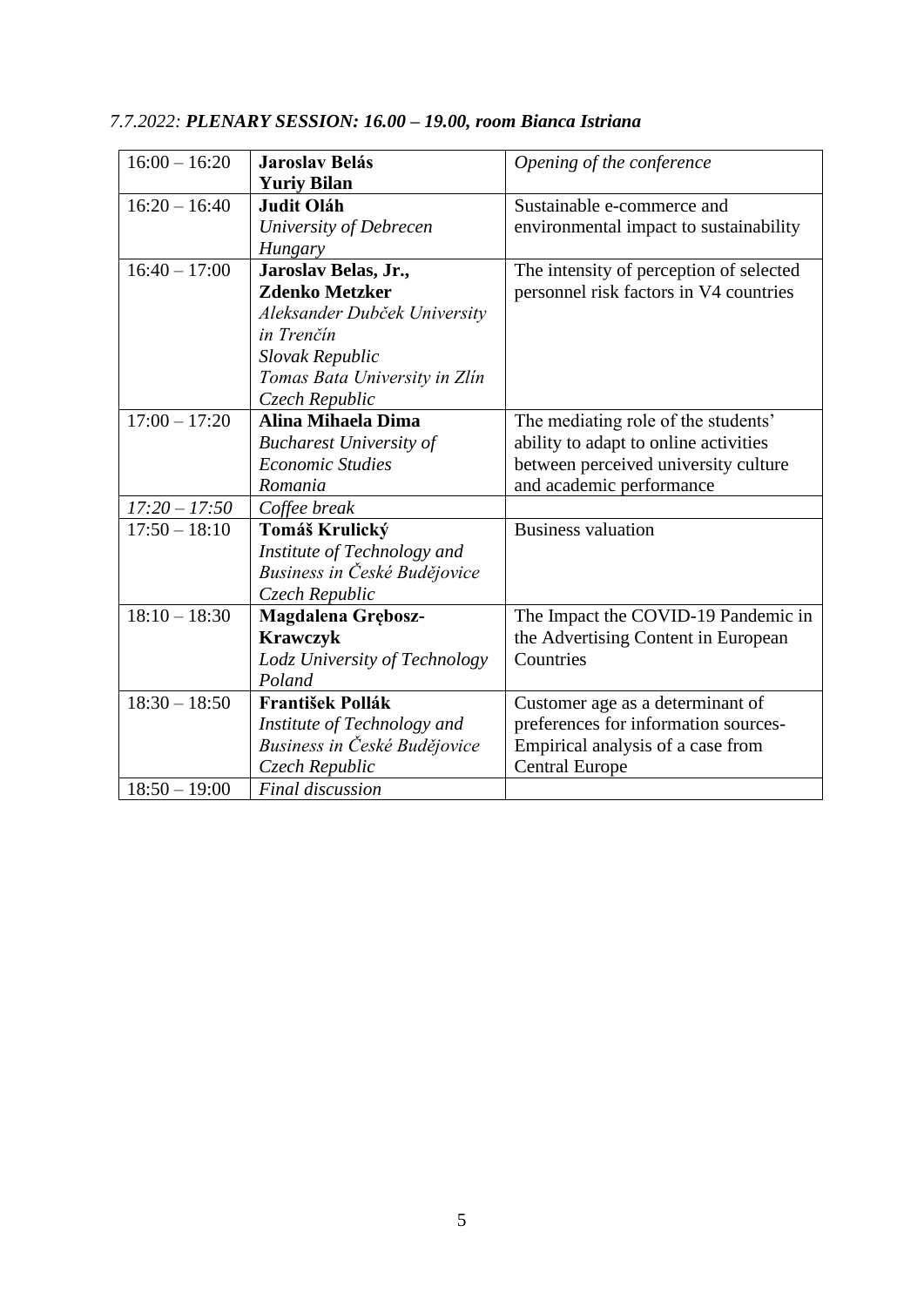*7.7.2022:* ***PLENARY SESSION: 16.00 – 19.00, room Bianca Istriana***

| | | |
|---|---|---|
| 16:00 – 16:20 | **Jaroslav Belás**<br>**Yuriy Bilan** | *Opening of the conference* |
| 16:20 – 16:40 | **Judit Oláh**<br>*University of Debrecen*<br>*Hungary* | Sustainable e-commerce and environmental impact to sustainability |
| 16:40 – 17:00 | **Jaroslav Belas, Jr.,**<br>**Zdenko Metzker**<br>*Aleksander Dubček University in Trenčín*<br>*Slovak Republic*<br>*Tomas Bata University in Zlín*<br>*Czech Republic* | The intensity of perception of selected personnel risk factors in V4 countries |
| 17:00 – 17:20 | **Alina Mihaela Dima**<br>*Bucharest University of Economic Studies*<br>*Romania* | The mediating role of the students' ability to adapt to online activities between perceived university culture and academic performance |
| *17:20 – 17:50* | *Coffee break* | |
| 17:50 – 18:10 | **Tomáš Krulický**<br>*Institute of Technology and Business in České Budějovice*<br>*Czech Republic* | Business valuation |
| 18:10 – 18:30 | **Magdalena Grębosz-Krawczyk**<br>*Lodz University of Technology*<br>*Poland* | The Impact the COVID-19 Pandemic in the Advertising Content in European Countries |
| 18:30 – 18:50 | **František Pollák**<br>*Institute of Technology and Business in České Budějovice*<br>*Czech Republic* | Customer age as a determinant of preferences for information sources-Empirical analysis of a case from Central Europe |
| 18:50 – 19:00 | *Final discussion* | |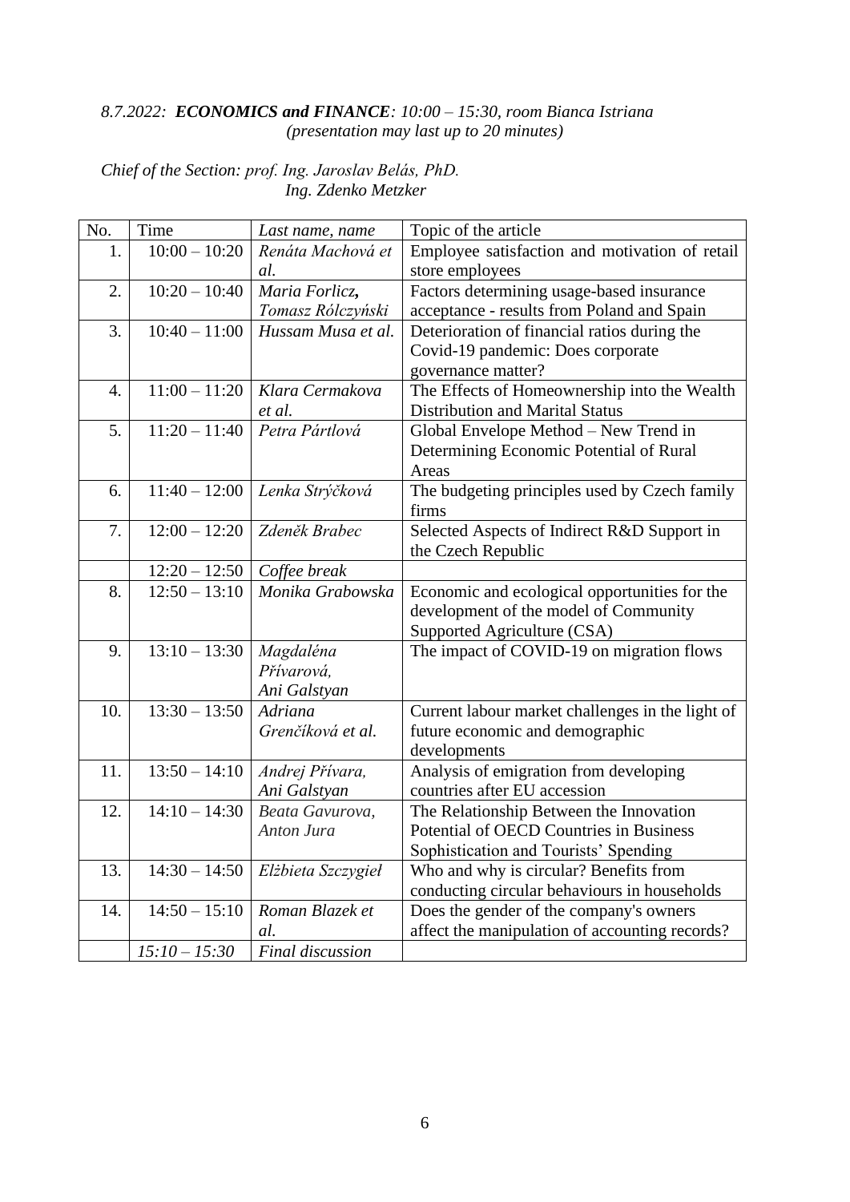*8.7.2022:* ***ECONOMICS and FINANCE****: 10:00 – 15:30, room Bianca Istriana*
*(presentation may last up to 20 minutes)*

*Chief of the Section: prof. Ing. Jaroslav Belás, PhD.*
*Ing. Zdenko Metzker*

| No. | Time | *Last name, name* | Topic of the article |
|---|---|---|---|
| 1. | 10:00 – 10:20 | *Renáta Machová et al.* | Employee satisfaction and motivation of retail store employees |
| 2. | 10:20 – 10:40 | *Maria Forlicz, Tomasz Rólczyński* | Factors determining usage-based insurance acceptance - results from Poland and Spain |
| 3. | 10:40 – 11:00 | *Hussam Musa et al.* | Deterioration of financial ratios during the Covid-19 pandemic: Does corporate governance matter? |
| 4. | 11:00 – 11:20 | *Klara Cermakova et al.* | The Effects of Homeownership into the Wealth Distribution and Marital Status |
| 5. | 11:20 – 11:40 | *Petra Pártlová* | Global Envelope Method – New Trend in Determining Economic Potential of Rural Areas |
| 6. | 11:40 – 12:00 | *Lenka Strýčková* | The budgeting principles used by Czech family firms |
| 7. | 12:00 – 12:20 | *Zdeněk Brabec* | Selected Aspects of Indirect R&D Support in the Czech Republic |
| | 12:20 – 12:50 | *Coffee break* | |
| 8. | 12:50 – 13:10 | *Monika Grabowska* | Economic and ecological opportunities for the development of the model of Community Supported Agriculture (CSA) |
| 9. | 13:10 – 13:30 | *Magdaléna Přívarová, Ani Galstyan* | The impact of COVID-19 on migration flows |
| 10. | 13:30 – 13:50 | *Adriana Grenčíková et al.* | Current labour market challenges in the light of future economic and demographic developments |
| 11. | 13:50 – 14:10 | *Andrej Přívara, Ani Galstyan* | Analysis of emigration from developing countries after EU accession |
| 12. | 14:10 – 14:30 | *Beata Gavurova, Anton Jura* | The Relationship Between the Innovation Potential of OECD Countries in Business Sophistication and Tourists' Spending |
| 13. | 14:30 – 14:50 | *Elżbieta Szczygieł* | Who and why is circular? Benefits from conducting circular behaviours in households |
| 14. | 14:50 – 15:10 | *Roman Blazek et al.* | Does the gender of the company's owners affect the manipulation of accounting records? |
| | *15:10 – 15:30* | *Final discussion* | |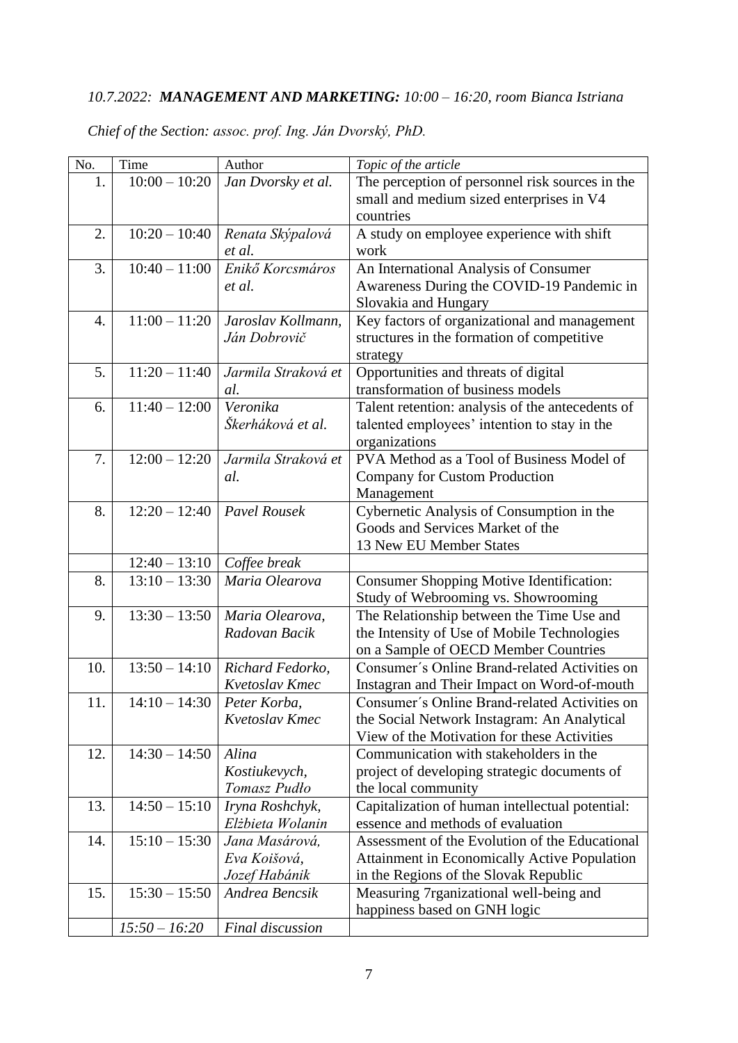*10.7.2022:* ***MANAGEMENT AND MARKETING:*** *10:00 – 16:20, room Bianca Istriana*

*Chief of the Section: assoc. prof. Ing. Ján Dvorský, PhD.*

| No. | Time | Author | *Topic of the article* |
|---|---|---|---|
| 1. | 10:00 – 10:20 | *Jan Dvorsky et al.* | The perception of personnel risk sources in the small and medium sized enterprises in V4 countries |
| 2. | 10:20 – 10:40 | *Renata Skýpalová et al.* | A study on employee experience with shift work |
| 3. | 10:40 – 11:00 | *Enikő Korcsmáros et al.* | An International Analysis of Consumer Awareness During the COVID-19 Pandemic in Slovakia and Hungary |
| 4. | 11:00 – 11:20 | *Jaroslav Kollmann, Ján Dobrovič* | Key factors of organizational and management structures in the formation of competitive strategy |
| 5. | 11:20 – 11:40 | *Jarmila Straková et al.* | Opportunities and threats of digital transformation of business models |
| 6. | 11:40 – 12:00 | *Veronika Škerháková et al.* | Talent retention: analysis of the antecedents of talented employees' intention to stay in the organizations |
| 7. | 12:00 – 12:20 | *Jarmila Straková et al.* | PVA Method as a Tool of Business Model of Company for Custom Production Management |
| 8. | 12:20 – 12:40 | *Pavel Rousek* | Cybernetic Analysis of Consumption in the Goods and Services Market of the 13 New EU Member States |
| | 12:40 – 13:10 | *Coffee break* | |
| 8. | 13:10 – 13:30 | *Maria Olearova* | Consumer Shopping Motive Identification: Study of Webrooming vs. Showrooming |
| 9. | 13:30 – 13:50 | *Maria Olearova, Radovan Bacik* | The Relationship between the Time Use and the Intensity of Use of Mobile Technologies on a Sample of OECD Member Countries |
| 10. | 13:50 – 14:10 | *Richard Fedorko, Kvetoslav Kmec* | Consumer´s Online Brand-related Activities on Instagran and Their Impact on Word-of-mouth |
| 11. | 14:10 – 14:30 | *Peter Korba, Kvetoslav Kmec* | Consumer´s Online Brand-related Activities on the Social Network Instagram: An Analytical View of the Motivation for these Activities |
| 12. | 14:30 – 14:50 | *Alina Kostiukevych, Tomasz Pudło* | Communication with stakeholders in the project of developing strategic documents of the local community |
| 13. | 14:50 – 15:10 | *Iryna Roshchyk, Elżbieta Wolanin* | Capitalization of human intellectual potential: essence and methods of evaluation |
| 14. | 15:10 – 15:30 | *Jana Masárová, Eva Koišová, Jozef Habánik* | Assessment of the Evolution of the Educational Attainment in Economically Active Population in the Regions of the Slovak Republic |
| 15. | 15:30 – 15:50 | *Andrea Bencsik* | Measuring 7rganizational well-being and happiness based on GNH logic |
| | *15:50 – 16:20* | *Final discussion* | |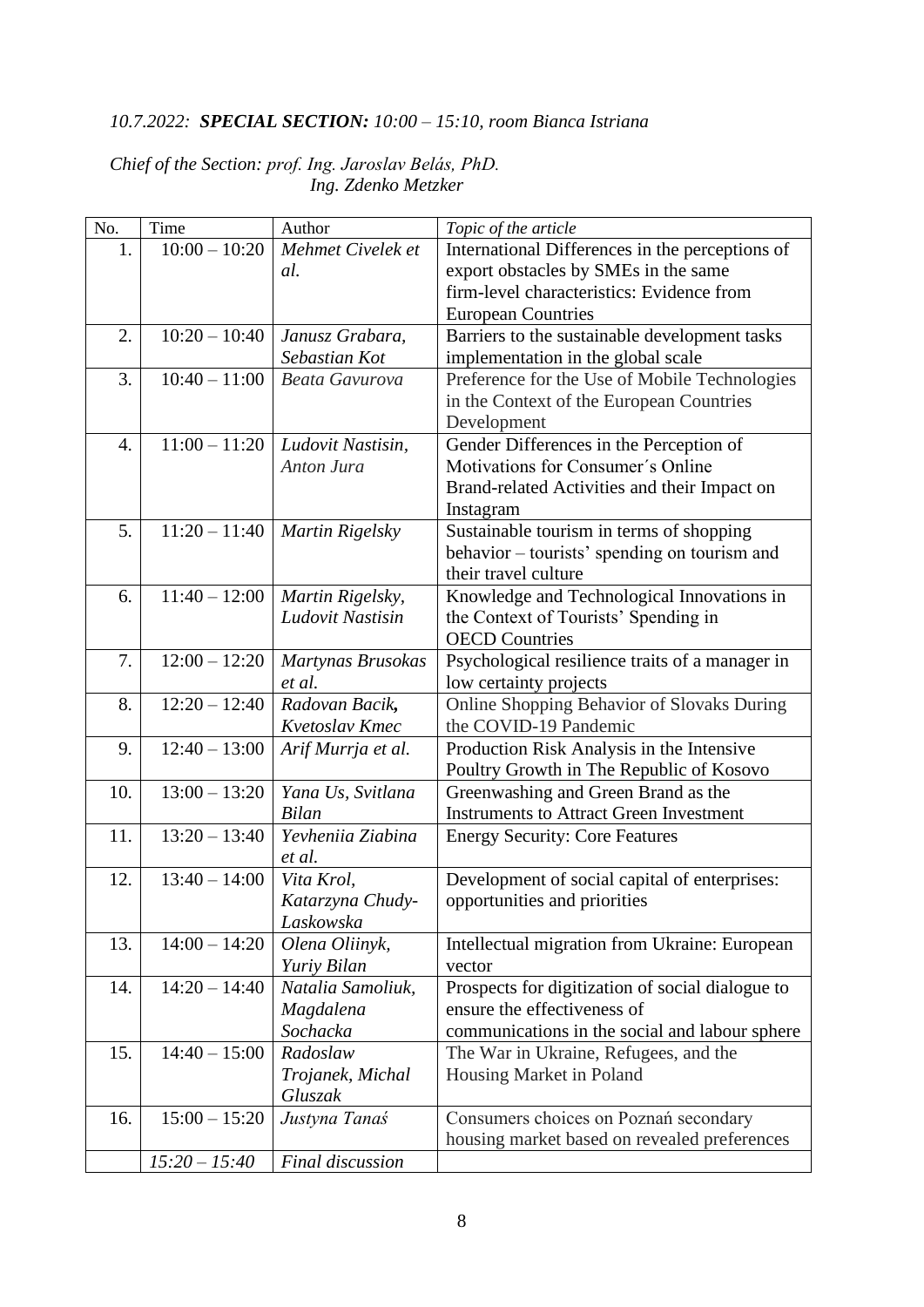*10.7.2022: **SPECIAL SECTION:** 10:00 – 15:10, room Bianca Istriana*

*Chief of the Section: prof. Ing. Jaroslav Belás, PhD.*
*Ing. Zdenko Metzker*

| No. | Time | Author | *Topic of the article* |
|---|---|---|---|
| 1. | 10:00 – 10:20 | *Mehmet Civelek et al.* | International Differences in the perceptions of export obstacles by SMEs in the same firm-level characteristics: Evidence from European Countries |
| 2. | 10:20 – 10:40 | *Janusz Grabara, Sebastian Kot* | Barriers to the sustainable development tasks implementation in the global scale |
| 3. | 10:40 – 11:00 | *Beata Gavurova* | Preference for the Use of Mobile Technologies in the Context of the European Countries Development |
| 4. | 11:00 – 11:20 | *Ludovit Nastisin, Anton Jura* | Gender Differences in the Perception of Motivations for Consumer´s Online Brand-related Activities and their Impact on Instagram |
| 5. | 11:20 – 11:40 | *Martin Rigelsky* | Sustainable tourism in terms of shopping behavior – tourists' spending on tourism and their travel culture |
| 6. | 11:40 – 12:00 | *Martin Rigelsky, Ludovit Nastisin* | Knowledge and Technological Innovations in the Context of Tourists' Spending in OECD Countries |
| 7. | 12:00 – 12:20 | *Martynas Brusokas et al.* | Psychological resilience traits of a manager in low certainty projects |
| 8. | 12:20 – 12:40 | *Radovan Bacik, Kvetoslav Kmec* | Online Shopping Behavior of Slovaks During the COVID-19 Pandemic |
| 9. | 12:40 – 13:00 | *Arif Murrja et al.* | Production Risk Analysis in the Intensive Poultry Growth in The Republic of Kosovo |
| 10. | 13:00 – 13:20 | *Yana Us, Svitlana Bilan* | Greenwashing and Green Brand as the Instruments to Attract Green Investment |
| 11. | 13:20 – 13:40 | *Yevheniia Ziabina et al.* | Energy Security: Core Features |
| 12. | 13:40 – 14:00 | *Vita Krol, Katarzyna Chudy-Laskowska* | Development of social capital of enterprises: opportunities and priorities |
| 13. | 14:00 – 14:20 | *Olena Oliinyk, Yuriy Bilan* | Intellectual migration from Ukraine: European vector |
| 14. | 14:20 – 14:40 | *Natalia Samoliuk, Magdalena Sochacka* | Prospects for digitization of social dialogue to ensure the effectiveness of communications in the social and labour sphere |
| 15. | 14:40 – 15:00 | *Radoslaw Trojanek, Michal Gluszak* | The War in Ukraine, Refugees, and the Housing Market in Poland |
| 16. | 15:00 – 15:20 | *Justyna Tanaś* | Consumers choices on Poznań secondary housing market based on revealed preferences |
| | *15:20 – 15:40* | *Final discussion* | |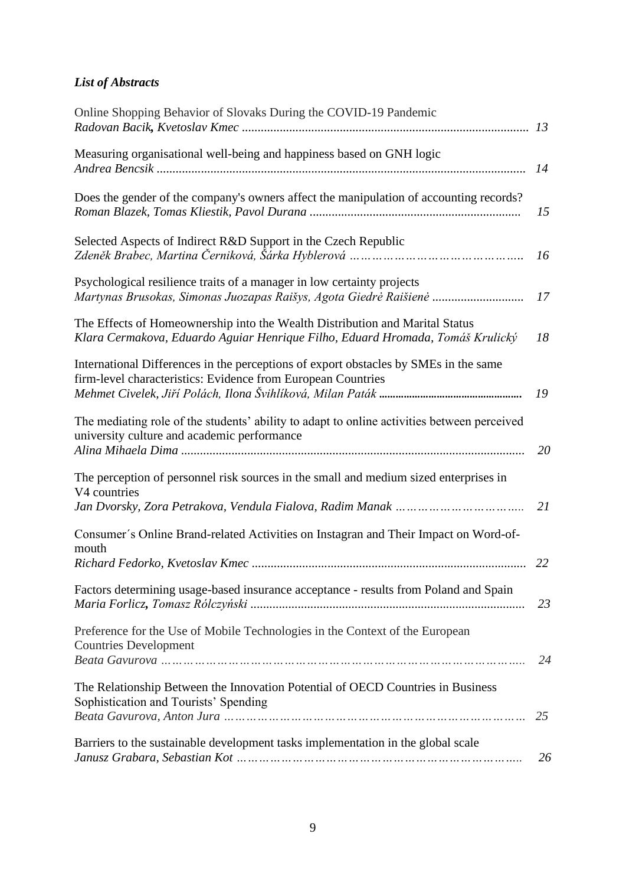***List of Abstracts***

Online Shopping Behavior of Slovaks During the COVID-19 Pandemic
*Radovan Bacik, Kvetoslav Kmec* .......................................................................................... 13

Measuring organisational well-being and happiness based on GNH logic
*Andrea Bencsik* .................................................................................................................... 14

Does the gender of the company's owners affect the manipulation of accounting records?
*Roman Blazek, Tomas Kliestik, Pavol Durana* .................................................................. 15

Selected Aspects of Indirect R&D Support in the Czech Republic
*Zdeněk Brabec, Martina Černiková, Šárka Hyblerová* ……………………………………. 16

Psychological resilience traits of a manager in low certainty projects
*Martynas Brusokas, Simonas Juozapas Raišys, Agota Giedrė Raišienė* ............................ 17

The Effects of Homeownership into the Wealth Distribution and Marital Status
*Klara Cermakova, Eduardo Aguiar Henrique Filho, Eduard Hromada, Tomáš Krulický* 18

International Differences in the perceptions of export obstacles by SMEs in the same firm-level characteristics: Evidence from European Countries
*Mehmet Civelek, Jiří Polách, Ilona Švihlíková, Milan Paták* .................................................. 19

The mediating role of the students' ability to adapt to online activities between perceived university culture and academic performance
*Alina Mihaela Dima* ............................................................................................................ 20

The perception of personnel risk sources in the small and medium sized enterprises in V4 countries
*Jan Dvorsky, Zora Petrakova, Vendula Fialova, Radim Manak* ………………………….. 21

Consumer´s Online Brand-related Activities on Instagran and Their Impact on Word-of-mouth
*Richard Fedorko, Kvetoslav Kmec* ...................................................................................... 22

Factors determining usage-based insurance acceptance - results from Poland and Spain
*Maria Forlicz, Tomasz Rólczyński* ...................................................................................... 23

Preference for the Use of Mobile Technologies in the Context of the European Countries Development
*Beata Gavurova* ………………………………………………………………………………. 24

The Relationship Between the Innovation Potential of OECD Countries in Business Sophistication and Tourists' Spending
*Beata Gavurova, Anton Jura* ………………………………………………………………… 25

Barriers to the sustainable development tasks implementation in the global scale
*Janusz Grabara, Sebastian Kot* ……………………………………………………………… 26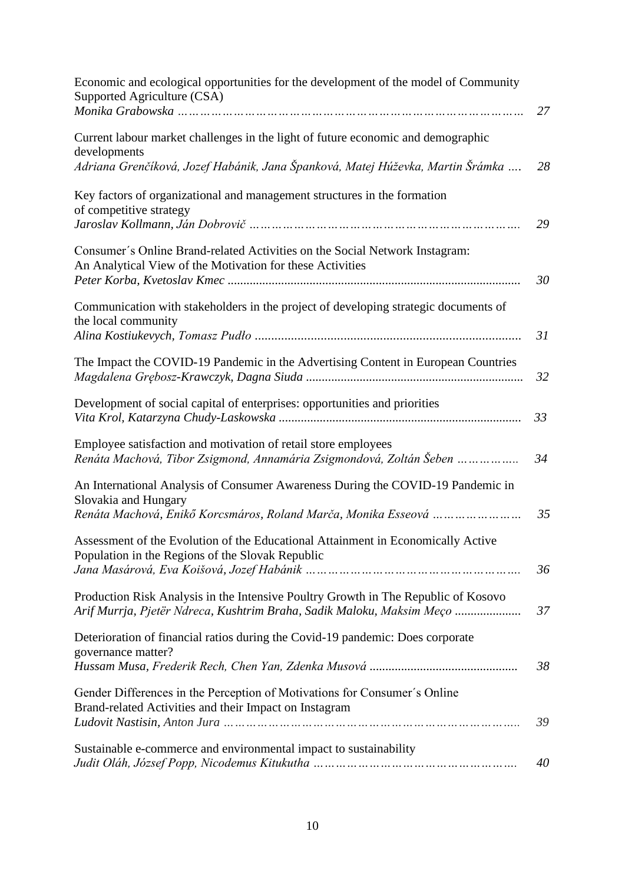Economic and ecological opportunities for the development of the model of Community Supported Agriculture (CSA)
*Monika Grabowska* ……………………………………………………………………………… 27

Current labour market challenges in the light of future economic and demographic developments
*Adriana Grenčíková, Jozef Habánik, Jana Španková, Matej Húževka, Martin Šrámka* …. 28

Key factors of organizational and management structures in the formation of competitive strategy
*Jaroslav Kollmann, Ján Dobrovič* …………………………………………………………. 29

Consumer´s Online Brand-related Activities on the Social Network Instagram: An Analytical View of the Motivation for these Activities
*Peter Korba, Kvetoslav Kmec* ........................................................................................... 30

Communication with stakeholders in the project of developing strategic documents of the local community
*Alina Kostiukevych, Tomasz Pudło* .................................................................................. 31

The Impact the COVID-19 Pandemic in the Advertising Content in European Countries
*Magdalena Grębosz-Krawczyk, Dagna Siuda* .................................................................... 32

Development of social capital of enterprises: opportunities and priorities
*Vita Krol, Katarzyna Chudy-Laskowska* ............................................................................ 33

Employee satisfaction and motivation of retail store employees
*Renáta Machová, Tibor Zsigmond, Annamária Zsigmondová, Zoltán Šeben* ……………... 34

An International Analysis of Consumer Awareness During the COVID-19 Pandemic in Slovakia and Hungary
*Renáta Machová, Enikő Korcsmáros, Roland Marča, Monika Esseová* …………………… 35

Assessment of the Evolution of the Educational Attainment in Economically Active Population in the Regions of the Slovak Republic
*Jana Masárová, Eva Koišová, Jozef Habánik* ………………………………………………. 36

Production Risk Analysis in the Intensive Poultry Growth in The Republic of Kosovo
*Arif Murrja, Pjetër Ndreca, Kushtrim Braha, Sadik Maloku, Maksim Meço* ..................... 37

Deterioration of financial ratios during the Covid-19 pandemic: Does corporate governance matter?
*Hussam Musa, Frederik Rech, Chen Yan, Zdenka Musová* .............................................. 38

Gender Differences in the Perception of Motivations for Consumer´s Online Brand-related Activities and their Impact on Instagram
*Ludovit Nastisin, Anton Jura* ………………………………………………………………... 39

Sustainable e-commerce and environmental impact to sustainability
*Judit Oláh, József Popp, Nicodemus Kitukutha* ……………………………………………. 40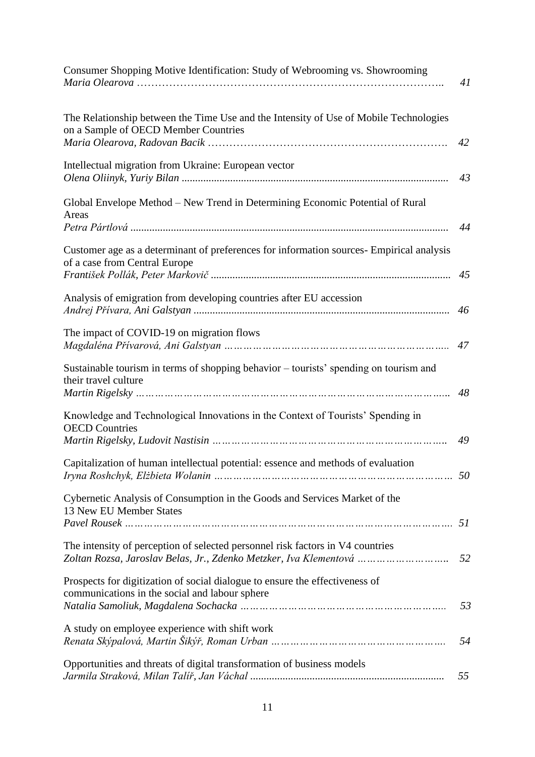Consumer Shopping Motive Identification: Study of Webrooming vs. Showrooming
*Maria Olearova* …………………………………………………………………………….. *41*

The Relationship between the Time Use and the Intensity of Use of Mobile Technologies on a Sample of OECD Member Countries
*Maria Olearova, Radovan Bacik* ………………………………………………………. *42*

Intellectual migration from Ukraine: European vector
*Olena Oliinyk, Yuriy Bilan* ................................................................................................ *43*

Global Envelope Method – New Trend in Determining Economic Potential of Rural Areas
*Petra Pártlová* .................................................................................................................... *44*

Customer age as a determinant of preferences for information sources- Empirical analysis of a case from Central Europe
*František Pollák, Peter Markovič* ....................................................................................... *45*

Analysis of emigration from developing countries after EU accession
*Andrej Přívara, Ani Galstyan* ............................................................................................. *46*

The impact of COVID-19 on migration flows
*Magdaléna Přívarová, Ani Galstyan* ………………………………………………………….. *47*

Sustainable tourism in terms of shopping behavior – tourists' spending on tourism and their travel culture
*Martin Rigelsky* ……………………………………………………………………………….. *48*

Knowledge and Technological Innovations in the Context of Tourists' Spending in OECD Countries
*Martin Rigelsky, Ludovit Nastisin* …………………………………………………………….. *49*

Capitalization of human intellectual potential: essence and methods of evaluation
*Iryna Roshchyk, Elżbieta Wolanin* …………………………………………………………… *50*

Cybernetic Analysis of Consumption in the Goods and Services Market of the 13 New EU Member States
*Pavel Rousek* ………………………………………………………………………………… *51*

The intensity of perception of selected personnel risk factors in V4 countries
*Zoltan Rozsa, Jaroslav Belas, Jr., Zdenko Metzker, Iva Klementová* ……………………….. *52*

Prospects for digitization of social dialogue to ensure the effectiveness of communications in the social and labour sphere
*Natalia Samoliuk, Magdalena Sochacka* …………………………………………………….. *53*

A study on employee experience with shift work
*Renata Skýpalová, Martin Šikýř, Roman Urban* ……………………………………………. *54*

Opportunities and threats of digital transformation of business models
*Jarmila Straková, Milan Talíř, Jan Váchal* ....................................................................... *55*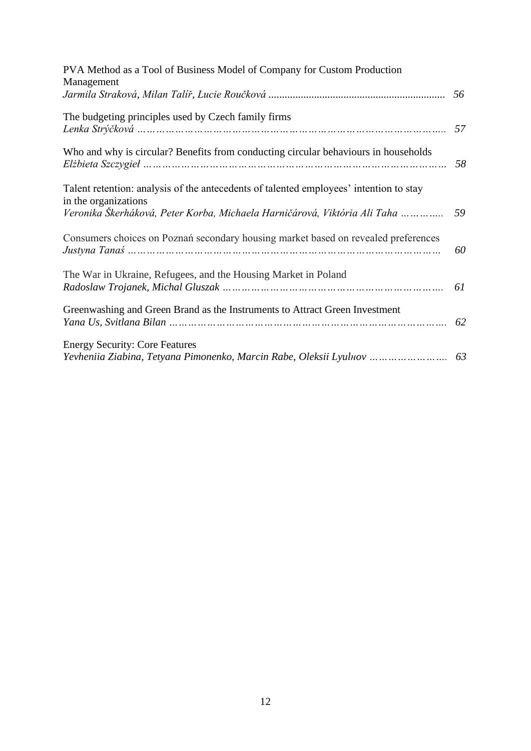PVA Method as a Tool of Business Model of Company for Custom Production Management
*Jarmila Straková, Milan Talíř, Lucie Roučková* ................................................................ 56

The budgeting principles used by Czech family firms
*Lenka Strýčková …………………………………………………………………………….* 57

Who and why is circular? Benefits from conducting circular behaviours in households
*Elżbieta Szczygieł ……………………………………………………………………………* 58

Talent retention: analysis of the antecedents of talented employees' intention to stay in the organizations
*Veronika Škerháková, Peter Korba, Michaela Harničárová, Viktória Ali Taha …………..* 59

Consumers choices on Poznań secondary housing market based on revealed preferences
*Justyna Tanaś ………………………………………………………………………………* 60

The War in Ukraine, Refugees, and the Housing Market in Poland
*Radoslaw Trojanek, Michal Gluszak ……………………………………………………….* 61

Greenwashing and Green Brand as the Instruments to Attract Green Investment
*Yana Us, Svitlana Bilan …………………………………………………………………….* 62

Energy Security: Core Features
*Yevheniia Ziabina, Tetyana Pimonenko, Marcin Rabe, Oleksii Lyulнov …………………….* 63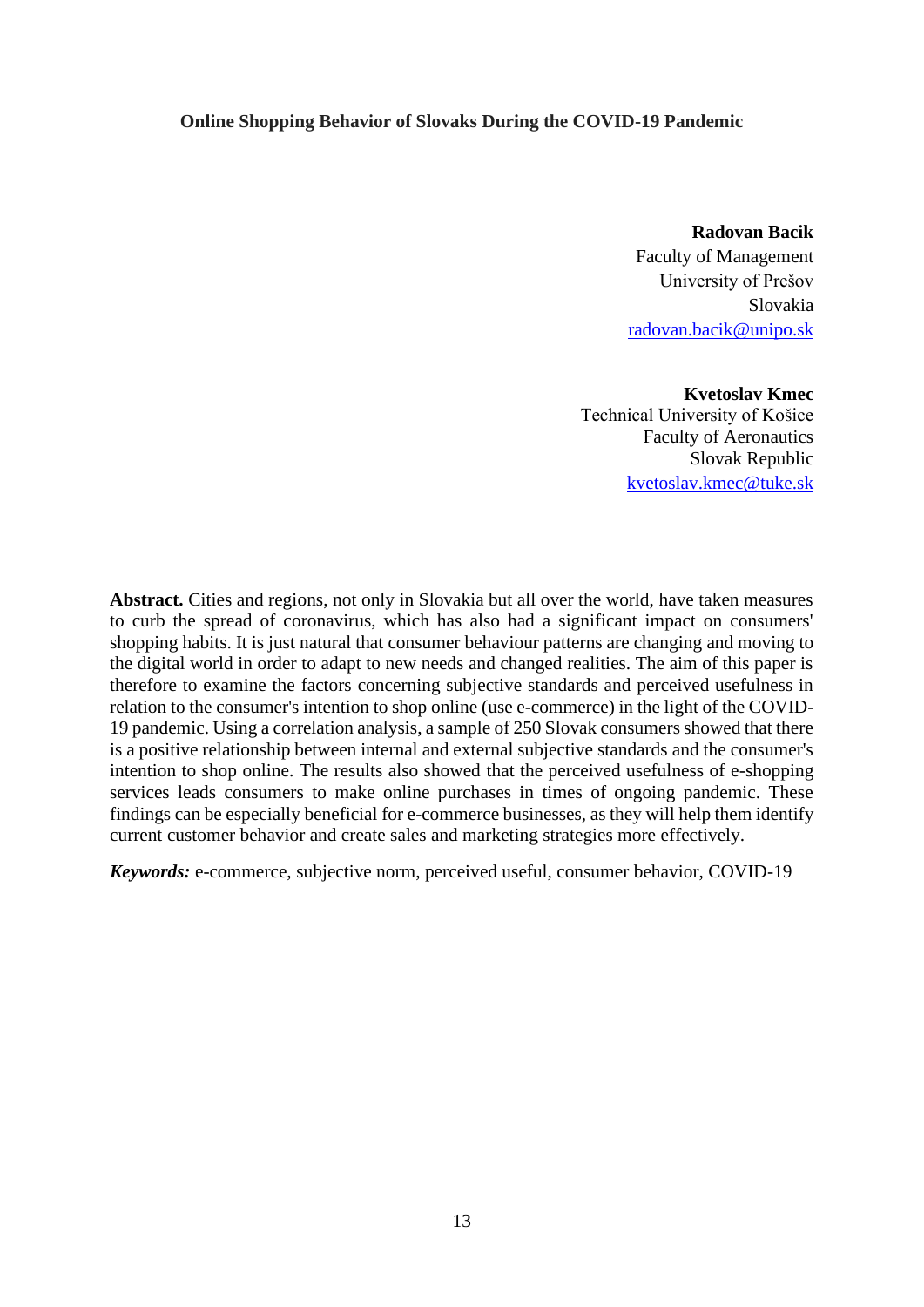# Online Shopping Behavior of Slovaks During the COVID-19 Pandemic

**Radovan Bacik**
Faculty of Management
University of Prešov
Slovakia
radovan.bacik@unipo.sk

**Kvetoslav Kmec**
Technical University of Košice
Faculty of Aeronautics
Slovak Republic
kvetoslav.kmec@tuke.sk

**Abstract.** Cities and regions, not only in Slovakia but all over the world, have taken measures to curb the spread of coronavirus, which has also had a significant impact on consumers' shopping habits. It is just natural that consumer behaviour patterns are changing and moving to the digital world in order to adapt to new needs and changed realities. The aim of this paper is therefore to examine the factors concerning subjective standards and perceived usefulness in relation to the consumer's intention to shop online (use e-commerce) in the light of the COVID-19 pandemic. Using a correlation analysis, a sample of 250 Slovak consumers showed that there is a positive relationship between internal and external subjective standards and the consumer's intention to shop online. The results also showed that the perceived usefulness of e-shopping services leads consumers to make online purchases in times of ongoing pandemic. These findings can be especially beneficial for e-commerce businesses, as they will help them identify current customer behavior and create sales and marketing strategies more effectively.

***Keywords:*** e-commerce, subjective norm, perceived useful, consumer behavior, COVID-19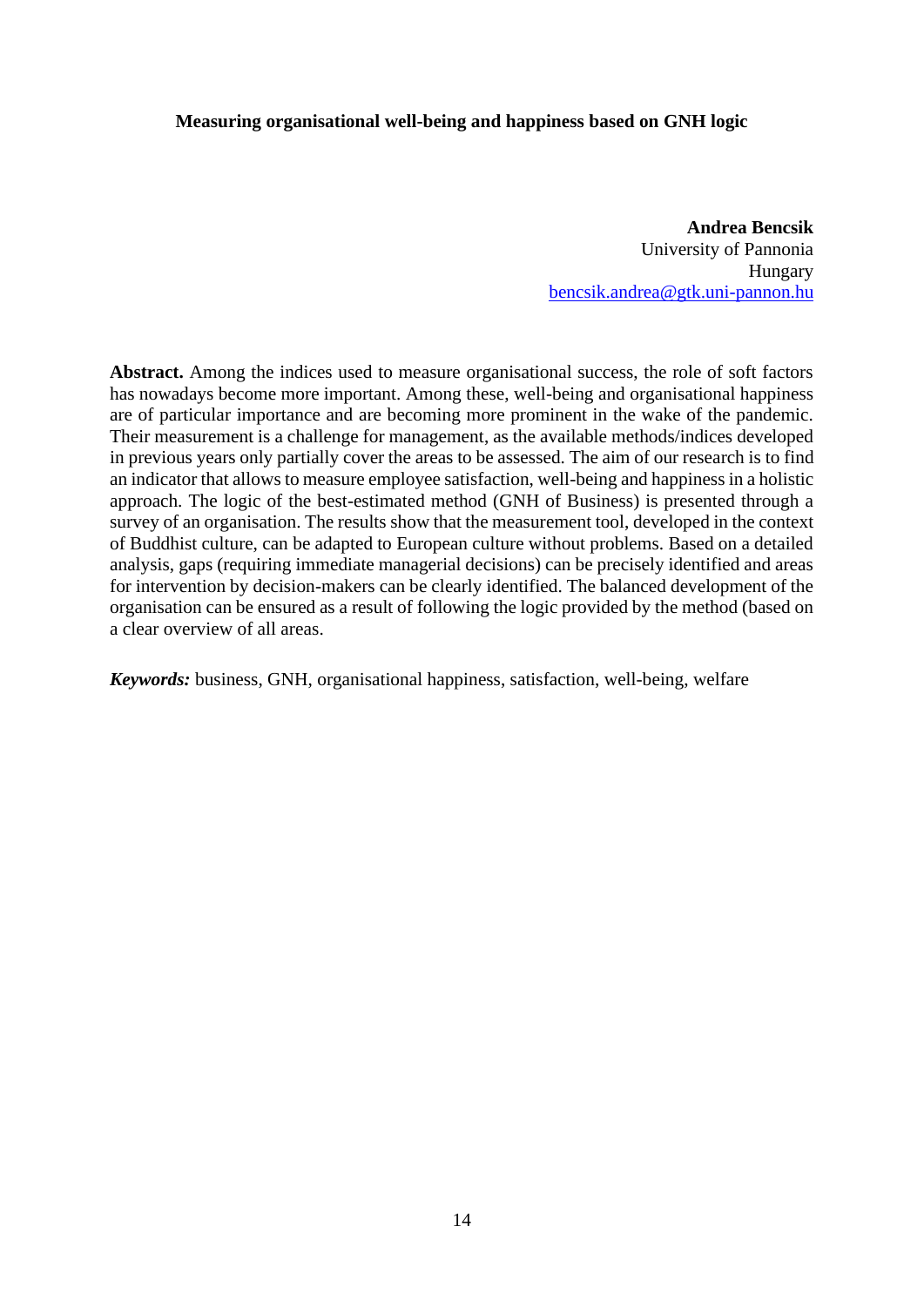**Measuring organisational well-being and happiness based on GNH logic**

**Andrea Bencsik**
University of Pannonia
Hungary
bencsik.andrea@gtk.uni-pannon.hu

**Abstract.** Among the indices used to measure organisational success, the role of soft factors has nowadays become more important. Among these, well-being and organisational happiness are of particular importance and are becoming more prominent in the wake of the pandemic. Their measurement is a challenge for management, as the available methods/indices developed in previous years only partially cover the areas to be assessed. The aim of our research is to find an indicator that allows to measure employee satisfaction, well-being and happiness in a holistic approach. The logic of the best-estimated method (GNH of Business) is presented through a survey of an organisation. The results show that the measurement tool, developed in the context of Buddhist culture, can be adapted to European culture without problems. Based on a detailed analysis, gaps (requiring immediate managerial decisions) can be precisely identified and areas for intervention by decision-makers can be clearly identified. The balanced development of the organisation can be ensured as a result of following the logic provided by the method (based on a clear overview of all areas.

***Keywords:*** business, GNH, organisational happiness, satisfaction, well-being, welfare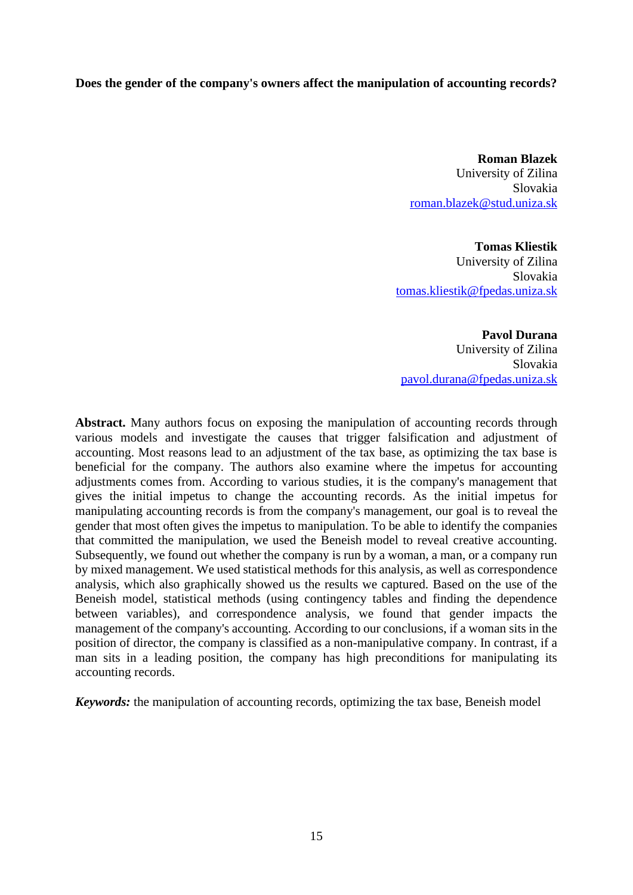**Does the gender of the company's owners affect the manipulation of accounting records?**

**Roman Blazek**
University of Zilina
Slovakia
roman.blazek@stud.uniza.sk

**Tomas Kliestik**
University of Zilina
Slovakia
tomas.kliestik@fpedas.uniza.sk

**Pavol Durana**
University of Zilina
Slovakia
pavol.durana@fpedas.uniza.sk

**Abstract.** Many authors focus on exposing the manipulation of accounting records through various models and investigate the causes that trigger falsification and adjustment of accounting. Most reasons lead to an adjustment of the tax base, as optimizing the tax base is beneficial for the company. The authors also examine where the impetus for accounting adjustments comes from. According to various studies, it is the company's management that gives the initial impetus to change the accounting records. As the initial impetus for manipulating accounting records is from the company's management, our goal is to reveal the gender that most often gives the impetus to manipulation. To be able to identify the companies that committed the manipulation, we used the Beneish model to reveal creative accounting. Subsequently, we found out whether the company is run by a woman, a man, or a company run by mixed management. We used statistical methods for this analysis, as well as correspondence analysis, which also graphically showed us the results we captured. Based on the use of the Beneish model, statistical methods (using contingency tables and finding the dependence between variables), and correspondence analysis, we found that gender impacts the management of the company's accounting. According to our conclusions, if a woman sits in the position of director, the company is classified as a non-manipulative company. In contrast, if a man sits in a leading position, the company has high preconditions for manipulating its accounting records.

***Keywords:*** the manipulation of accounting records, optimizing the tax base, Beneish model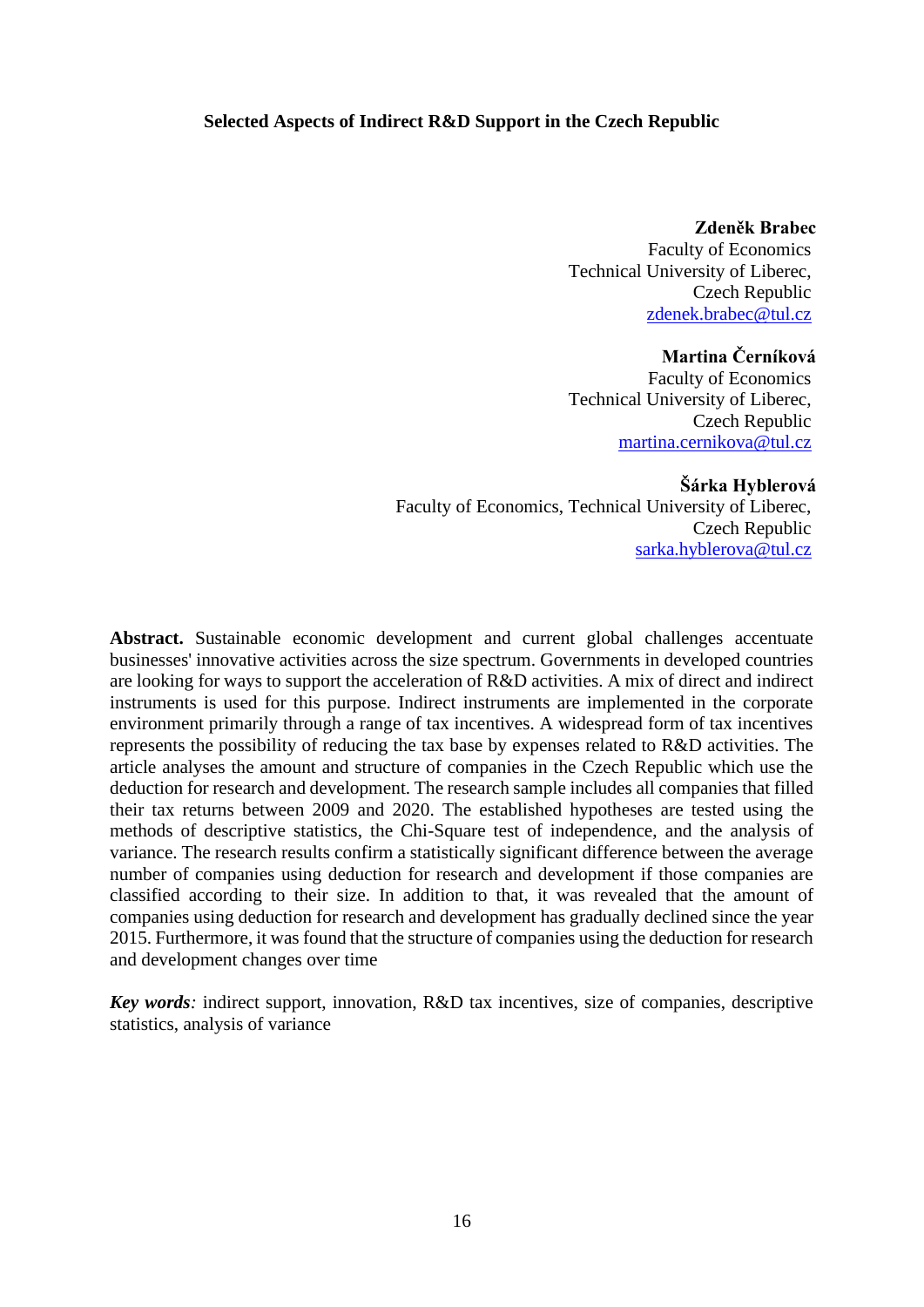# Selected Aspects of Indirect R&D Support in the Czech Republic

**Zdeněk Brabec**
Faculty of Economics
Technical University of Liberec,
Czech Republic
zdenek.brabec@tul.cz

**Martina Černíková**
Faculty of Economics
Technical University of Liberec,
Czech Republic
martina.cernikova@tul.cz

**Šárka Hyblerová**
Faculty of Economics, Technical University of Liberec,
Czech Republic
sarka.hyblerova@tul.cz

**Abstract.** Sustainable economic development and current global challenges accentuate businesses' innovative activities across the size spectrum. Governments in developed countries are looking for ways to support the acceleration of R&D activities. A mix of direct and indirect instruments is used for this purpose. Indirect instruments are implemented in the corporate environment primarily through a range of tax incentives. A widespread form of tax incentives represents the possibility of reducing the tax base by expenses related to R&D activities. The article analyses the amount and structure of companies in the Czech Republic which use the deduction for research and development. The research sample includes all companies that filled their tax returns between 2009 and 2020. The established hypotheses are tested using the methods of descriptive statistics, the Chi-Square test of independence, and the analysis of variance. The research results confirm a statistically significant difference between the average number of companies using deduction for research and development if those companies are classified according to their size. In addition to that, it was revealed that the amount of companies using deduction for research and development has gradually declined since the year 2015. Furthermore, it was found that the structure of companies using the deduction for research and development changes over time

***Key words**:* indirect support, innovation, R&D tax incentives, size of companies, descriptive statistics, analysis of variance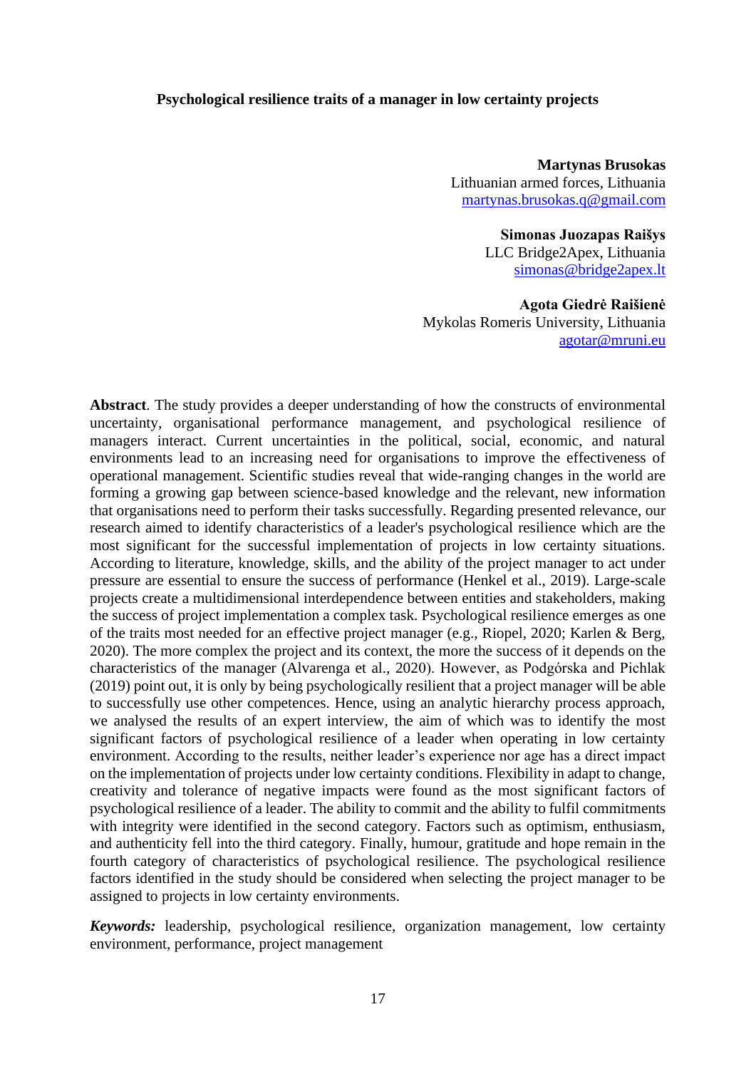# Psychological resilience traits of a manager in low certainty projects

**Martynas Brusokas**
Lithuanian armed forces, Lithuania
martynas.brusokas.q@gmail.com

**Simonas Juozapas Raišys**
LLC Bridge2Apex, Lithuania
simonas@bridge2apex.lt

**Agota Giedrė Raišienė**
Mykolas Romeris University, Lithuania
agotar@mruni.eu

**Abstract**. The study provides a deeper understanding of how the constructs of environmental uncertainty, organisational performance management, and psychological resilience of managers interact. Current uncertainties in the political, social, economic, and natural environments lead to an increasing need for organisations to improve the effectiveness of operational management. Scientific studies reveal that wide-ranging changes in the world are forming a growing gap between science-based knowledge and the relevant, new information that organisations need to perform their tasks successfully. Regarding presented relevance, our research aimed to identify characteristics of a leader's psychological resilience which are the most significant for the successful implementation of projects in low certainty situations. According to literature, knowledge, skills, and the ability of the project manager to act under pressure are essential to ensure the success of performance (Henkel et al., 2019). Large-scale projects create a multidimensional interdependence between entities and stakeholders, making the success of project implementation a complex task. Psychological resilience emerges as one of the traits most needed for an effective project manager (e.g., Riopel, 2020; Karlen & Berg, 2020). The more complex the project and its context, the more the success of it depends on the characteristics of the manager (Alvarenga et al., 2020). However, as Podgórska and Pichlak (2019) point out, it is only by being psychologically resilient that a project manager will be able to successfully use other competences. Hence, using an analytic hierarchy process approach, we analysed the results of an expert interview, the aim of which was to identify the most significant factors of psychological resilience of a leader when operating in low certainty environment. According to the results, neither leader's experience nor age has a direct impact on the implementation of projects under low certainty conditions. Flexibility in adapt to change, creativity and tolerance of negative impacts were found as the most significant factors of psychological resilience of a leader. The ability to commit and the ability to fulfil commitments with integrity were identified in the second category. Factors such as optimism, enthusiasm, and authenticity fell into the third category. Finally, humour, gratitude and hope remain in the fourth category of characteristics of psychological resilience. The psychological resilience factors identified in the study should be considered when selecting the project manager to be assigned to projects in low certainty environments.

***Keywords:*** leadership, psychological resilience, organization management, low certainty environment, performance, project management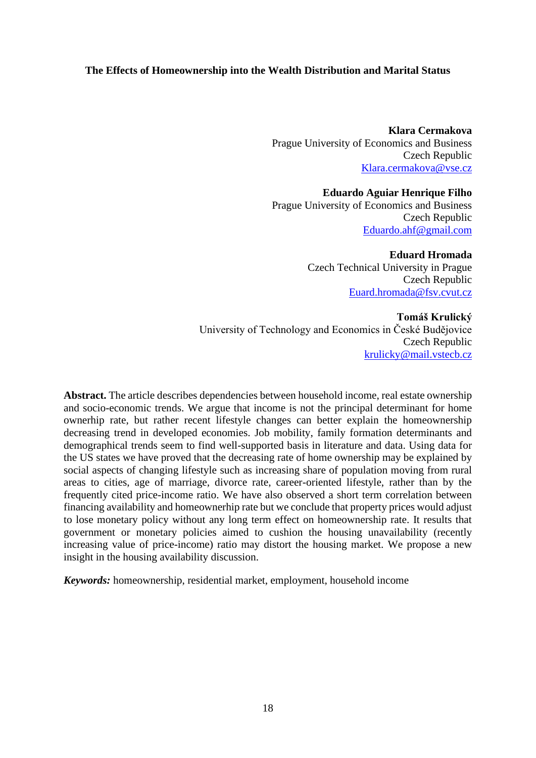**The Effects of Homeownership into the Wealth Distribution and Marital Status**

**Klara Cermakova**
Prague University of Economics and Business
Czech Republic
Klara.cermakova@vse.cz

**Eduardo Aguiar Henrique Filho**
Prague University of Economics and Business
Czech Republic
Eduardo.ahf@gmail.com

**Eduard Hromada**
Czech Technical University in Prague
Czech Republic
Euard.hromada@fsv.cvut.cz

**Tomáš Krulický**
University of Technology and Economics in České Budějovice
Czech Republic
krulicky@mail.vstecb.cz

**Abstract.** The article describes dependencies between household income, real estate ownership and socio-economic trends. We argue that income is not the principal determinant for home ownerhip rate, but rather recent lifestyle changes can better explain the homeownership decreasing trend in developed economies. Job mobility, family formation determinants and demographical trends seem to find well-supported basis in literature and data. Using data for the US states we have proved that the decreasing rate of home ownership may be explained by social aspects of changing lifestyle such as increasing share of population moving from rural areas to cities, age of marriage, divorce rate, career-oriented lifestyle, rather than by the frequently cited price-income ratio. We have also observed a short term correlation between financing availability and homeownerhip rate but we conclude that property prices would adjust to lose monetary policy without any long term effect on homeownership rate. It results that government or monetary policies aimed to cushion the housing unavailability (recently increasing value of price-income) ratio may distort the housing market. We propose a new insight in the housing availability discussion.

***Keywords:*** homeownership, residential market, employment, household income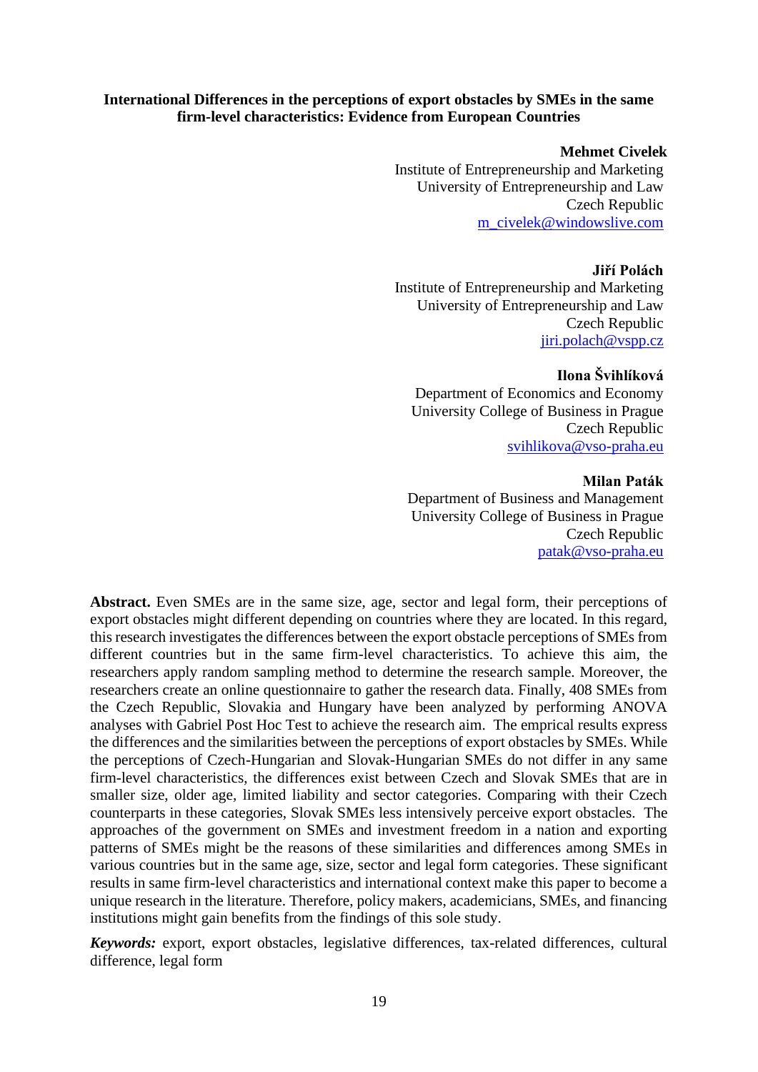# International Differences in the perceptions of export obstacles by SMEs in the same firm-level characteristics: Evidence from European Countries

**Mehmet Civelek**
Institute of Entrepreneurship and Marketing
University of Entrepreneurship and Law
Czech Republic
m_civelek@windowslive.com

**Jiří Polách**
Institute of Entrepreneurship and Marketing
University of Entrepreneurship and Law
Czech Republic
jiri.polach@vspp.cz

**Ilona Švihlíková**
Department of Economics and Economy
University College of Business in Prague
Czech Republic
svihlikova@vso-praha.eu

**Milan Paták**
Department of Business and Management
University College of Business in Prague
Czech Republic
patak@vso-praha.eu

**Abstract.** Even SMEs are in the same size, age, sector and legal form, their perceptions of export obstacles might different depending on countries where they are located. In this regard, this research investigates the differences between the export obstacle perceptions of SMEs from different countries but in the same firm-level characteristics. To achieve this aim, the researchers apply random sampling method to determine the research sample. Moreover, the researchers create an online questionnaire to gather the research data. Finally, 408 SMEs from the Czech Republic, Slovakia and Hungary have been analyzed by performing ANOVA analyses with Gabriel Post Hoc Test to achieve the research aim. The emprical results express the differences and the similarities between the perceptions of export obstacles by SMEs. While the perceptions of Czech-Hungarian and Slovak-Hungarian SMEs do not differ in any same firm-level characteristics, the differences exist between Czech and Slovak SMEs that are in smaller size, older age, limited liability and sector categories. Comparing with their Czech counterparts in these categories, Slovak SMEs less intensively perceive export obstacles. The approaches of the government on SMEs and investment freedom in a nation and exporting patterns of SMEs might be the reasons of these similarities and differences among SMEs in various countries but in the same age, size, sector and legal form categories. These significant results in same firm-level characteristics and international context make this paper to become a unique research in the literature. Therefore, policy makers, academicians, SMEs, and financing institutions might gain benefits from the findings of this sole study.

***Keywords:*** export, export obstacles, legislative differences, tax-related differences, cultural difference, legal form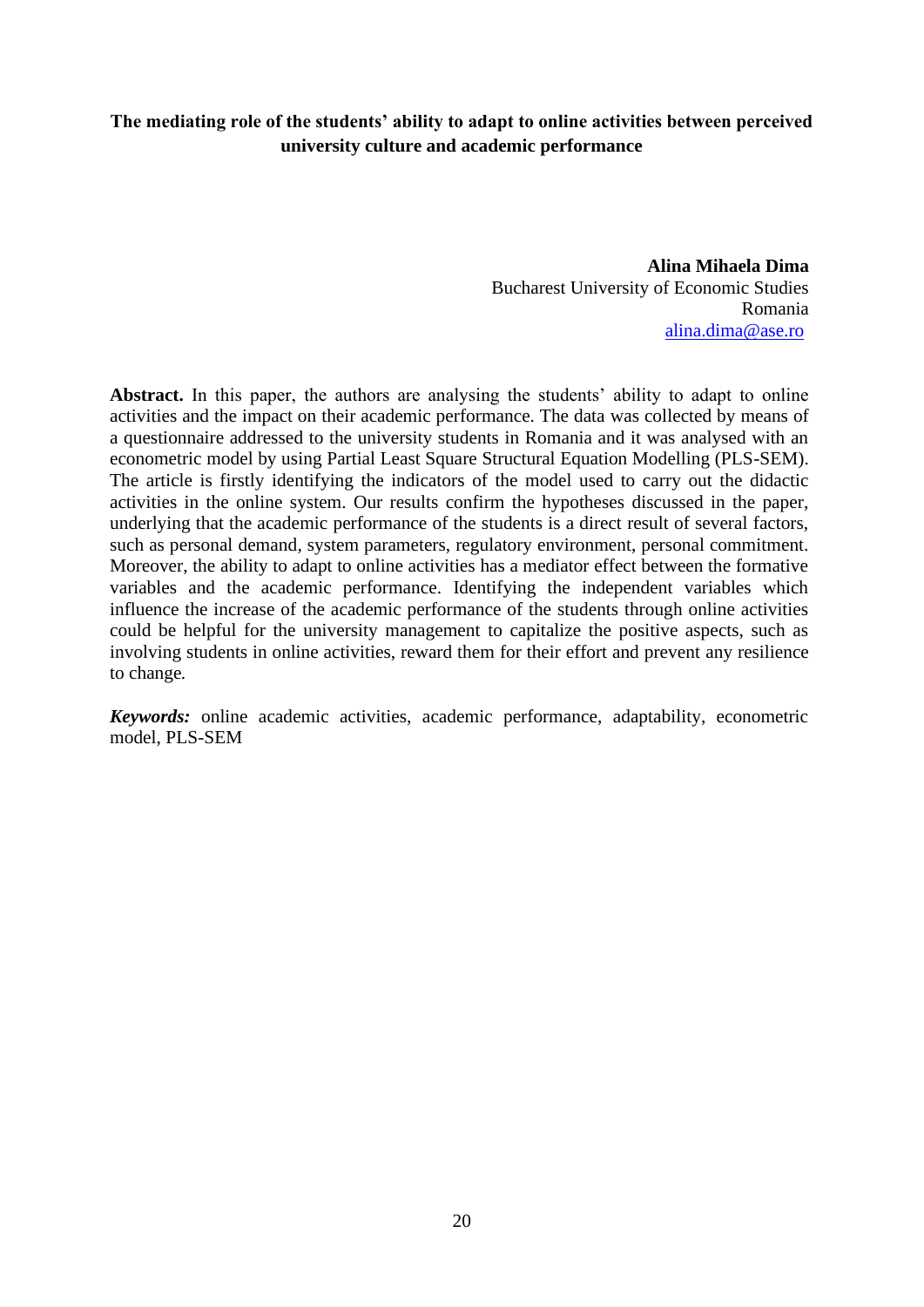# The mediating role of the students' ability to adapt to online activities between perceived university culture and academic performance

**Alina Mihaela Dima**
Bucharest University of Economic Studies
Romania
alina.dima@ase.ro

**Abstract.** In this paper, the authors are analysing the students' ability to adapt to online activities and the impact on their academic performance. The data was collected by means of a questionnaire addressed to the university students in Romania and it was analysed with an econometric model by using Partial Least Square Structural Equation Modelling (PLS-SEM). The article is firstly identifying the indicators of the model used to carry out the didactic activities in the online system. Our results confirm the hypotheses discussed in the paper, underlying that the academic performance of the students is a direct result of several factors, such as personal demand, system parameters, regulatory environment, personal commitment. Moreover, the ability to adapt to online activities has a mediator effect between the formative variables and the academic performance. Identifying the independent variables which influence the increase of the academic performance of the students through online activities could be helpful for the university management to capitalize the positive aspects, such as involving students in online activities, reward them for their effort and prevent any resilience to change.

***Keywords:*** online academic activities, academic performance, adaptability, econometric model, PLS-SEM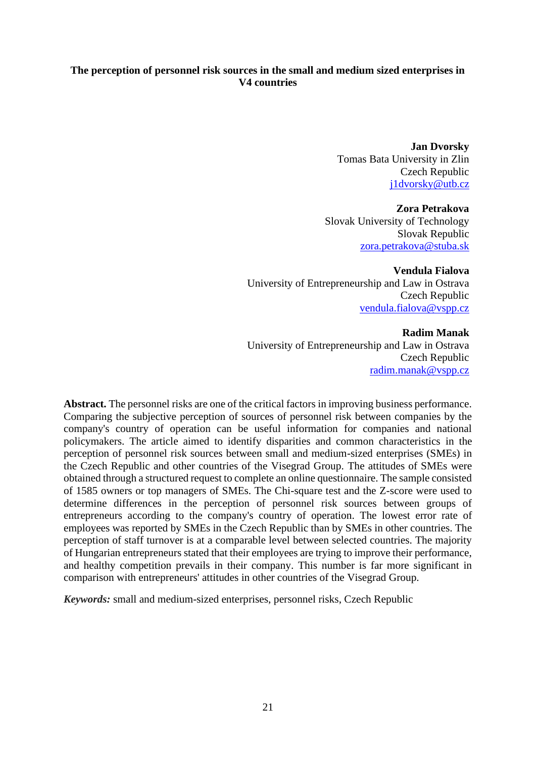# The perception of personnel risk sources in the small and medium sized enterprises in V4 countries

**Jan Dvorsky**
Tomas Bata University in Zlin
Czech Republic
j1dvorsky@utb.cz

**Zora Petrakova**
Slovak University of Technology
Slovak Republic
zora.petrakova@stuba.sk

**Vendula Fialova**
University of Entrepreneurship and Law in Ostrava
Czech Republic
vendula.fialova@vspp.cz

**Radim Manak**
University of Entrepreneurship and Law in Ostrava
Czech Republic
radim.manak@vspp.cz

**Abstract.** The personnel risks are one of the critical factors in improving business performance. Comparing the subjective perception of sources of personnel risk between companies by the company's country of operation can be useful information for companies and national policymakers. The article aimed to identify disparities and common characteristics in the perception of personnel risk sources between small and medium-sized enterprises (SMEs) in the Czech Republic and other countries of the Visegrad Group. The attitudes of SMEs were obtained through a structured request to complete an online questionnaire. The sample consisted of 1585 owners or top managers of SMEs. The Chi-square test and the Z-score were used to determine differences in the perception of personnel risk sources between groups of entrepreneurs according to the company's country of operation. The lowest error rate of employees was reported by SMEs in the Czech Republic than by SMEs in other countries. The perception of staff turnover is at a comparable level between selected countries. The majority of Hungarian entrepreneurs stated that their employees are trying to improve their performance, and healthy competition prevails in their company. This number is far more significant in comparison with entrepreneurs' attitudes in other countries of the Visegrad Group.

***Keywords:*** small and medium-sized enterprises, personnel risks, Czech Republic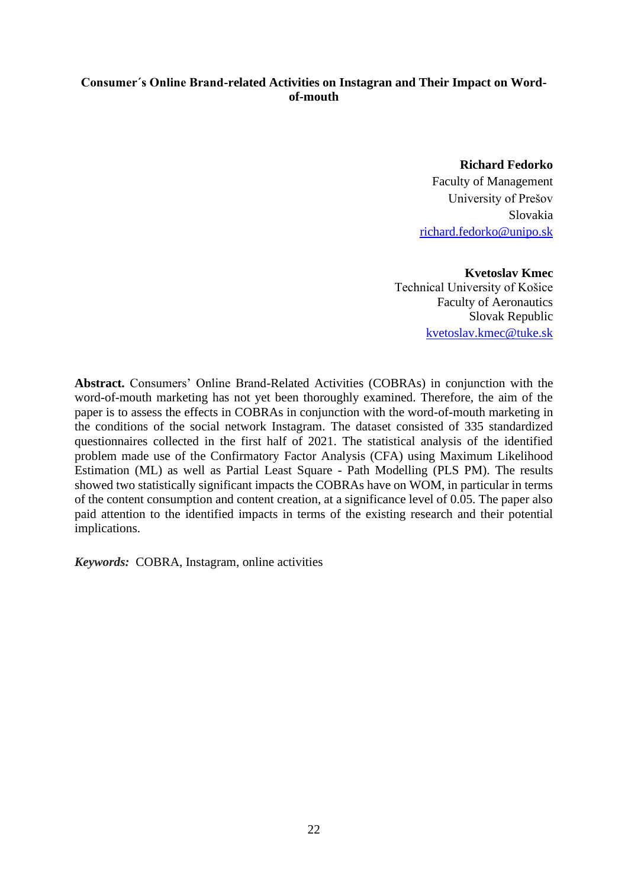# Consumer´s Online Brand-related Activities on Instagran and Their Impact on Word-of-mouth

**Richard Fedorko**
Faculty of Management
University of Prešov
Slovakia
richard.fedorko@unipo.sk

**Kvetoslav Kmec**
Technical University of Košice
Faculty of Aeronautics
Slovak Republic
kvetoslav.kmec@tuke.sk

**Abstract.** Consumers' Online Brand-Related Activities (COBRAs) in conjunction with the word-of-mouth marketing has not yet been thoroughly examined. Therefore, the aim of the paper is to assess the effects in COBRAs in conjunction with the word-of-mouth marketing in the conditions of the social network Instagram. The dataset consisted of 335 standardized questionnaires collected in the first half of 2021. The statistical analysis of the identified problem made use of the Confirmatory Factor Analysis (CFA) using Maximum Likelihood Estimation (ML) as well as Partial Least Square - Path Modelling (PLS PM). The results showed two statistically significant impacts the COBRAs have on WOM, in particular in terms of the content consumption and content creation, at a significance level of 0.05. The paper also paid attention to the identified impacts in terms of the existing research and their potential implications.

***Keywords:*** COBRA, Instagram, online activities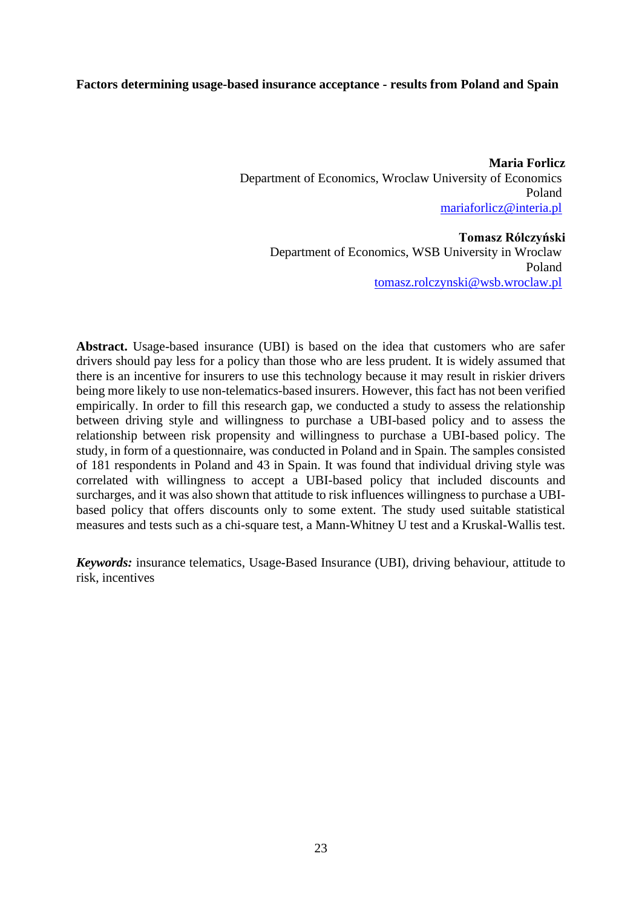**Factors determining usage-based insurance acceptance - results from Poland and Spain**

**Maria Forlicz**
Department of Economics, Wroclaw University of Economics
Poland
mariaforlicz@interia.pl

**Tomasz Rólczyński**
Department of Economics, WSB University in Wroclaw
Poland
tomasz.rolczynski@wsb.wroclaw.pl

**Abstract.** Usage-based insurance (UBI) is based on the idea that customers who are safer drivers should pay less for a policy than those who are less prudent. It is widely assumed that there is an incentive for insurers to use this technology because it may result in riskier drivers being more likely to use non-telematics-based insurers. However, this fact has not been verified empirically. In order to fill this research gap, we conducted a study to assess the relationship between driving style and willingness to purchase a UBI-based policy and to assess the relationship between risk propensity and willingness to purchase a UBI-based policy. The study, in form of a questionnaire, was conducted in Poland and in Spain. The samples consisted of 181 respondents in Poland and 43 in Spain. It was found that individual driving style was correlated with willingness to accept a UBI-based policy that included discounts and surcharges, and it was also shown that attitude to risk influences willingness to purchase a UBI-based policy that offers discounts only to some extent. The study used suitable statistical measures and tests such as a chi-square test, a Mann-Whitney U test and a Kruskal-Wallis test.

***Keywords:*** insurance telematics, Usage-Based Insurance (UBI), driving behaviour, attitude to risk, incentives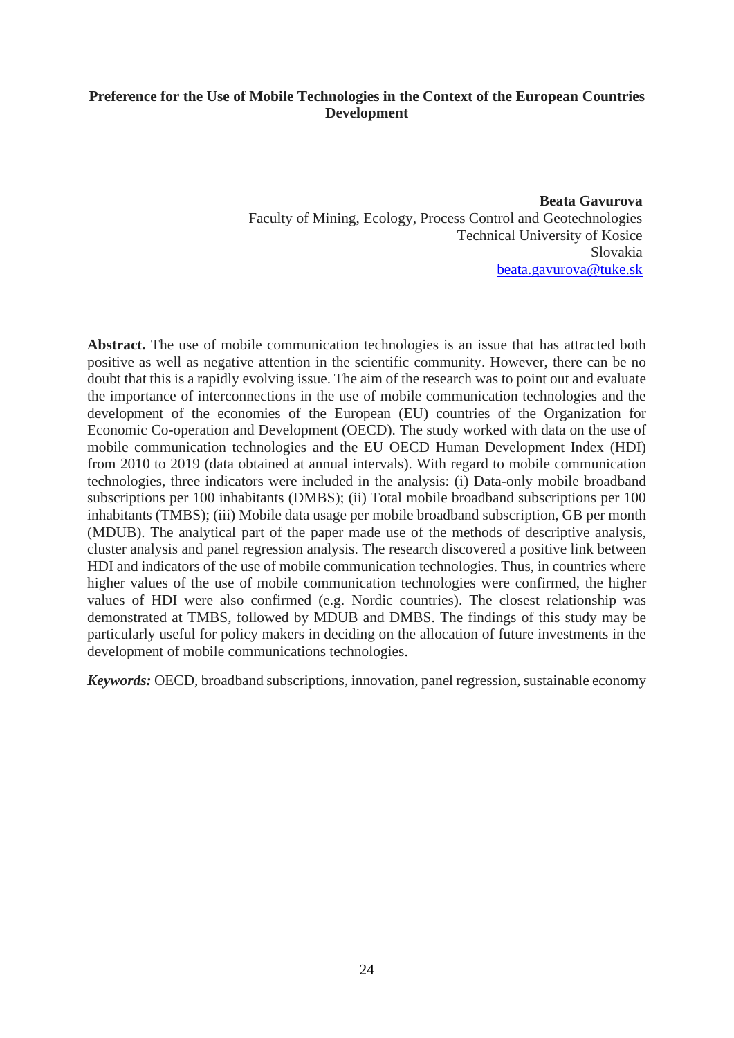# Preference for the Use of Mobile Technologies in the Context of the European Countries Development

**Beata Gavurova**
Faculty of Mining, Ecology, Process Control and Geotechnologies
Technical University of Kosice
Slovakia
beata.gavurova@tuke.sk

**Abstract.** The use of mobile communication technologies is an issue that has attracted both positive as well as negative attention in the scientific community. However, there can be no doubt that this is a rapidly evolving issue. The aim of the research was to point out and evaluate the importance of interconnections in the use of mobile communication technologies and the development of the economies of the European (EU) countries of the Organization for Economic Co-operation and Development (OECD). The study worked with data on the use of mobile communication technologies and the EU OECD Human Development Index (HDI) from 2010 to 2019 (data obtained at annual intervals). With regard to mobile communication technologies, three indicators were included in the analysis: (i) Data-only mobile broadband subscriptions per 100 inhabitants (DMBS); (ii) Total mobile broadband subscriptions per 100 inhabitants (TMBS); (iii) Mobile data usage per mobile broadband subscription, GB per month (MDUB). The analytical part of the paper made use of the methods of descriptive analysis, cluster analysis and panel regression analysis. The research discovered a positive link between HDI and indicators of the use of mobile communication technologies. Thus, in countries where higher values of the use of mobile communication technologies were confirmed, the higher values of HDI were also confirmed (e.g. Nordic countries). The closest relationship was demonstrated at TMBS, followed by MDUB and DMBS. The findings of this study may be particularly useful for policy makers in deciding on the allocation of future investments in the development of mobile communications technologies.

***Keywords:*** OECD, broadband subscriptions, innovation, panel regression, sustainable economy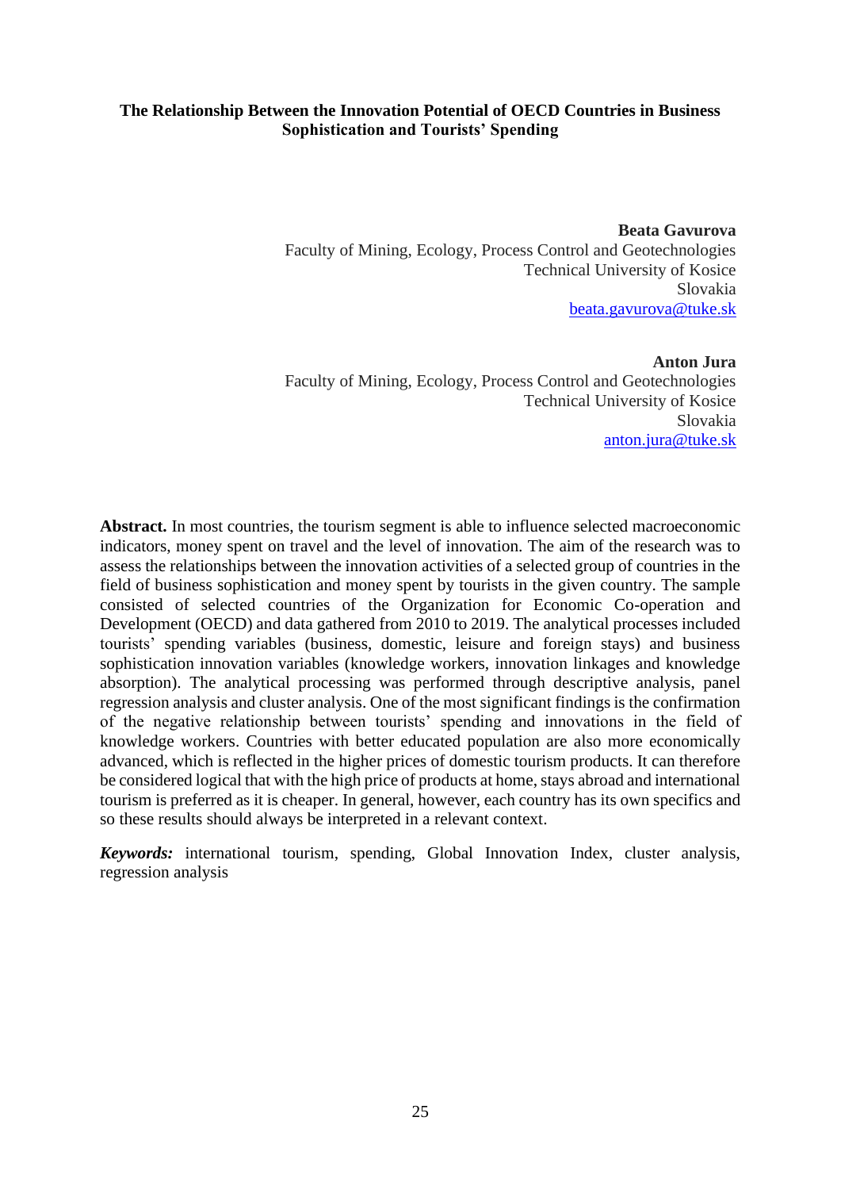# The Relationship Between the Innovation Potential of OECD Countries in Business Sophistication and Tourists' Spending

**Beata Gavurova**
Faculty of Mining, Ecology, Process Control and Geotechnologies
Technical University of Kosice
Slovakia
beata.gavurova@tuke.sk

**Anton Jura**
Faculty of Mining, Ecology, Process Control and Geotechnologies
Technical University of Kosice
Slovakia
anton.jura@tuke.sk

**Abstract.** In most countries, the tourism segment is able to influence selected macroeconomic indicators, money spent on travel and the level of innovation. The aim of the research was to assess the relationships between the innovation activities of a selected group of countries in the field of business sophistication and money spent by tourists in the given country. The sample consisted of selected countries of the Organization for Economic Co-operation and Development (OECD) and data gathered from 2010 to 2019. The analytical processes included tourists' spending variables (business, domestic, leisure and foreign stays) and business sophistication innovation variables (knowledge workers, innovation linkages and knowledge absorption). The analytical processing was performed through descriptive analysis, panel regression analysis and cluster analysis. One of the most significant findings is the confirmation of the negative relationship between tourists' spending and innovations in the field of knowledge workers. Countries with better educated population are also more economically advanced, which is reflected in the higher prices of domestic tourism products. It can therefore be considered logical that with the high price of products at home, stays abroad and international tourism is preferred as it is cheaper. In general, however, each country has its own specifics and so these results should always be interpreted in a relevant context.

***Keywords:*** international tourism, spending, Global Innovation Index, cluster analysis, regression analysis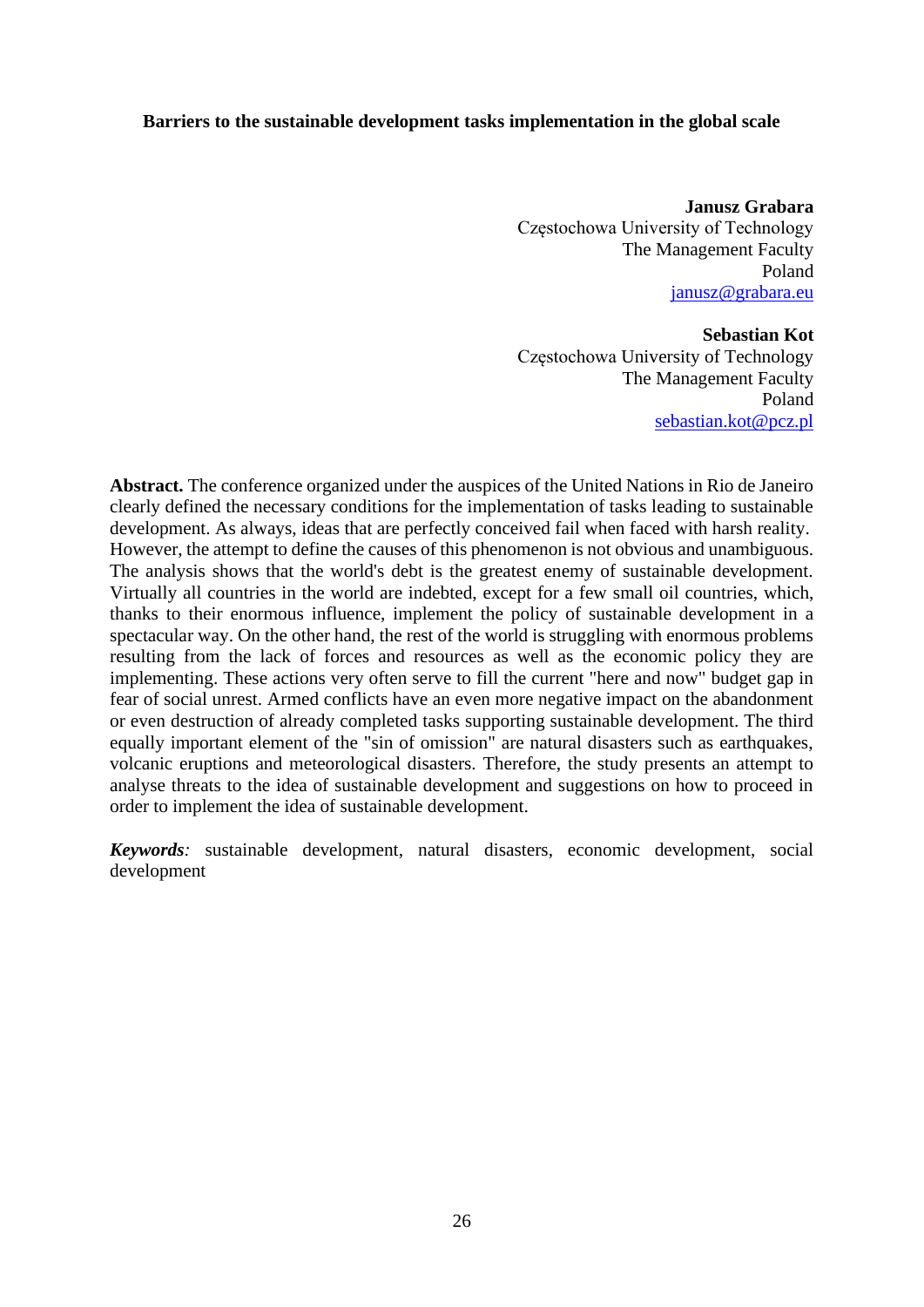# Barriers to the sustainable development tasks implementation in the global scale

**Janusz Grabara**
Częstochowa University of Technology
The Management Faculty
Poland
janusz@grabara.eu

**Sebastian Kot**
Częstochowa University of Technology
The Management Faculty
Poland
sebastian.kot@pcz.pl

**Abstract.** The conference organized under the auspices of the United Nations in Rio de Janeiro clearly defined the necessary conditions for the implementation of tasks leading to sustainable development. As always, ideas that are perfectly conceived fail when faced with harsh reality. However, the attempt to define the causes of this phenomenon is not obvious and unambiguous. The analysis shows that the world's debt is the greatest enemy of sustainable development. Virtually all countries in the world are indebted, except for a few small oil countries, which, thanks to their enormous influence, implement the policy of sustainable development in a spectacular way. On the other hand, the rest of the world is struggling with enormous problems resulting from the lack of forces and resources as well as the economic policy they are implementing. These actions very often serve to fill the current "here and now" budget gap in fear of social unrest. Armed conflicts have an even more negative impact on the abandonment or even destruction of already completed tasks supporting sustainable development. The third equally important element of the "sin of omission" are natural disasters such as earthquakes, volcanic eruptions and meteorological disasters. Therefore, the study presents an attempt to analyse threats to the idea of sustainable development and suggestions on how to proceed in order to implement the idea of sustainable development.

***Keywords****:* sustainable development, natural disasters, economic development, social development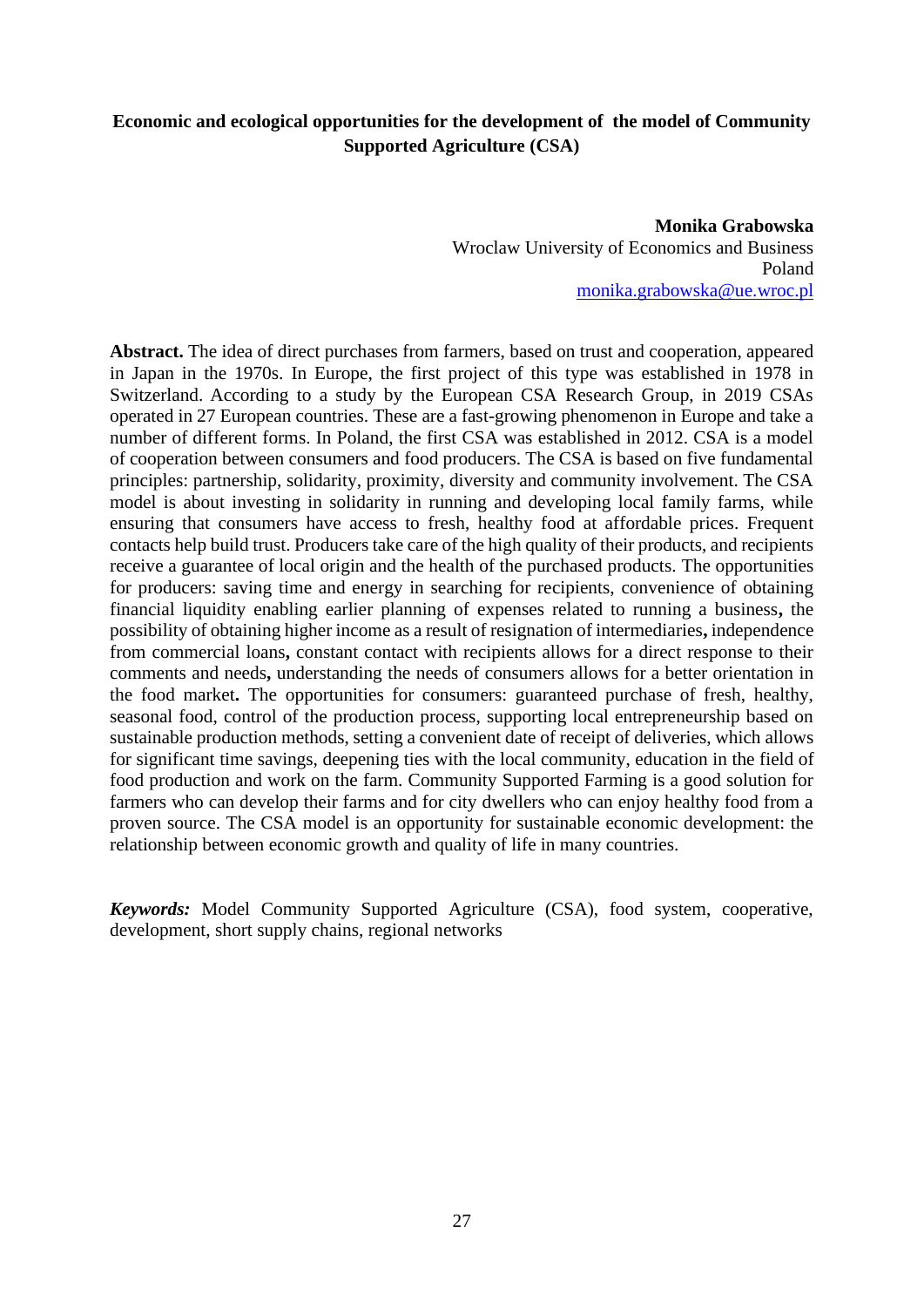**Economic and ecological opportunities for the development of the model of Community Supported Agriculture (CSA)**

**Monika Grabowska**
Wroclaw University of Economics and Business
Poland
monika.grabowska@ue.wroc.pl

**Abstract.** The idea of direct purchases from farmers, based on trust and cooperation, appeared in Japan in the 1970s. In Europe, the first project of this type was established in 1978 in Switzerland. According to a study by the European CSA Research Group, in 2019 CSAs operated in 27 European countries. These are a fast-growing phenomenon in Europe and take a number of different forms. In Poland, the first CSA was established in 2012. CSA is a model of cooperation between consumers and food producers. The CSA is based on five fundamental principles: partnership, solidarity, proximity, diversity and community involvement. The CSA model is about investing in solidarity in running and developing local family farms, while ensuring that consumers have access to fresh, healthy food at affordable prices. Frequent contacts help build trust. Producers take care of the high quality of their products, and recipients receive a guarantee of local origin and the health of the purchased products. The opportunities for producers: saving time and energy in searching for recipients, convenience of obtaining financial liquidity enabling earlier planning of expenses related to running a business**,** the possibility of obtaining higher income as a result of resignation of intermediaries**,** independence from commercial loans**,** constant contact with recipients allows for a direct response to their comments and needs**,** understanding the needs of consumers allows for a better orientation in the food market**.** The opportunities for consumers: guaranteed purchase of fresh, healthy, seasonal food, control of the production process, supporting local entrepreneurship based on sustainable production methods, setting a convenient date of receipt of deliveries, which allows for significant time savings, deepening ties with the local community, education in the field of food production and work on the farm. Community Supported Farming is a good solution for farmers who can develop their farms and for city dwellers who can enjoy healthy food from a proven source. The CSA model is an opportunity for sustainable economic development: the relationship between economic growth and quality of life in many countries.

***Keywords:*** Model Community Supported Agriculture (CSA), food system, cooperative, development, short supply chains, regional networks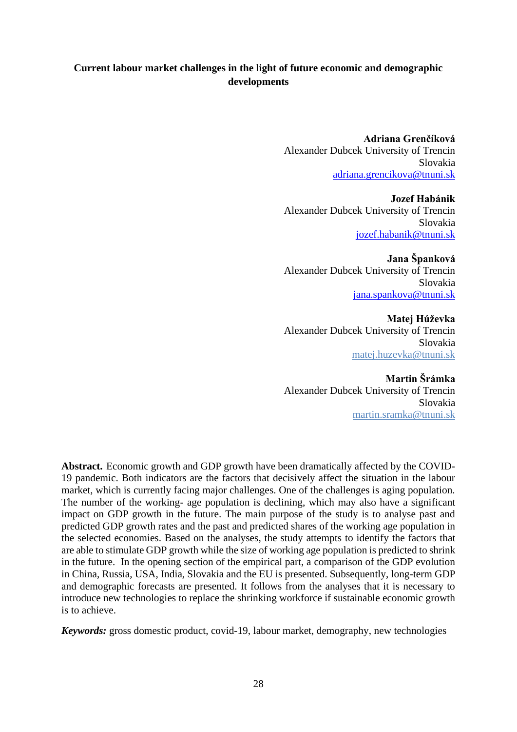# Current labour market challenges in the light of future economic and demographic developments

**Adriana Grenčíková**
Alexander Dubcek University of Trencin
Slovakia
adriana.grencikova@tnuni.sk

**Jozef Habánik**
Alexander Dubcek University of Trencin
Slovakia
jozef.habanik@tnuni.sk

**Jana Španková**
Alexander Dubcek University of Trencin
Slovakia
jana.spankova@tnuni.sk

**Matej Húževka**
Alexander Dubcek University of Trencin
Slovakia
matej.huzevka@tnuni.sk

**Martin Šrámka**
Alexander Dubcek University of Trencin
Slovakia
martin.sramka@tnuni.sk

**Abstract.** Economic growth and GDP growth have been dramatically affected by the COVID-19 pandemic. Both indicators are the factors that decisively affect the situation in the labour market, which is currently facing major challenges. One of the challenges is aging population. The number of the working- age population is declining, which may also have a significant impact on GDP growth in the future. The main purpose of the study is to analyse past and predicted GDP growth rates and the past and predicted shares of the working age population in the selected economies. Based on the analyses, the study attempts to identify the factors that are able to stimulate GDP growth while the size of working age population is predicted to shrink in the future. In the opening section of the empirical part, a comparison of the GDP evolution in China, Russia, USA, India, Slovakia and the EU is presented. Subsequently, long-term GDP and demographic forecasts are presented. It follows from the analyses that it is necessary to introduce new technologies to replace the shrinking workforce if sustainable economic growth is to achieve.

***Keywords:*** gross domestic product, covid-19, labour market, demography, new technologies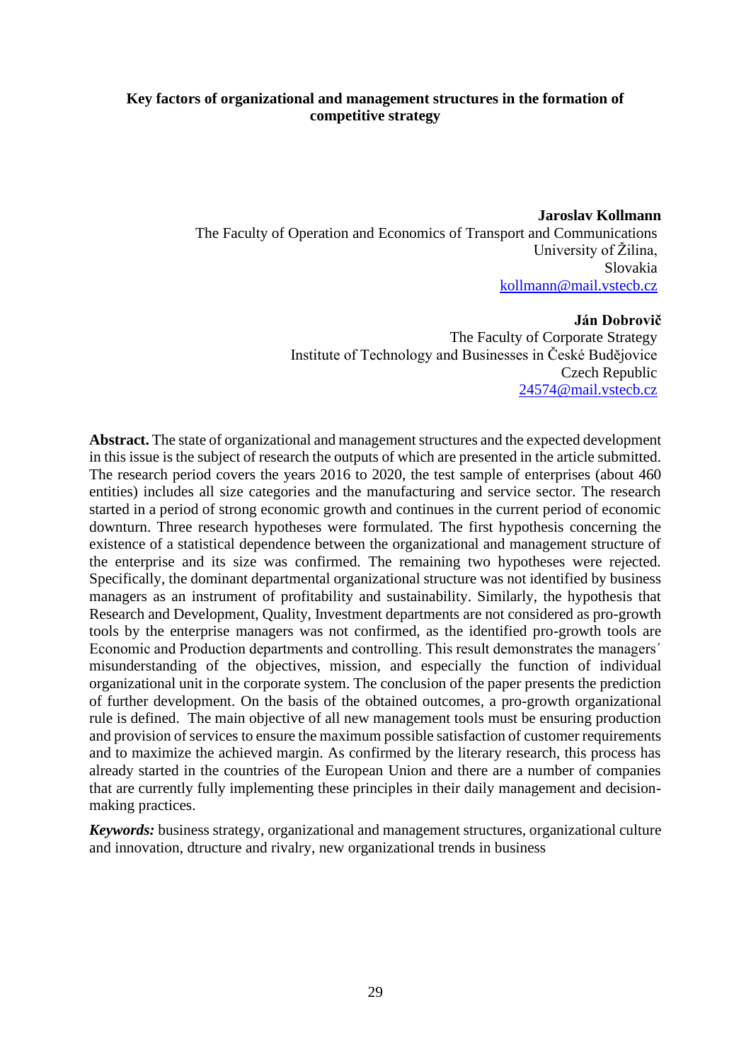# Key factors of organizational and management structures in the formation of competitive strategy

**Jaroslav Kollmann**
The Faculty of Operation and Economics of Transport and Communications
University of Žilina,
Slovakia
kollmann@mail.vstecb.cz

**Ján Dobrovič**
The Faculty of Corporate Strategy
Institute of Technology and Businesses in České Budějovice
Czech Republic
24574@mail.vstecb.cz

**Abstract.** The state of organizational and management structures and the expected development in this issue is the subject of research the outputs of which are presented in the article submitted. The research period covers the years 2016 to 2020, the test sample of enterprises (about 460 entities) includes all size categories and the manufacturing and service sector. The research started in a period of strong economic growth and continues in the current period of economic downturn. Three research hypotheses were formulated. The first hypothesis concerning the existence of a statistical dependence between the organizational and management structure of the enterprise and its size was confirmed. The remaining two hypotheses were rejected. Specifically, the dominant departmental organizational structure was not identified by business managers as an instrument of profitability and sustainability. Similarly, the hypothesis that Research and Development, Quality, Investment departments are not considered as pro-growth tools by the enterprise managers was not confirmed, as the identified pro-growth tools are Economic and Production departments and controlling. This result demonstrates the managers´ misunderstanding of the objectives, mission, and especially the function of individual organizational unit in the corporate system. The conclusion of the paper presents the prediction of further development. On the basis of the obtained outcomes, a pro-growth organizational rule is defined. The main objective of all new management tools must be ensuring production and provision of services to ensure the maximum possible satisfaction of customer requirements and to maximize the achieved margin. As confirmed by the literary research, this process has already started in the countries of the European Union and there are a number of companies that are currently fully implementing these principles in their daily management and decision-making practices.

***Keywords:*** business strategy, organizational and management structures, organizational culture and innovation, dtructure and rivalry, new organizational trends in business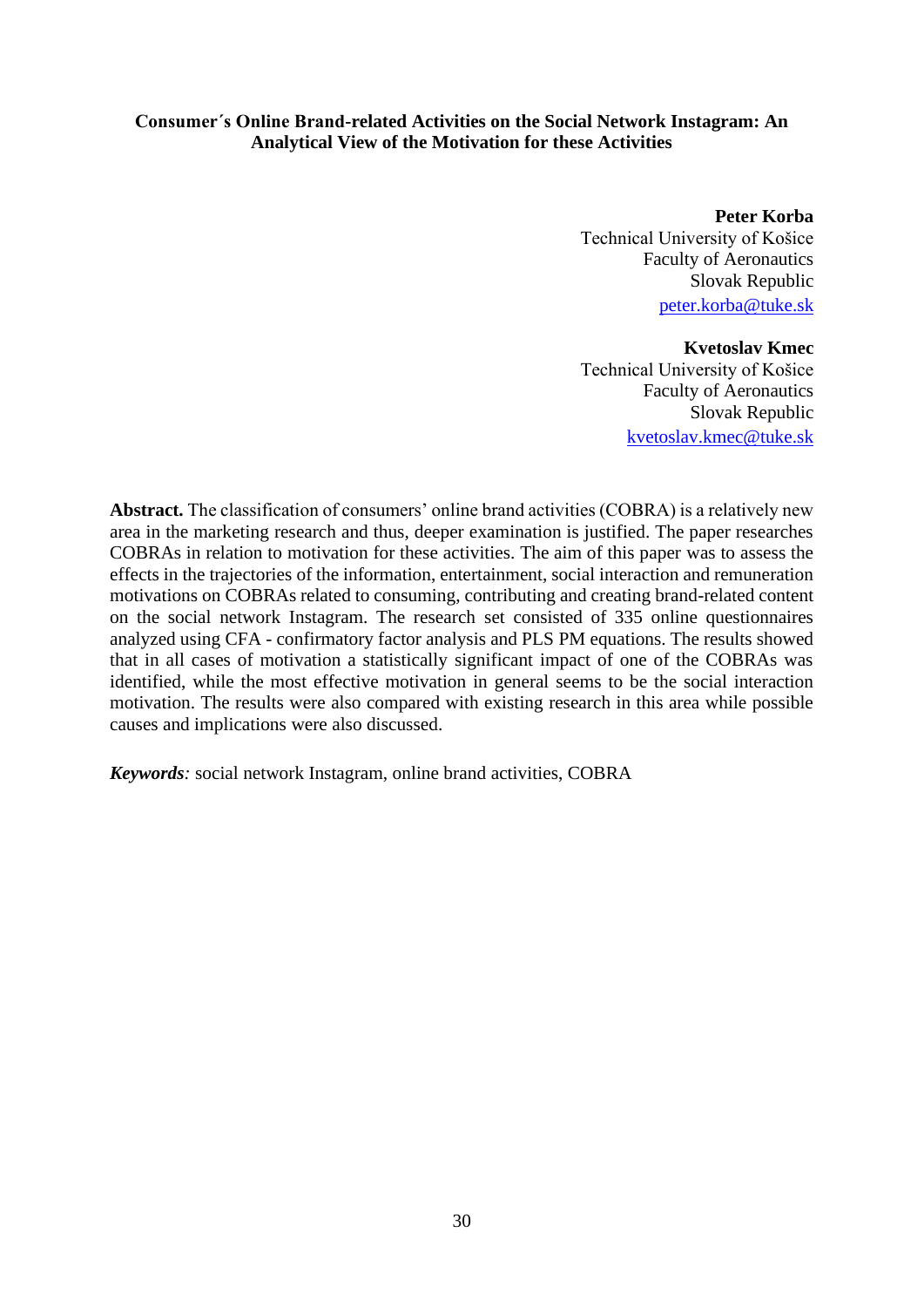# Consumer´s Online Brand-related Activities on the Social Network Instagram: An Analytical View of the Motivation for these Activities

**Peter Korba**
Technical University of Košice
Faculty of Aeronautics
Slovak Republic
peter.korba@tuke.sk

**Kvetoslav Kmec**
Technical University of Košice
Faculty of Aeronautics
Slovak Republic
kvetoslav.kmec@tuke.sk

**Abstract.** The classification of consumers' online brand activities (COBRA) is a relatively new area in the marketing research and thus, deeper examination is justified. The paper researches COBRAs in relation to motivation for these activities. The aim of this paper was to assess the effects in the trajectories of the information, entertainment, social interaction and remuneration motivations on COBRAs related to consuming, contributing and creating brand-related content on the social network Instagram. The research set consisted of 335 online questionnaires analyzed using CFA - confirmatory factor analysis and PLS PM equations. The results showed that in all cases of motivation a statistically significant impact of one of the COBRAs was identified, while the most effective motivation in general seems to be the social interaction motivation. The results were also compared with existing research in this area while possible causes and implications were also discussed.

***Keywords:*** social network Instagram, online brand activities, COBRA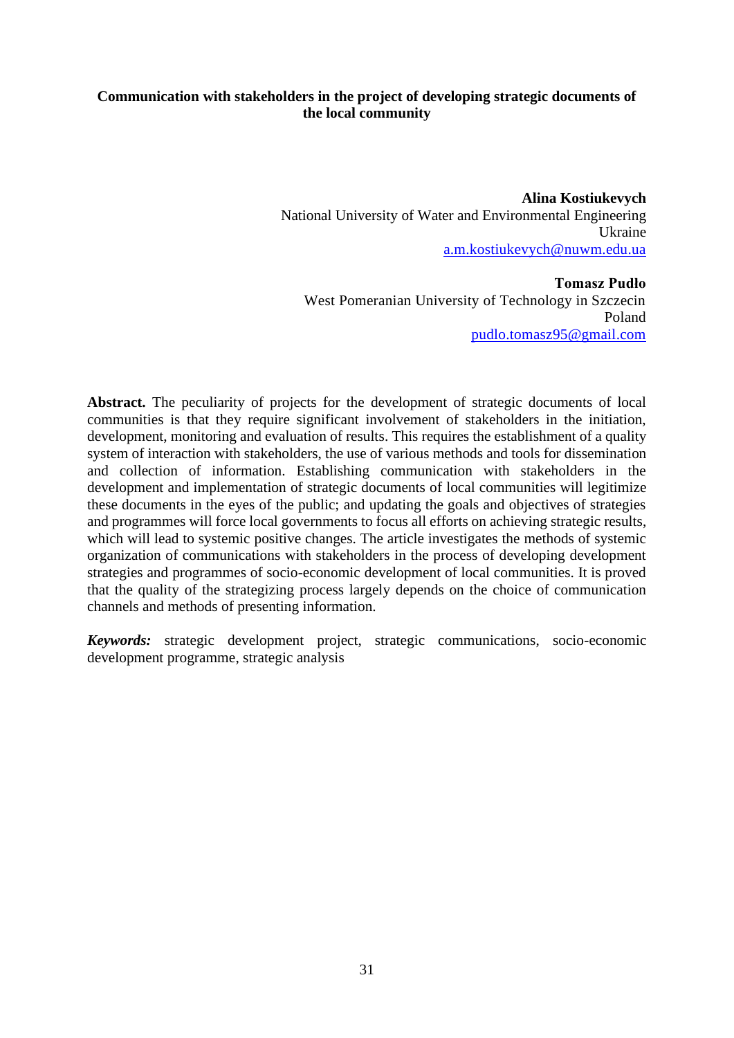# Communication with stakeholders in the project of developing strategic documents of the local community

**Alina Kostiukevych**
National University of Water and Environmental Engineering
Ukraine
a.m.kostiukevych@nuwm.edu.ua

**Tomasz Pudło**
West Pomeranian University of Technology in Szczecin
Poland
pudlo.tomasz95@gmail.com

**Abstract.** The peculiarity of projects for the development of strategic documents of local communities is that they require significant involvement of stakeholders in the initiation, development, monitoring and evaluation of results. This requires the establishment of a quality system of interaction with stakeholders, the use of various methods and tools for dissemination and collection of information. Establishing communication with stakeholders in the development and implementation of strategic documents of local communities will legitimize these documents in the eyes of the public; and updating the goals and objectives of strategies and programmes will force local governments to focus all efforts on achieving strategic results, which will lead to systemic positive changes. The article investigates the methods of systemic organization of communications with stakeholders in the process of developing development strategies and programmes of socio-economic development of local communities. It is proved that the quality of the strategizing process largely depends on the choice of communication channels and methods of presenting information.

***Keywords:*** strategic development project, strategic communications, socio-economic development programme, strategic analysis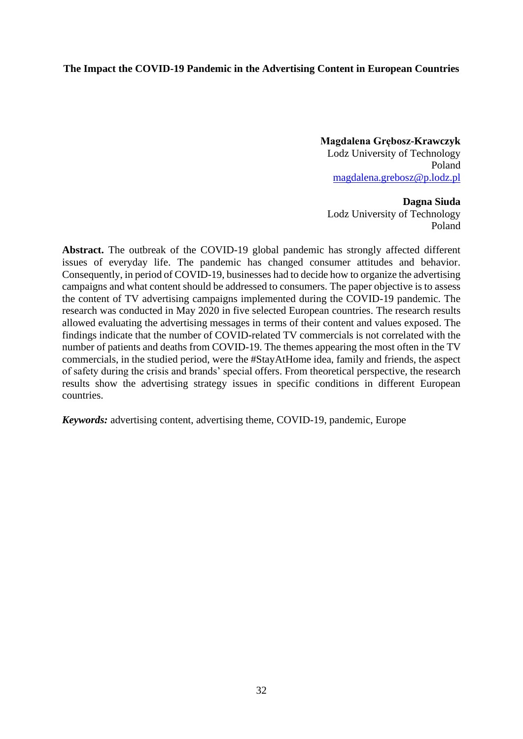# The Impact the COVID-19 Pandemic in the Advertising Content in European Countries

**Magdalena Grębosz-Krawczyk**
Lodz University of Technology
Poland
magdalena.grebosz@p.lodz.pl

**Dagna Siuda**
Lodz University of Technology
Poland

**Abstract.** The outbreak of the COVID-19 global pandemic has strongly affected different issues of everyday life. The pandemic has changed consumer attitudes and behavior. Consequently, in period of COVID-19, businesses had to decide how to organize the advertising campaigns and what content should be addressed to consumers. The paper objective is to assess the content of TV advertising campaigns implemented during the COVID-19 pandemic. The research was conducted in May 2020 in five selected European countries. The research results allowed evaluating the advertising messages in terms of their content and values exposed. The findings indicate that the number of COVID-related TV commercials is not correlated with the number of patients and deaths from COVID-19. The themes appearing the most often in the TV commercials, in the studied period, were the #StayAtHome idea, family and friends, the aspect of safety during the crisis and brands' special offers. From theoretical perspective, the research results show the advertising strategy issues in specific conditions in different European countries.

***Keywords:*** advertising content, advertising theme, COVID-19, pandemic, Europe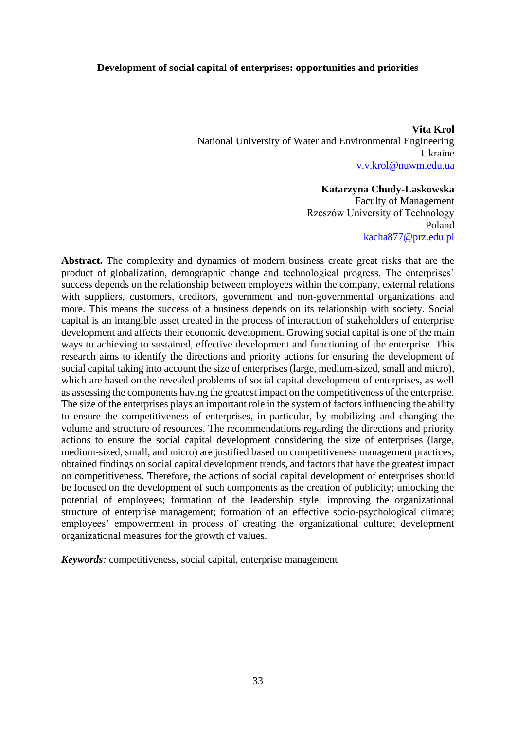# Development of social capital of enterprises: opportunities and priorities

**Vita Krol**
National University of Water and Environmental Engineering
Ukraine
v.v.krol@nuwm.edu.ua

**Katarzyna Chudy-Laskowska**
Faculty of Management
Rzeszów University of Technology
Poland
kacha877@prz.edu.pl

**Abstract.** The complexity and dynamics of modern business create great risks that are the product of globalization, demographic change and technological progress. The enterprises' success depends on the relationship between employees within the company, external relations with suppliers, customers, creditors, government and non-governmental organizations and more. This means the success of a business depends on its relationship with society. Social capital is an intangible asset created in the process of interaction of stakeholders of enterprise development and affects their economic development. Growing social capital is one of the main ways to achieving to sustained, effective development and functioning of the enterprise. This research aims to identify the directions and priority actions for ensuring the development of social capital taking into account the size of enterprises (large, medium-sized, small and micro), which are based on the revealed problems of social capital development of enterprises, as well as assessing the components having the greatest impact on the competitiveness of the enterprise. The size of the enterprises plays an important role in the system of factors influencing the ability to ensure the competitiveness of enterprises, in particular, by mobilizing and changing the volume and structure of resources. The recommendations regarding the directions and priority actions to ensure the social capital development considering the size of enterprises (large, medium-sized, small, and micro) are justified based on competitiveness management practices, obtained findings on social capital development trends, and factors that have the greatest impact on competitiveness. Therefore, the actions of social capital development of enterprises should be focused on the development of such components as the creation of publicity; unlocking the potential of employees; formation of the leadership style; improving the organizational structure of enterprise management; formation of an effective socio-psychological climate; employees' empowerment in process of creating the organizational culture; development organizational measures for the growth of values.

***Keywords****:* competitiveness, social capital, enterprise management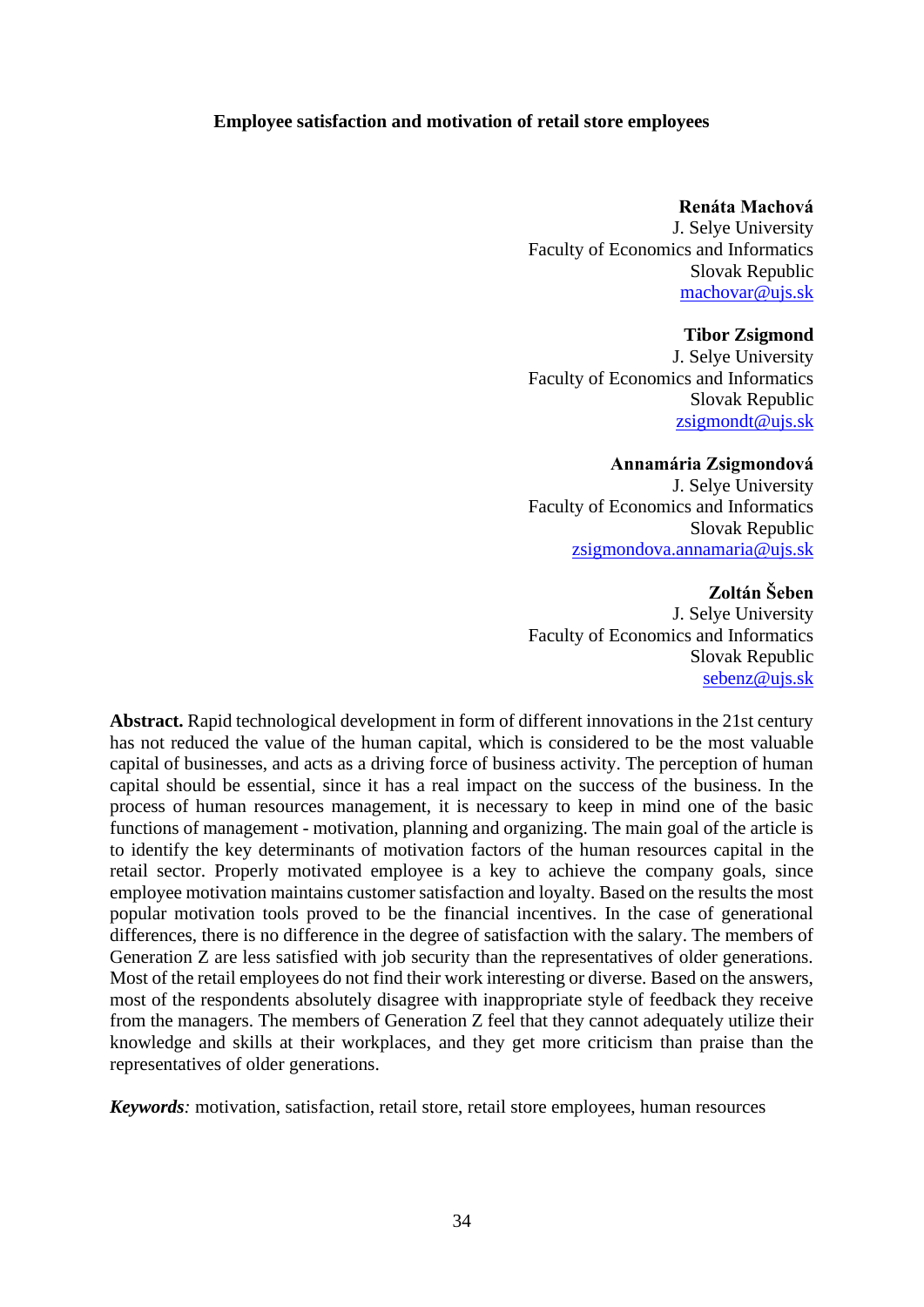**Employee satisfaction and motivation of retail store employees**

**Renáta Machová**
J. Selye University
Faculty of Economics and Informatics
Slovak Republic
machovar@ujs.sk

**Tibor Zsigmond**
J. Selye University
Faculty of Economics and Informatics
Slovak Republic
zsigmondt@ujs.sk

**Annamária Zsigmondová**
J. Selye University
Faculty of Economics and Informatics
Slovak Republic
zsigmondova.annamaria@ujs.sk

**Zoltán Šeben**
J. Selye University
Faculty of Economics and Informatics
Slovak Republic
sebenz@ujs.sk

**Abstract.** Rapid technological development in form of different innovations in the 21st century has not reduced the value of the human capital, which is considered to be the most valuable capital of businesses, and acts as a driving force of business activity. The perception of human capital should be essential, since it has a real impact on the success of the business. In the process of human resources management, it is necessary to keep in mind one of the basic functions of management - motivation, planning and organizing. The main goal of the article is to identify the key determinants of motivation factors of the human resources capital in the retail sector. Properly motivated employee is a key to achieve the company goals, since employee motivation maintains customer satisfaction and loyalty. Based on the results the most popular motivation tools proved to be the financial incentives. In the case of generational differences, there is no difference in the degree of satisfaction with the salary. The members of Generation Z are less satisfied with job security than the representatives of older generations. Most of the retail employees do not find their work interesting or diverse. Based on the answers, most of the respondents absolutely disagree with inappropriate style of feedback they receive from the managers. The members of Generation Z feel that they cannot adequately utilize their knowledge and skills at their workplaces, and they get more criticism than praise than the representatives of older generations.

***Keywords**:* motivation, satisfaction, retail store, retail store employees, human resources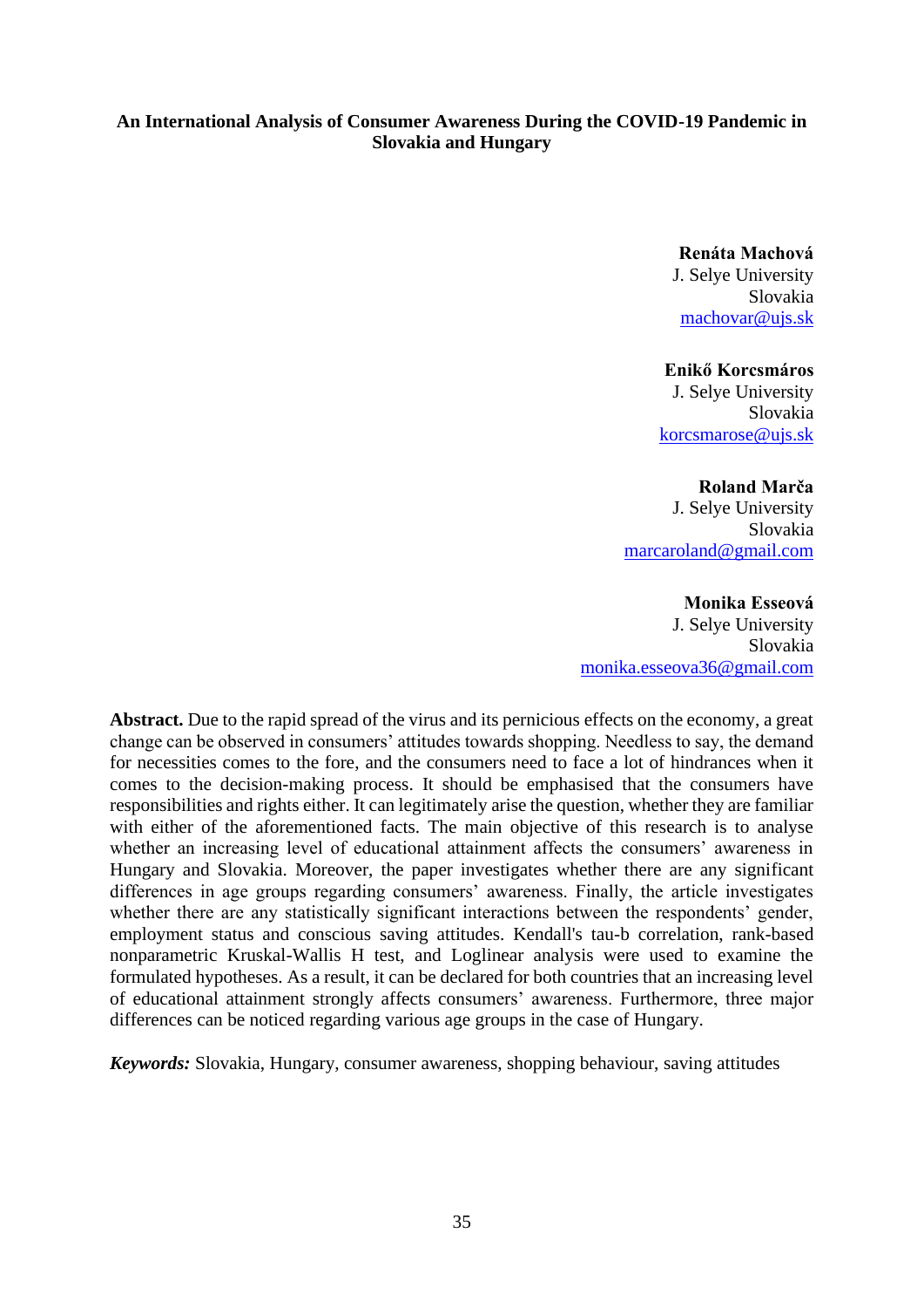# An International Analysis of Consumer Awareness During the COVID-19 Pandemic in Slovakia and Hungary

**Renáta Machová**
J. Selye University
Slovakia
machovar@ujs.sk

**Enikő Korcsmáros**
J. Selye University
Slovakia
korcsmarose@ujs.sk

**Roland Marča**
J. Selye University
Slovakia
marcaroland@gmail.com

**Monika Esseová**
J. Selye University
Slovakia
monika.esseova36@gmail.com

**Abstract.** Due to the rapid spread of the virus and its pernicious effects on the economy, a great change can be observed in consumers' attitudes towards shopping. Needless to say, the demand for necessities comes to the fore, and the consumers need to face a lot of hindrances when it comes to the decision-making process. It should be emphasised that the consumers have responsibilities and rights either. It can legitimately arise the question, whether they are familiar with either of the aforementioned facts. The main objective of this research is to analyse whether an increasing level of educational attainment affects the consumers' awareness in Hungary and Slovakia. Moreover, the paper investigates whether there are any significant differences in age groups regarding consumers' awareness. Finally, the article investigates whether there are any statistically significant interactions between the respondents' gender, employment status and conscious saving attitudes. Kendall's tau-b correlation, rank-based nonparametric Kruskal-Wallis H test, and Loglinear analysis were used to examine the formulated hypotheses. As a result, it can be declared for both countries that an increasing level of educational attainment strongly affects consumers' awareness. Furthermore, three major differences can be noticed regarding various age groups in the case of Hungary.

***Keywords:*** Slovakia, Hungary, consumer awareness, shopping behaviour, saving attitudes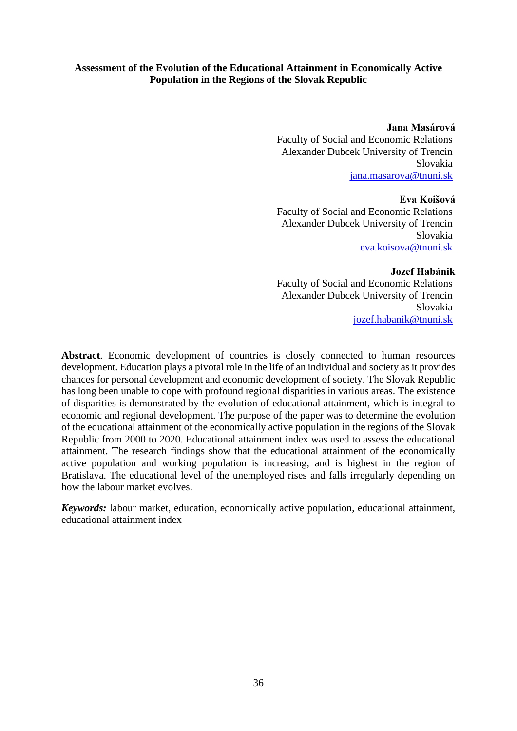# Assessment of the Evolution of the Educational Attainment in Economically Active Population in the Regions of the Slovak Republic

**Jana Masárová**
Faculty of Social and Economic Relations
Alexander Dubcek University of Trencin
Slovakia
jana.masarova@tnuni.sk

**Eva Koišová**
Faculty of Social and Economic Relations
Alexander Dubcek University of Trencin
Slovakia
eva.koisova@tnuni.sk

**Jozef Habánik**
Faculty of Social and Economic Relations
Alexander Dubcek University of Trencin
Slovakia
jozef.habanik@tnuni.sk

**Abstract**. Economic development of countries is closely connected to human resources development. Education plays a pivotal role in the life of an individual and society as it provides chances for personal development and economic development of society. The Slovak Republic has long been unable to cope with profound regional disparities in various areas. The existence of disparities is demonstrated by the evolution of educational attainment, which is integral to economic and regional development. The purpose of the paper was to determine the evolution of the educational attainment of the economically active population in the regions of the Slovak Republic from 2000 to 2020. Educational attainment index was used to assess the educational attainment. The research findings show that the educational attainment of the economically active population and working population is increasing, and is highest in the region of Bratislava. The educational level of the unemployed rises and falls irregularly depending on how the labour market evolves.

***Keywords:*** labour market, education, economically active population, educational attainment, educational attainment index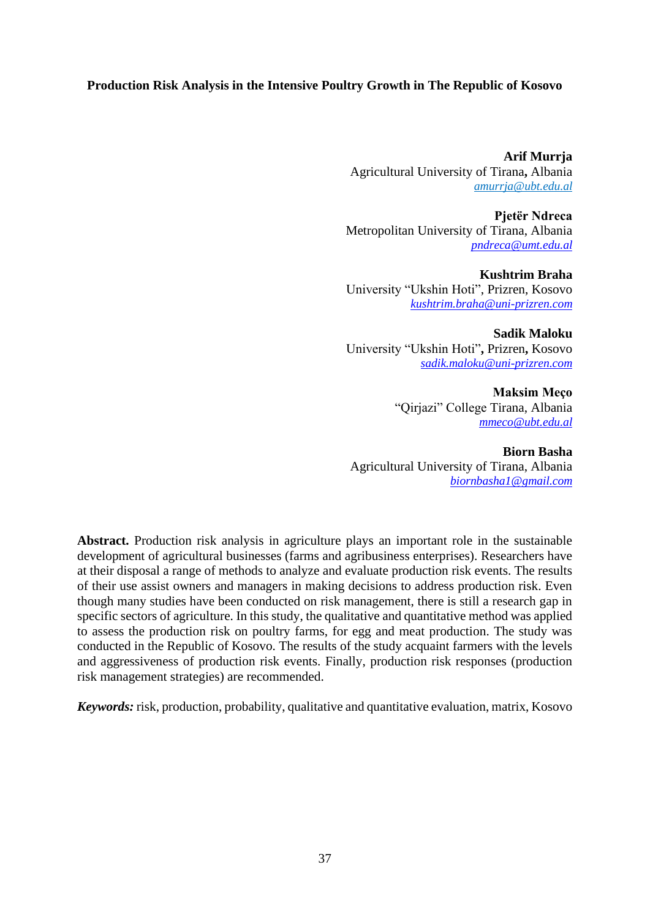**Production Risk Analysis in the Intensive Poultry Growth in The Republic of Kosovo**

**Arif Murrja**
Agricultural University of Tirana, Albania
*amurrja@ubt.edu.al*

**Pjetër Ndreca**
Metropolitan University of Tirana, Albania
*pndreca@umt.edu.al*

**Kushtrim Braha**
University "Ukshin Hoti", Prizren, Kosovo
*kushtrim.braha@uni-prizren.com*

**Sadik Maloku**
University "Ukshin Hoti", Prizren, Kosovo
*sadik.maloku@uni-prizren.com*

**Maksim Meço**
"Qirjazi" College Tirana, Albania
*mmeco@ubt.edu.al*

**Biorn Basha**
Agricultural University of Tirana, Albania
*biornbasha1@gmail.com*

**Abstract.** Production risk analysis in agriculture plays an important role in the sustainable development of agricultural businesses (farms and agribusiness enterprises). Researchers have at their disposal a range of methods to analyze and evaluate production risk events. The results of their use assist owners and managers in making decisions to address production risk. Even though many studies have been conducted on risk management, there is still a research gap in specific sectors of agriculture. In this study, the qualitative and quantitative method was applied to assess the production risk on poultry farms, for egg and meat production. The study was conducted in the Republic of Kosovo. The results of the study acquaint farmers with the levels and aggressiveness of production risk events. Finally, production risk responses (production risk management strategies) are recommended.

***Keywords:*** risk, production, probability, qualitative and quantitative evaluation, matrix, Kosovo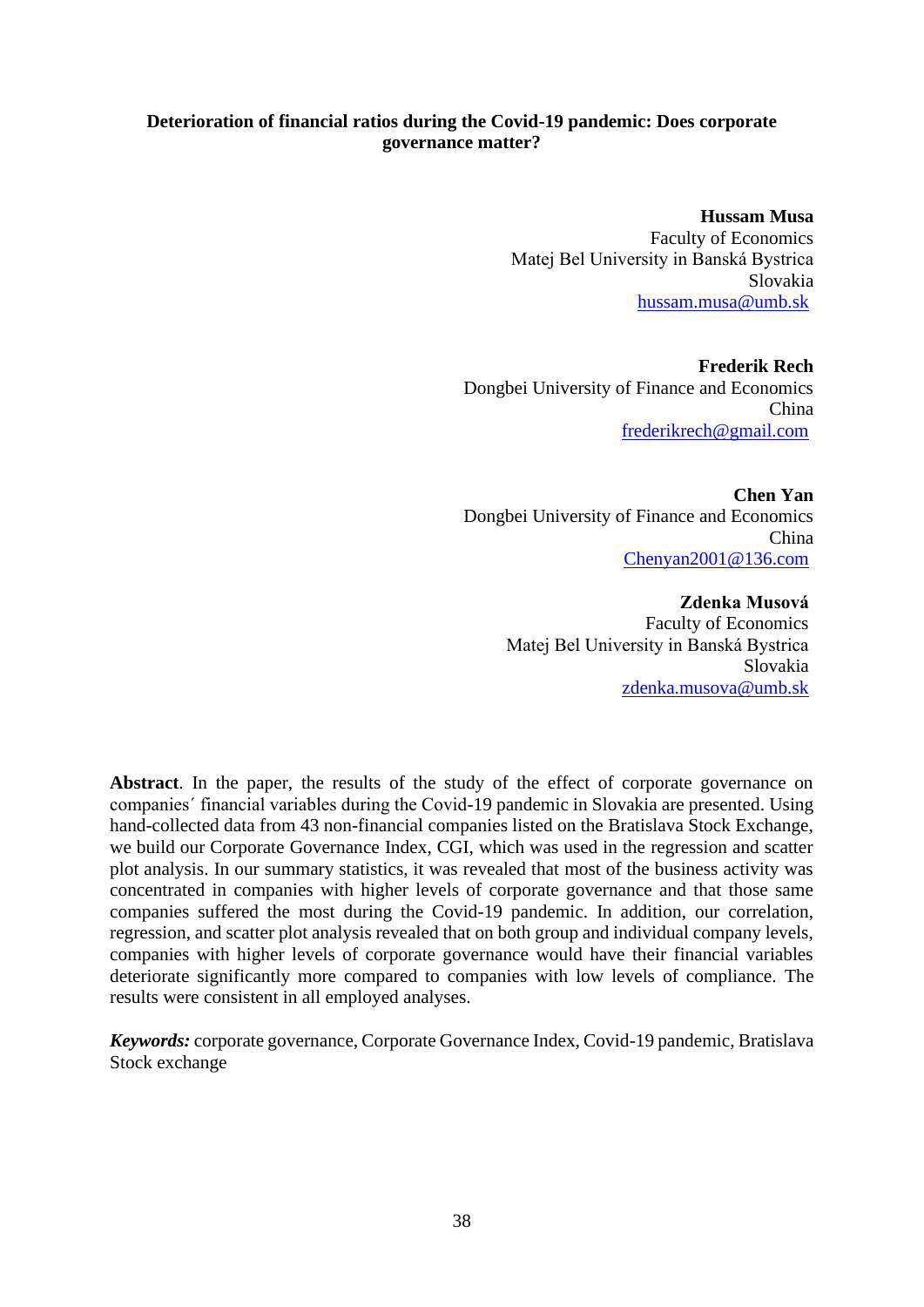**Deterioration of financial ratios during the Covid-19 pandemic: Does corporate governance matter?**

**Hussam Musa**
Faculty of Economics
Matej Bel University in Banská Bystrica
Slovakia
hussam.musa@umb.sk

**Frederik Rech**
Dongbei University of Finance and Economics
China
frederikrech@gmail.com

**Chen Yan**
Dongbei University of Finance and Economics
China
Chenyan2001@136.com

**Zdenka Musová**
Faculty of Economics
Matej Bel University in Banská Bystrica
Slovakia
zdenka.musova@umb.sk

**Abstract**. In the paper, the results of the study of the effect of corporate governance on companies´ financial variables during the Covid-19 pandemic in Slovakia are presented. Using hand-collected data from 43 non-financial companies listed on the Bratislava Stock Exchange, we build our Corporate Governance Index, CGI, which was used in the regression and scatter plot analysis. In our summary statistics, it was revealed that most of the business activity was concentrated in companies with higher levels of corporate governance and that those same companies suffered the most during the Covid-19 pandemic. In addition, our correlation, regression, and scatter plot analysis revealed that on both group and individual company levels, companies with higher levels of corporate governance would have their financial variables deteriorate significantly more compared to companies with low levels of compliance. The results were consistent in all employed analyses.

***Keywords:*** corporate governance, Corporate Governance Index, Covid-19 pandemic, Bratislava Stock exchange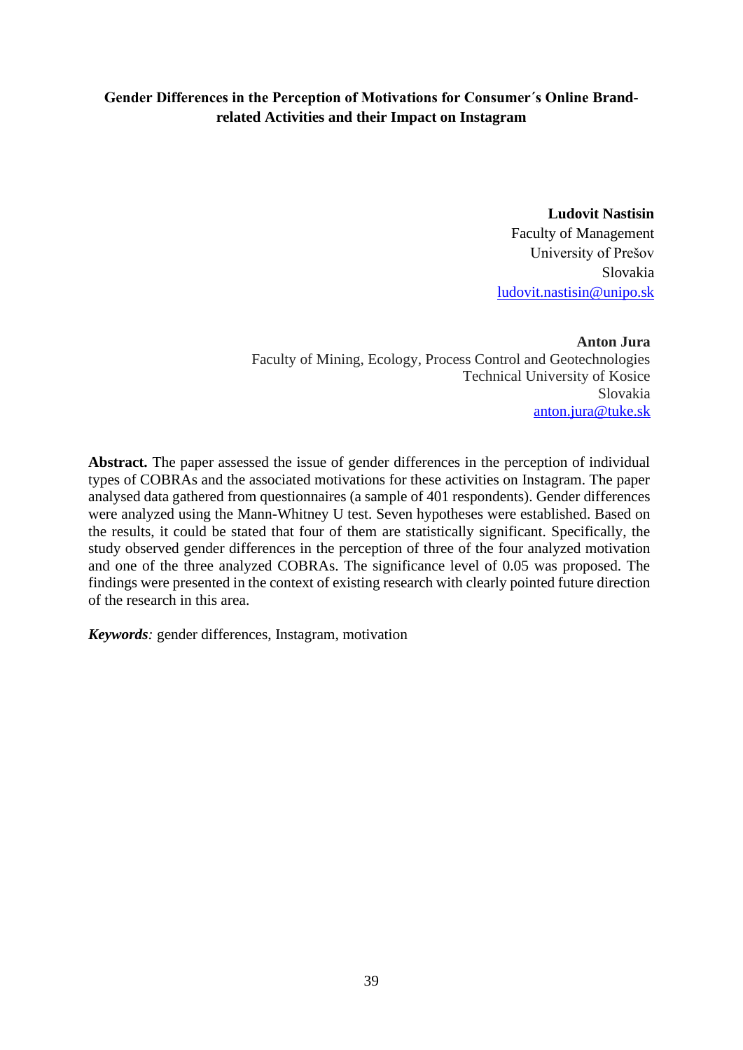# Gender Differences in the Perception of Motivations for Consumer´s Online Brand-related Activities and their Impact on Instagram

**Ludovit Nastisin**
Faculty of Management
University of Prešov
Slovakia
ludovit.nastisin@unipo.sk

**Anton Jura**
Faculty of Mining, Ecology, Process Control and Geotechnologies
Technical University of Kosice
Slovakia
anton.jura@tuke.sk

**Abstract.** The paper assessed the issue of gender differences in the perception of individual types of COBRAs and the associated motivations for these activities on Instagram. The paper analysed data gathered from questionnaires (a sample of 401 respondents). Gender differences were analyzed using the Mann-Whitney U test. Seven hypotheses were established. Based on the results, it could be stated that four of them are statistically significant. Specifically, the study observed gender differences in the perception of three of the four analyzed motivation and one of the three analyzed COBRAs. The significance level of 0.05 was proposed. The findings were presented in the context of existing research with clearly pointed future direction of the research in this area.

***Keywords****:* gender differences, Instagram, motivation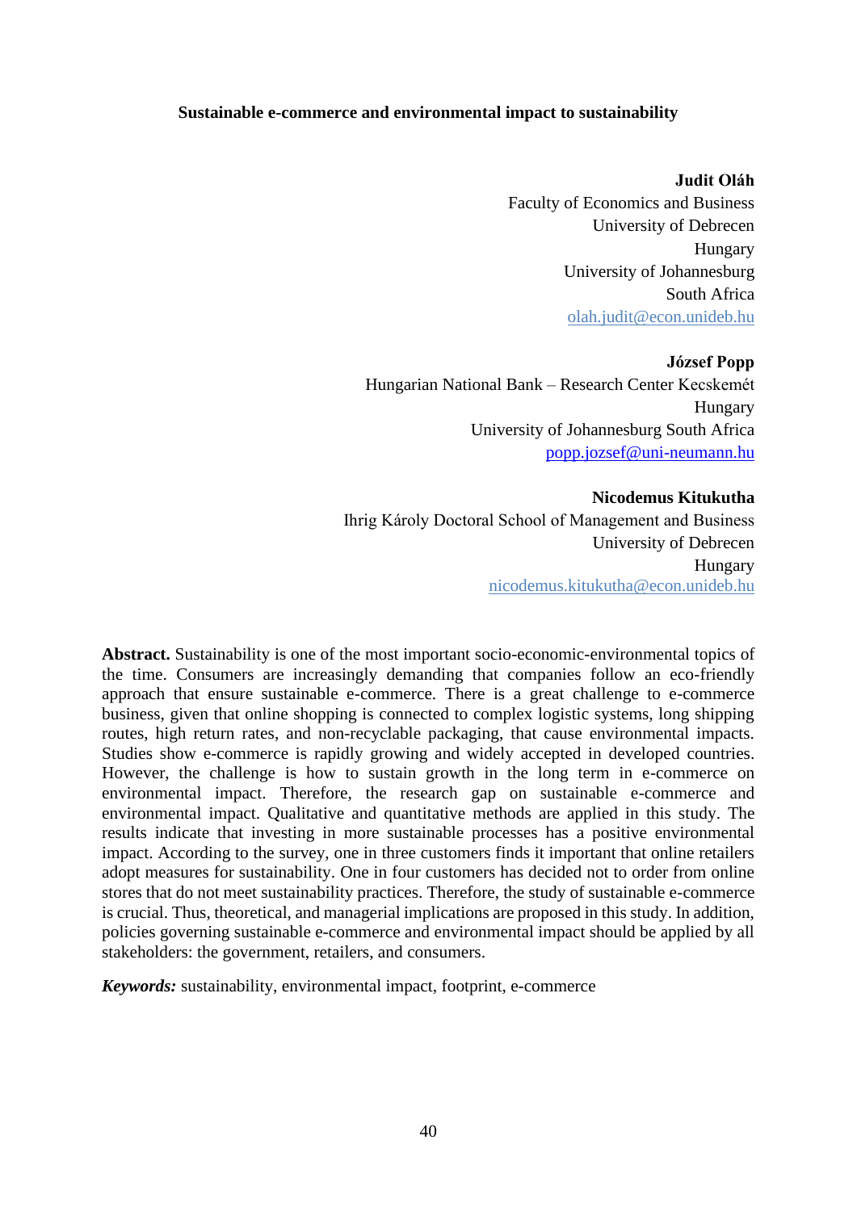# Sustainable e-commerce and environmental impact to sustainability

**Judit Oláh**
Faculty of Economics and Business
University of Debrecen
Hungary
University of Johannesburg
South Africa
olah.judit@econ.unideb.hu

**József Popp**
Hungarian National Bank – Research Center Kecskemét
Hungary
University of Johannesburg South Africa
popp.jozsef@uni-neumann.hu

**Nicodemus Kitukutha**
Ihrig Károly Doctoral School of Management and Business
University of Debrecen
Hungary
nicodemus.kitukutha@econ.unideb.hu

**Abstract.** Sustainability is one of the most important socio-economic-environmental topics of the time. Consumers are increasingly demanding that companies follow an eco-friendly approach that ensure sustainable e-commerce. There is a great challenge to e-commerce business, given that online shopping is connected to complex logistic systems, long shipping routes, high return rates, and non-recyclable packaging, that cause environmental impacts. Studies show e-commerce is rapidly growing and widely accepted in developed countries. However, the challenge is how to sustain growth in the long term in e-commerce on environmental impact. Therefore, the research gap on sustainable e-commerce and environmental impact. Qualitative and quantitative methods are applied in this study. The results indicate that investing in more sustainable processes has a positive environmental impact. According to the survey, one in three customers finds it important that online retailers adopt measures for sustainability. One in four customers has decided not to order from online stores that do not meet sustainability practices. Therefore, the study of sustainable e-commerce is crucial. Thus, theoretical, and managerial implications are proposed in this study. In addition, policies governing sustainable e-commerce and environmental impact should be applied by all stakeholders: the government, retailers, and consumers.

***Keywords:*** sustainability, environmental impact, footprint, e-commerce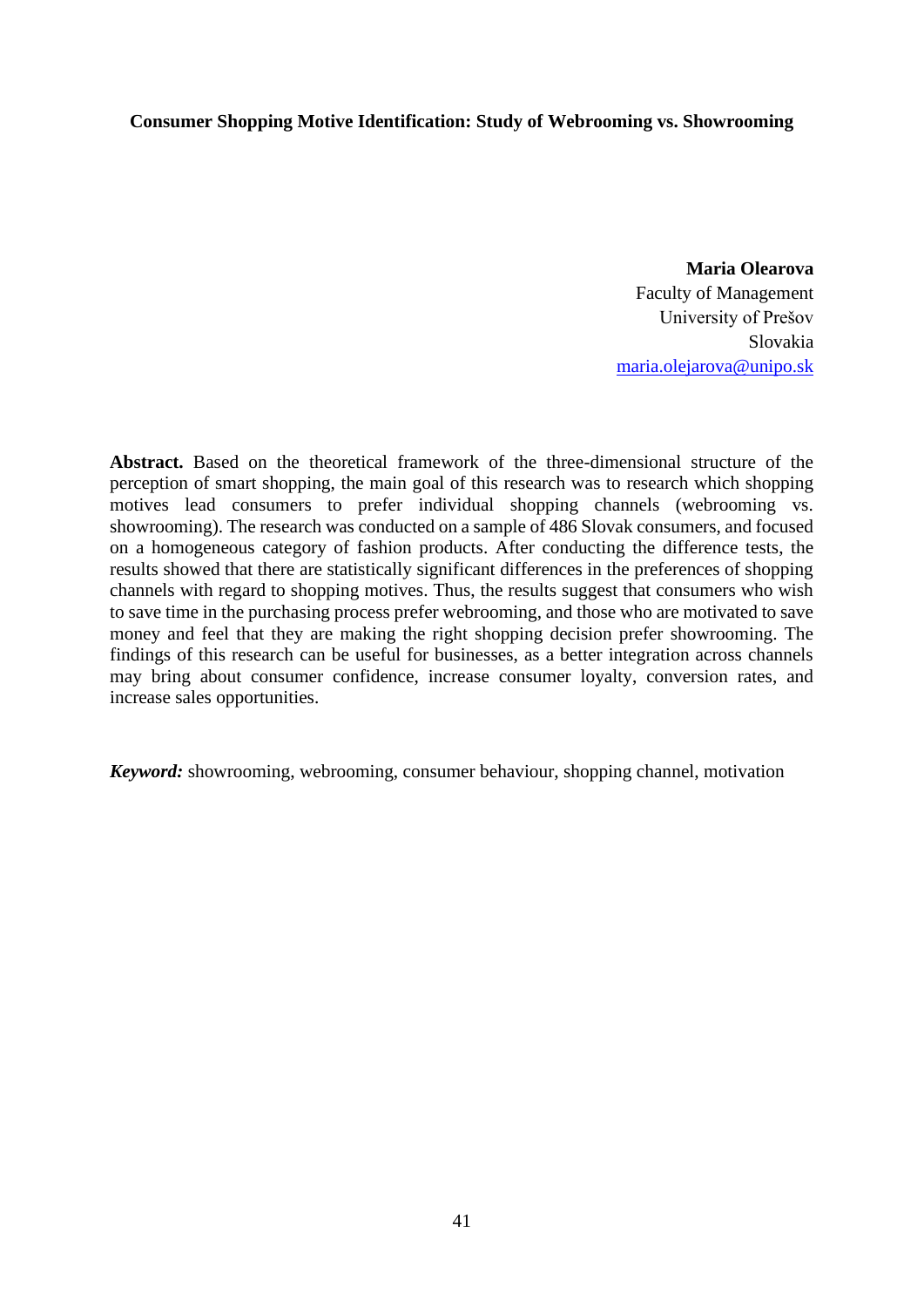# Consumer Shopping Motive Identification: Study of Webrooming vs. Showrooming

**Maria Olearova**
Faculty of Management
University of Prešov
Slovakia
maria.olejarova@unipo.sk

**Abstract.** Based on the theoretical framework of the three-dimensional structure of the perception of smart shopping, the main goal of this research was to research which shopping motives lead consumers to prefer individual shopping channels (webrooming vs. showrooming). The research was conducted on a sample of 486 Slovak consumers, and focused on a homogeneous category of fashion products. After conducting the difference tests, the results showed that there are statistically significant differences in the preferences of shopping channels with regard to shopping motives. Thus, the results suggest that consumers who wish to save time in the purchasing process prefer webrooming, and those who are motivated to save money and feel that they are making the right shopping decision prefer showrooming. The findings of this research can be useful for businesses, as a better integration across channels may bring about consumer confidence, increase consumer loyalty, conversion rates, and increase sales opportunities.

***Keyword:*** showrooming, webrooming, consumer behaviour, shopping channel, motivation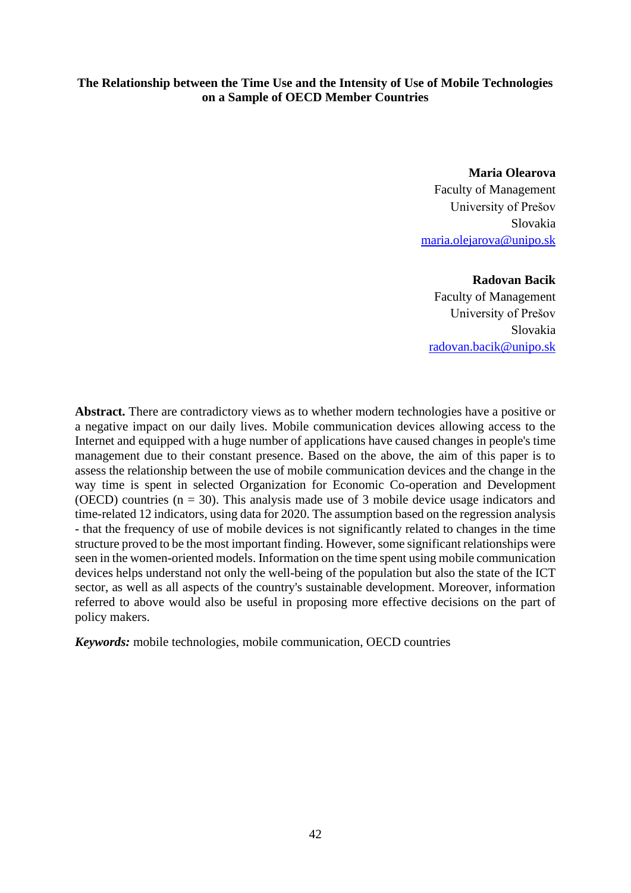**The Relationship between the Time Use and the Intensity of Use of Mobile Technologies on a Sample of OECD Member Countries**

**Maria Olearova**
Faculty of Management
University of Prešov
Slovakia
maria.olejarova@unipo.sk

**Radovan Bacik**
Faculty of Management
University of Prešov
Slovakia
radovan.bacik@unipo.sk

**Abstract.** There are contradictory views as to whether modern technologies have a positive or a negative impact on our daily lives. Mobile communication devices allowing access to the Internet and equipped with a huge number of applications have caused changes in people's time management due to their constant presence. Based on the above, the aim of this paper is to assess the relationship between the use of mobile communication devices and the change in the way time is spent in selected Organization for Economic Co-operation and Development (OECD) countries (n = 30). This analysis made use of 3 mobile device usage indicators and time-related 12 indicators, using data for 2020. The assumption based on the regression analysis - that the frequency of use of mobile devices is not significantly related to changes in the time structure proved to be the most important finding. However, some significant relationships were seen in the women-oriented models. Information on the time spent using mobile communication devices helps understand not only the well-being of the population but also the state of the ICT sector, as well as all aspects of the country's sustainable development. Moreover, information referred to above would also be useful in proposing more effective decisions on the part of policy makers.

***Keywords:*** mobile technologies, mobile communication, OECD countries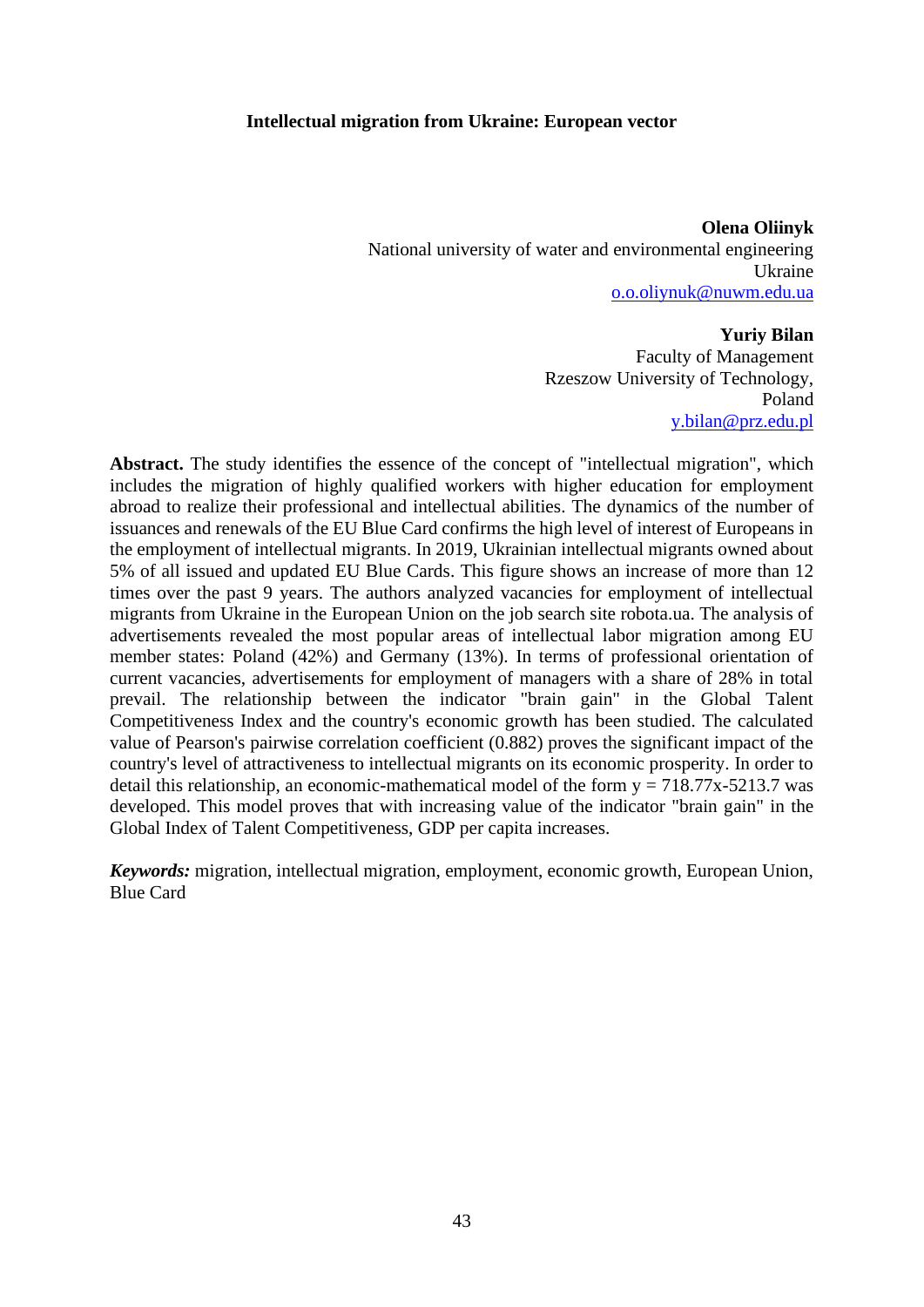# Intellectual migration from Ukraine: European vector

**Olena Oliinyk**
National university of water and environmental engineering
Ukraine
o.o.oliynuk@nuwm.edu.ua

**Yuriy Bilan**
Faculty of Management
Rzeszow University of Technology,
Poland
y.bilan@prz.edu.pl

**Abstract.** The study identifies the essence of the concept of "intellectual migration", which includes the migration of highly qualified workers with higher education for employment abroad to realize their professional and intellectual abilities. The dynamics of the number of issuances and renewals of the EU Blue Card confirms the high level of interest of Europeans in the employment of intellectual migrants. In 2019, Ukrainian intellectual migrants owned about 5% of all issued and updated EU Blue Cards. This figure shows an increase of more than 12 times over the past 9 years. The authors analyzed vacancies for employment of intellectual migrants from Ukraine in the European Union on the job search site robota.ua. The analysis of advertisements revealed the most popular areas of intellectual labor migration among EU member states: Poland (42%) and Germany (13%). In terms of professional orientation of current vacancies, advertisements for employment of managers with a share of 28% in total prevail. The relationship between the indicator "brain gain" in the Global Talent Competitiveness Index and the country's economic growth has been studied. The calculated value of Pearson's pairwise correlation coefficient (0.882) proves the significant impact of the country's level of attractiveness to intellectual migrants on its economic prosperity. In order to detail this relationship, an economic-mathematical model of the form $y = 718.77x - 5213.7$ was developed. This model proves that with increasing value of the indicator "brain gain" in the Global Index of Talent Competitiveness, GDP per capita increases.

***Keywords:*** migration, intellectual migration, employment, economic growth, European Union, Blue Card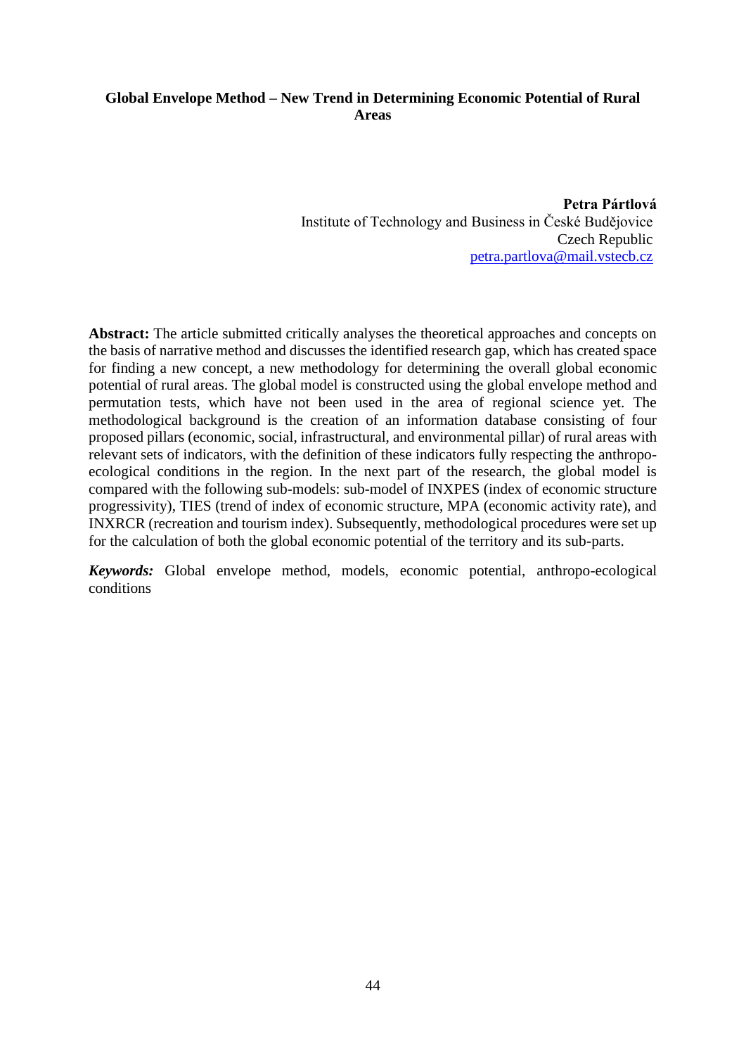# Global Envelope Method – New Trend in Determining Economic Potential of Rural Areas

**Petra Pártlová**
Institute of Technology and Business in České Budějovice
Czech Republic
petra.partlova@mail.vstecb.cz

**Abstract:** The article submitted critically analyses the theoretical approaches and concepts on the basis of narrative method and discusses the identified research gap, which has created space for finding a new concept, a new methodology for determining the overall global economic potential of rural areas. The global model is constructed using the global envelope method and permutation tests, which have not been used in the area of regional science yet. The methodological background is the creation of an information database consisting of four proposed pillars (economic, social, infrastructural, and environmental pillar) of rural areas with relevant sets of indicators, with the definition of these indicators fully respecting the anthropo-ecological conditions in the region. In the next part of the research, the global model is compared with the following sub-models: sub-model of INXPES (index of economic structure progressivity), TIES (trend of index of economic structure, MPA (economic activity rate), and INXRCR (recreation and tourism index). Subsequently, methodological procedures were set up for the calculation of both the global economic potential of the territory and its sub-parts.

***Keywords:*** Global envelope method, models, economic potential, anthropo-ecological conditions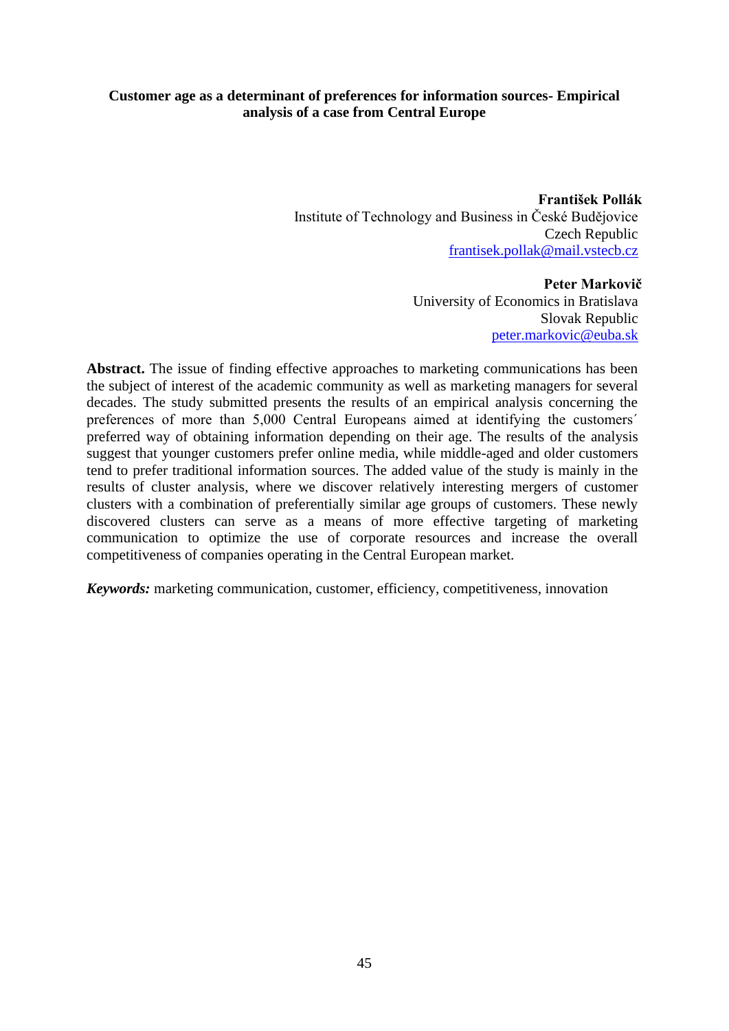# Customer age as a determinant of preferences for information sources- Empirical analysis of a case from Central Europe

**František Pollák**
Institute of Technology and Business in České Budějovice
Czech Republic
frantisek.pollak@mail.vstecb.cz

**Peter Markovič**
University of Economics in Bratislava
Slovak Republic
peter.markovic@euba.sk

**Abstract.** The issue of finding effective approaches to marketing communications has been the subject of interest of the academic community as well as marketing managers for several decades. The study submitted presents the results of an empirical analysis concerning the preferences of more than 5,000 Central Europeans aimed at identifying the customers´ preferred way of obtaining information depending on their age. The results of the analysis suggest that younger customers prefer online media, while middle-aged and older customers tend to prefer traditional information sources. The added value of the study is mainly in the results of cluster analysis, where we discover relatively interesting mergers of customer clusters with a combination of preferentially similar age groups of customers. These newly discovered clusters can serve as a means of more effective targeting of marketing communication to optimize the use of corporate resources and increase the overall competitiveness of companies operating in the Central European market.

***Keywords:*** marketing communication, customer, efficiency, competitiveness, innovation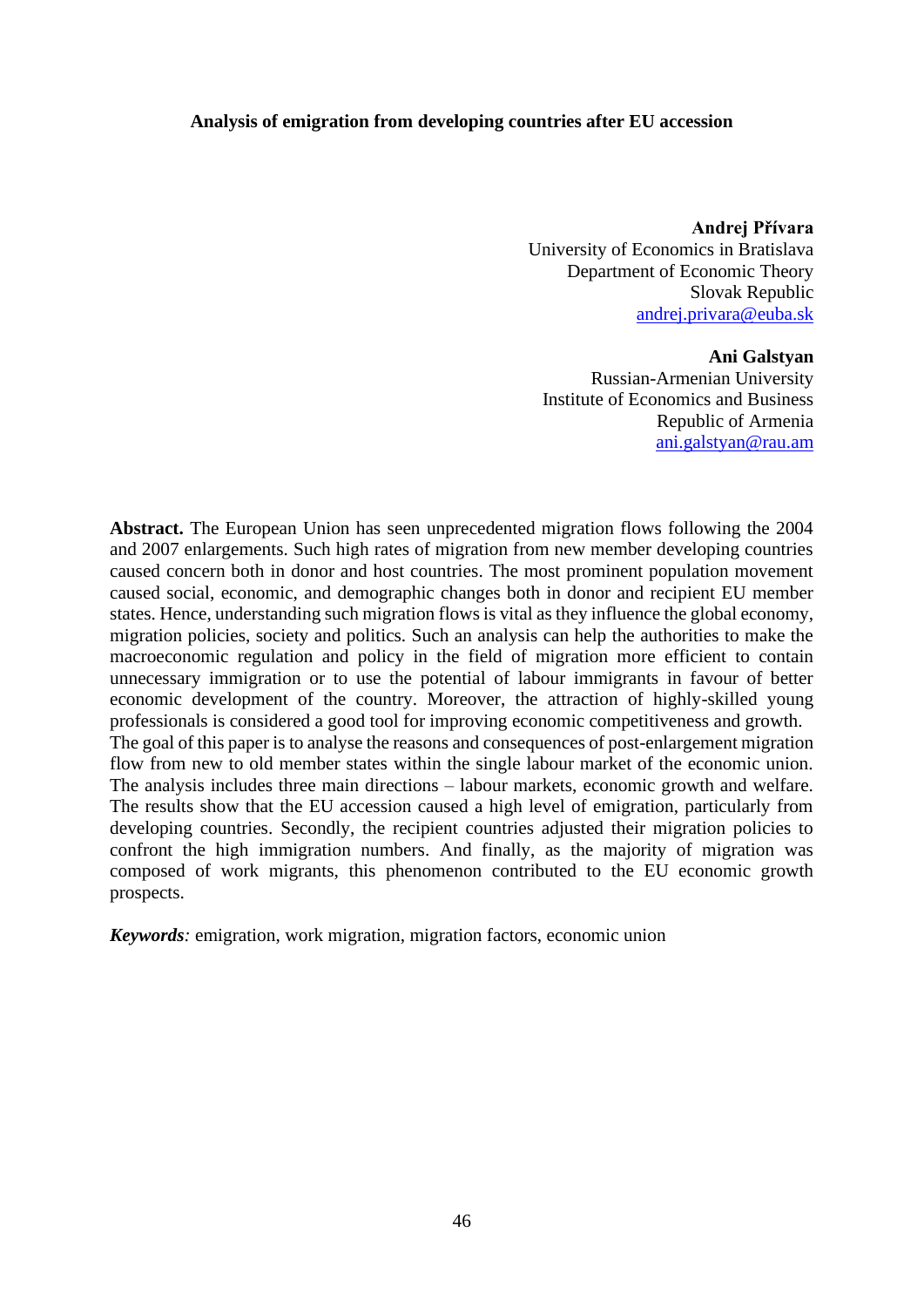# Analysis of emigration from developing countries after EU accession

**Andrej Přívara**
University of Economics in Bratislava
Department of Economic Theory
Slovak Republic
andrej.privara@euba.sk

**Ani Galstyan**
Russian-Armenian University
Institute of Economics and Business
Republic of Armenia
ani.galstyan@rau.am

**Abstract.** The European Union has seen unprecedented migration flows following the 2004 and 2007 enlargements. Such high rates of migration from new member developing countries caused concern both in donor and host countries. The most prominent population movement caused social, economic, and demographic changes both in donor and recipient EU member states. Hence, understanding such migration flows is vital as they influence the global economy, migration policies, society and politics. Such an analysis can help the authorities to make the macroeconomic regulation and policy in the field of migration more efficient to contain unnecessary immigration or to use the potential of labour immigrants in favour of better economic development of the country. Moreover, the attraction of highly-skilled young professionals is considered a good tool for improving economic competitiveness and growth.
The goal of this paper is to analyse the reasons and consequences of post-enlargement migration flow from new to old member states within the single labour market of the economic union. The analysis includes three main directions – labour markets, economic growth and welfare. The results show that the EU accession caused a high level of emigration, particularly from developing countries. Secondly, the recipient countries adjusted their migration policies to confront the high immigration numbers. And finally, as the majority of migration was composed of work migrants, this phenomenon contributed to the EU economic growth prospects.

***Keywords**:* emigration, work migration, migration factors, economic union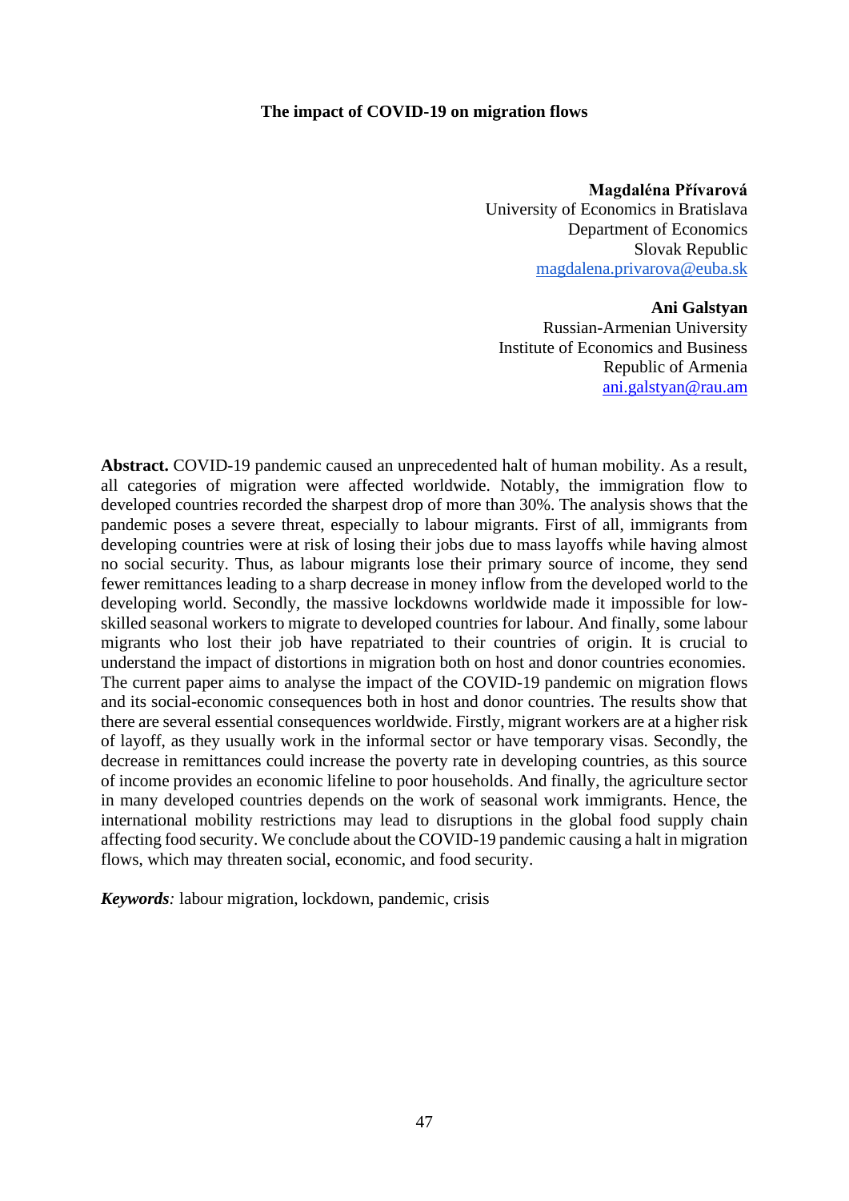# The impact of COVID-19 on migration flows

**Magdaléna Přívarová**
University of Economics in Bratislava
Department of Economics
Slovak Republic
magdalena.privarova@euba.sk

**Ani Galstyan**
Russian-Armenian University
Institute of Economics and Business
Republic of Armenia
ani.galstyan@rau.am

**Abstract.** COVID-19 pandemic caused an unprecedented halt of human mobility. As a result, all categories of migration were affected worldwide. Notably, the immigration flow to developed countries recorded the sharpest drop of more than 30%. The analysis shows that the pandemic poses a severe threat, especially to labour migrants. First of all, immigrants from developing countries were at risk of losing their jobs due to mass layoffs while having almost no social security. Thus, as labour migrants lose their primary source of income, they send fewer remittances leading to a sharp decrease in money inflow from the developed world to the developing world. Secondly, the massive lockdowns worldwide made it impossible for low-skilled seasonal workers to migrate to developed countries for labour. And finally, some labour migrants who lost their job have repatriated to their countries of origin. It is crucial to understand the impact of distortions in migration both on host and donor countries economies. The current paper aims to analyse the impact of the COVID-19 pandemic on migration flows and its social-economic consequences both in host and donor countries. The results show that there are several essential consequences worldwide. Firstly, migrant workers are at a higher risk of layoff, as they usually work in the informal sector or have temporary visas. Secondly, the decrease in remittances could increase the poverty rate in developing countries, as this source of income provides an economic lifeline to poor households. And finally, the agriculture sector in many developed countries depends on the work of seasonal work immigrants. Hence, the international mobility restrictions may lead to disruptions in the global food supply chain affecting food security. We conclude about the COVID-19 pandemic causing a halt in migration flows, which may threaten social, economic, and food security.

***Keywords****:* labour migration, lockdown, pandemic, crisis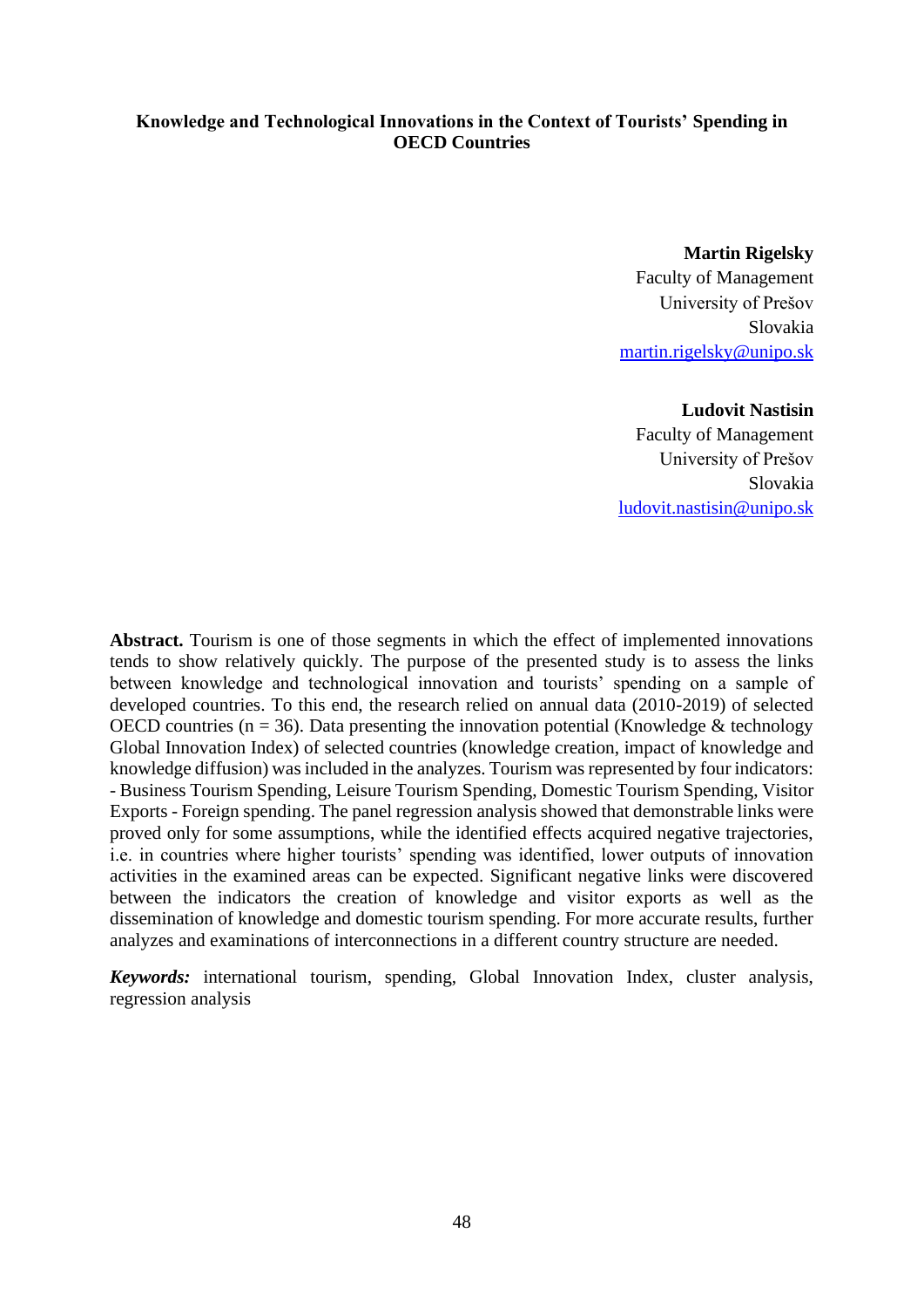# Knowledge and Technological Innovations in the Context of Tourists' Spending in OECD Countries

**Martin Rigelsky**
Faculty of Management
University of Prešov
Slovakia
martin.rigelsky@unipo.sk

**Ludovit Nastisin**
Faculty of Management
University of Prešov
Slovakia
ludovit.nastisin@unipo.sk

**Abstract.** Tourism is one of those segments in which the effect of implemented innovations tends to show relatively quickly. The purpose of the presented study is to assess the links between knowledge and technological innovation and tourists' spending on a sample of developed countries. To this end, the research relied on annual data (2010-2019) of selected OECD countries (n = 36). Data presenting the innovation potential (Knowledge & technology Global Innovation Index) of selected countries (knowledge creation, impact of knowledge and knowledge diffusion) was included in the analyzes. Tourism was represented by four indicators: - Business Tourism Spending, Leisure Tourism Spending, Domestic Tourism Spending, Visitor Exports - Foreign spending. The panel regression analysis showed that demonstrable links were proved only for some assumptions, while the identified effects acquired negative trajectories, i.e. in countries where higher tourists' spending was identified, lower outputs of innovation activities in the examined areas can be expected. Significant negative links were discovered between the indicators the creation of knowledge and visitor exports as well as the dissemination of knowledge and domestic tourism spending. For more accurate results, further analyzes and examinations of interconnections in a different country structure are needed.

***Keywords:*** international tourism, spending, Global Innovation Index, cluster analysis, regression analysis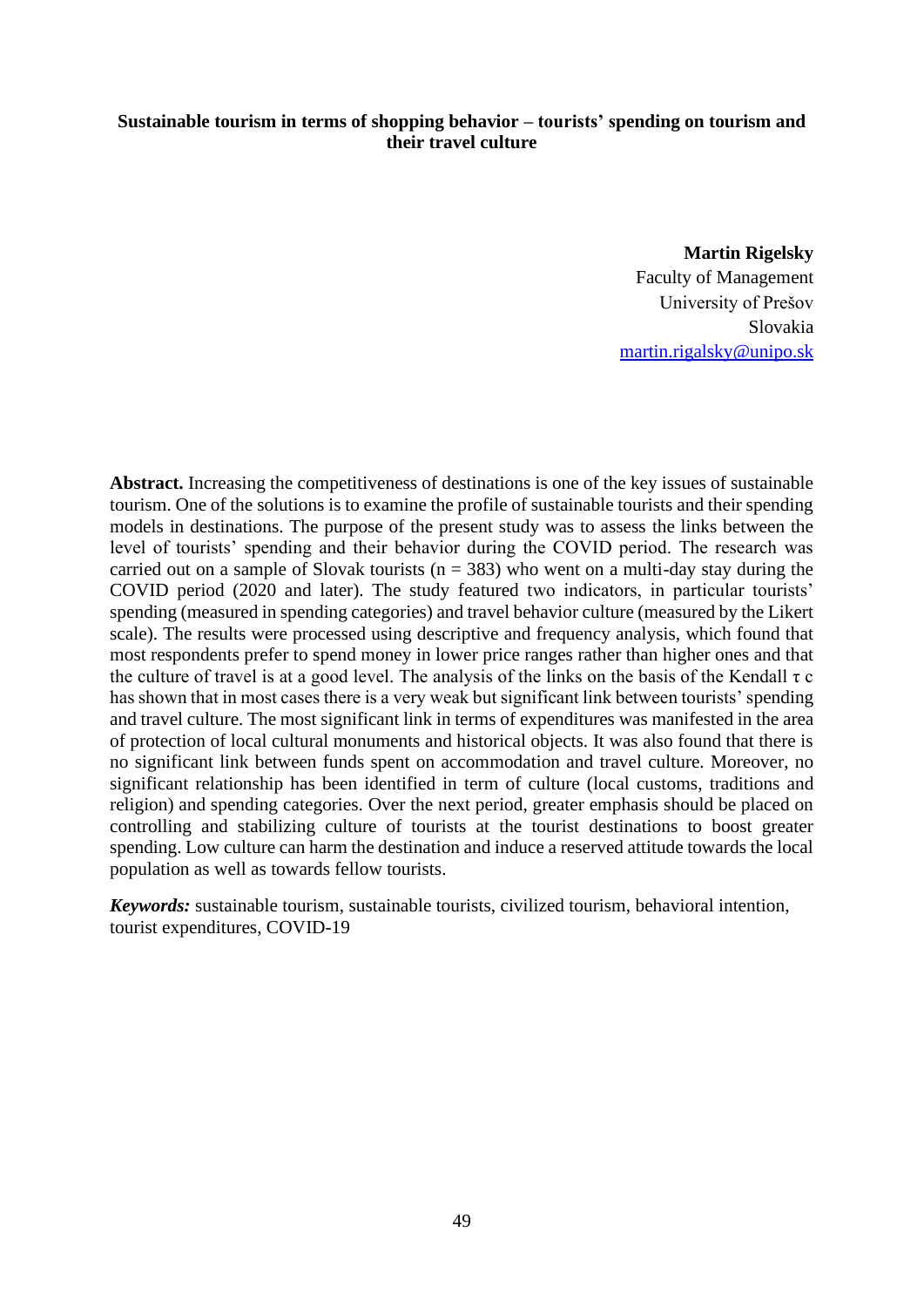# Sustainable tourism in terms of shopping behavior – tourists' spending on tourism and their travel culture

**Martin Rigelsky**
Faculty of Management
University of Prešov
Slovakia
martin.rigalsky@unipo.sk

**Abstract.** Increasing the competitiveness of destinations is one of the key issues of sustainable tourism. One of the solutions is to examine the profile of sustainable tourists and their spending models in destinations. The purpose of the present study was to assess the links between the level of tourists' spending and their behavior during the COVID period. The research was carried out on a sample of Slovak tourists ($n = 383$) who went on a multi-day stay during the COVID period (2020 and later). The study featured two indicators, in particular tourists' spending (measured in spending categories) and travel behavior culture (measured by the Likert scale). The results were processed using descriptive and frequency analysis, which found that most respondents prefer to spend money in lower price ranges rather than higher ones and that the culture of travel is at a good level. The analysis of the links on the basis of the Kendall $\tau$ c has shown that in most cases there is a very weak but significant link between tourists' spending and travel culture. The most significant link in terms of expenditures was manifested in the area of protection of local cultural monuments and historical objects. It was also found that there is no significant link between funds spent on accommodation and travel culture. Moreover, no significant relationship has been identified in term of culture (local customs, traditions and religion) and spending categories. Over the next period, greater emphasis should be placed on controlling and stabilizing culture of tourists at the tourist destinations to boost greater spending. Low culture can harm the destination and induce a reserved attitude towards the local population as well as towards fellow tourists.

***Keywords:*** sustainable tourism, sustainable tourists, civilized tourism, behavioral intention, tourist expenditures, COVID-19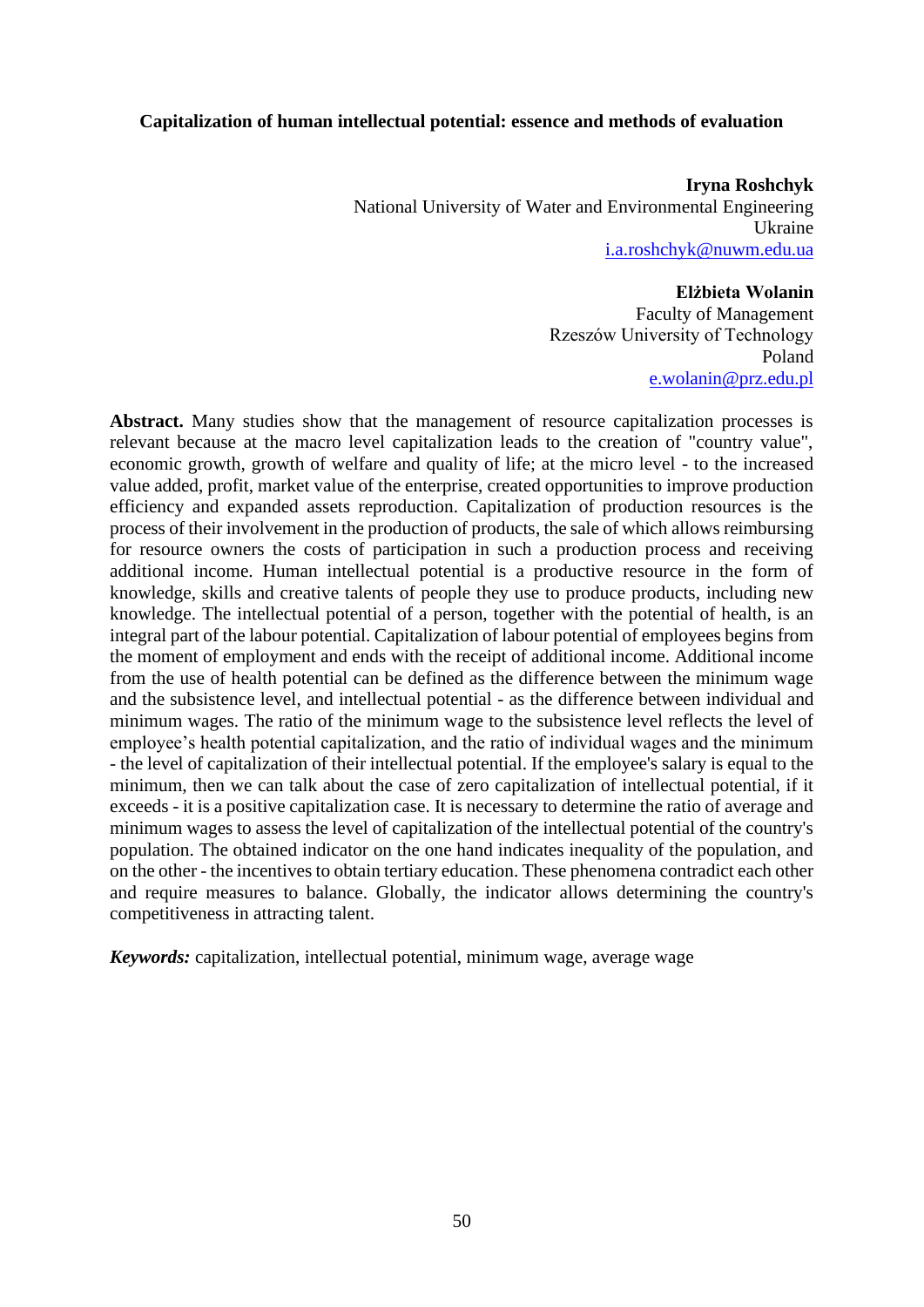**Capitalization of human intellectual potential: essence and methods of evaluation**

**Iryna Roshchyk**
National University of Water and Environmental Engineering
Ukraine
i.a.roshchyk@nuwm.edu.ua

**Elżbieta Wolanin**
Faculty of Management
Rzeszów University of Technology
Poland
e.wolanin@prz.edu.pl

**Abstract.** Many studies show that the management of resource capitalization processes is relevant because at the macro level capitalization leads to the creation of "country value", economic growth, growth of welfare and quality of life; at the micro level - to the increased value added, profit, market value of the enterprise, created opportunities to improve production efficiency and expanded assets reproduction. Capitalization of production resources is the process of their involvement in the production of products, the sale of which allows reimbursing for resource owners the costs of participation in such a production process and receiving additional income. Human intellectual potential is a productive resource in the form of knowledge, skills and creative talents of people they use to produce products, including new knowledge. The intellectual potential of a person, together with the potential of health, is an integral part of the labour potential. Capitalization of labour potential of employees begins from the moment of employment and ends with the receipt of additional income. Additional income from the use of health potential can be defined as the difference between the minimum wage and the subsistence level, and intellectual potential - as the difference between individual and minimum wages. The ratio of the minimum wage to the subsistence level reflects the level of employee's health potential capitalization, and the ratio of individual wages and the minimum - the level of capitalization of their intellectual potential. If the employee's salary is equal to the minimum, then we can talk about the case of zero capitalization of intellectual potential, if it exceeds - it is a positive capitalization case. It is necessary to determine the ratio of average and minimum wages to assess the level of capitalization of the intellectual potential of the country's population. The obtained indicator on the one hand indicates inequality of the population, and on the other - the incentives to obtain tertiary education. These phenomena contradict each other and require measures to balance. Globally, the indicator allows determining the country's competitiveness in attracting talent.

***Keywords:*** capitalization, intellectual potential, minimum wage, average wage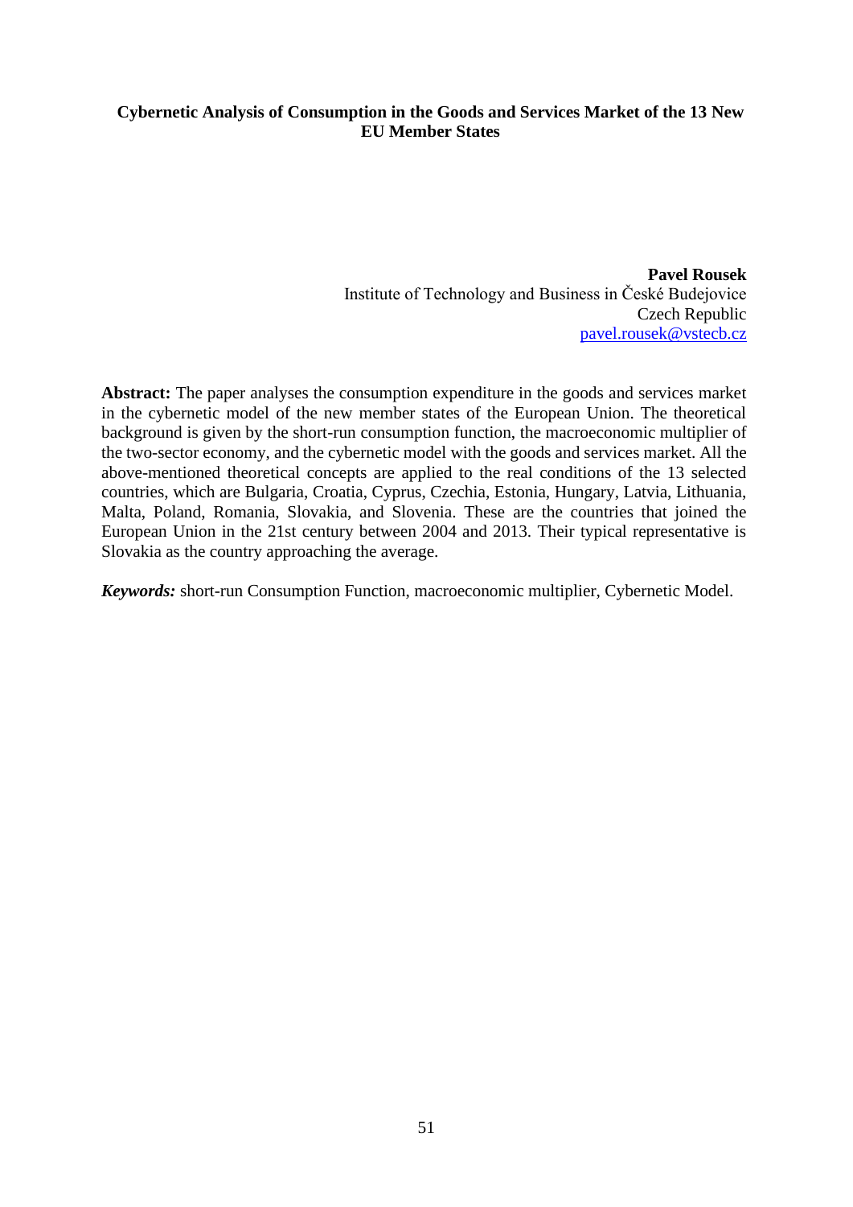# Cybernetic Analysis of Consumption in the Goods and Services Market of the 13 New EU Member States

**Pavel Rousek**
Institute of Technology and Business in České Budejovice
Czech Republic
pavel.rousek@vstecb.cz

**Abstract:** The paper analyses the consumption expenditure in the goods and services market in the cybernetic model of the new member states of the European Union. The theoretical background is given by the short-run consumption function, the macroeconomic multiplier of the two-sector economy, and the cybernetic model with the goods and services market. All the above-mentioned theoretical concepts are applied to the real conditions of the 13 selected countries, which are Bulgaria, Croatia, Cyprus, Czechia, Estonia, Hungary, Latvia, Lithuania, Malta, Poland, Romania, Slovakia, and Slovenia. These are the countries that joined the European Union in the 21st century between 2004 and 2013. Their typical representative is Slovakia as the country approaching the average.

***Keywords:*** short-run Consumption Function, macroeconomic multiplier, Cybernetic Model.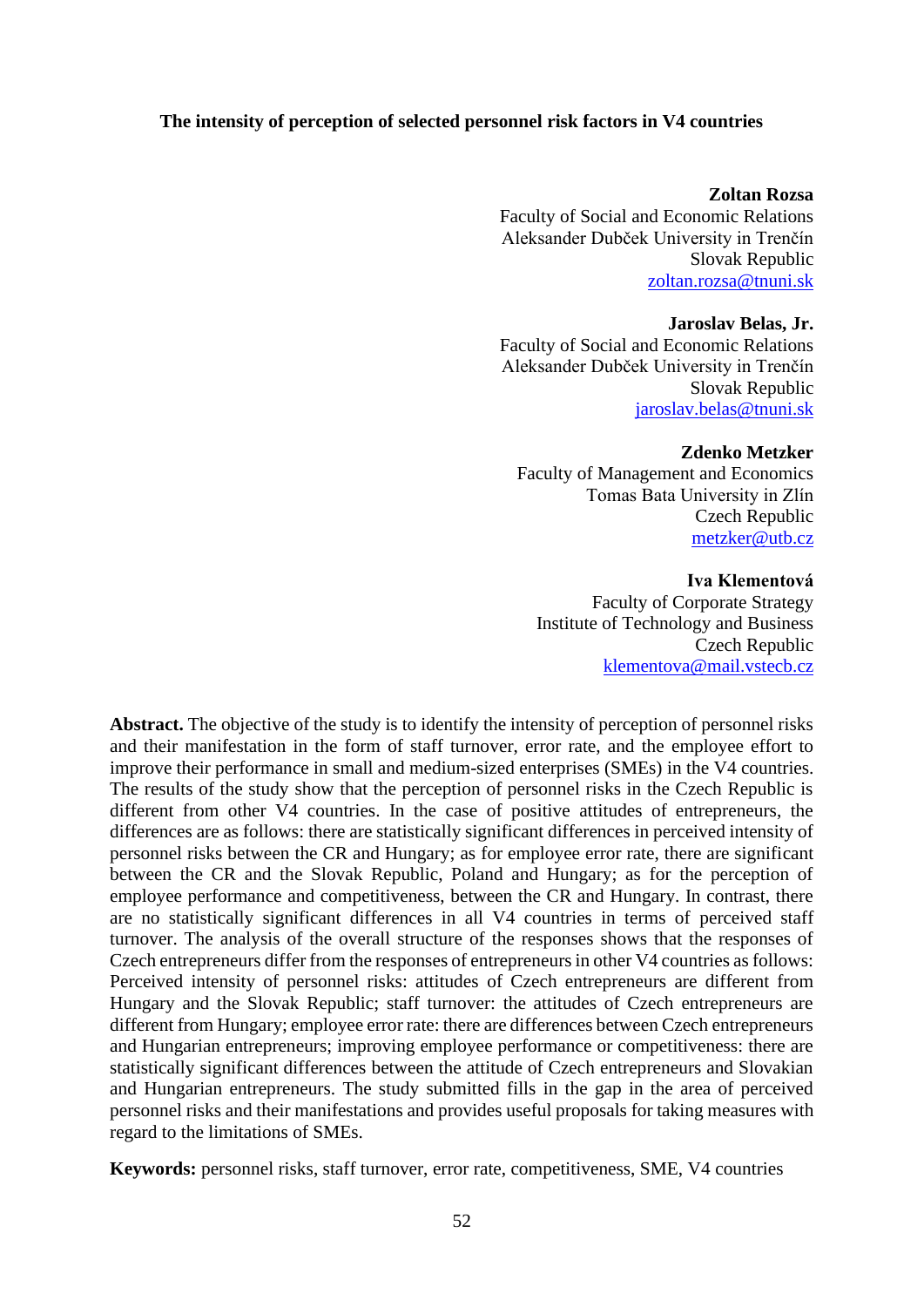# The intensity of perception of selected personnel risk factors in V4 countries

**Zoltan Rozsa**
Faculty of Social and Economic Relations
Aleksander Dubček University in Trenčín
Slovak Republic
zoltan.rozsa@tnuni.sk

**Jaroslav Belas, Jr.**
Faculty of Social and Economic Relations
Aleksander Dubček University in Trenčín
Slovak Republic
jaroslav.belas@tnuni.sk

**Zdenko Metzker**
Faculty of Management and Economics
Tomas Bata University in Zlín
Czech Republic
metzker@utb.cz

**Iva Klementová**
Faculty of Corporate Strategy
Institute of Technology and Business
Czech Republic
klementova@mail.vstecb.cz

**Abstract.** The objective of the study is to identify the intensity of perception of personnel risks and their manifestation in the form of staff turnover, error rate, and the employee effort to improve their performance in small and medium-sized enterprises (SMEs) in the V4 countries. The results of the study show that the perception of personnel risks in the Czech Republic is different from other V4 countries. In the case of positive attitudes of entrepreneurs, the differences are as follows: there are statistically significant differences in perceived intensity of personnel risks between the CR and Hungary; as for employee error rate, there are significant between the CR and the Slovak Republic, Poland and Hungary; as for the perception of employee performance and competitiveness, between the CR and Hungary. In contrast, there are no statistically significant differences in all V4 countries in terms of perceived staff turnover. The analysis of the overall structure of the responses shows that the responses of Czech entrepreneurs differ from the responses of entrepreneurs in other V4 countries as follows: Perceived intensity of personnel risks: attitudes of Czech entrepreneurs are different from Hungary and the Slovak Republic; staff turnover: the attitudes of Czech entrepreneurs are different from Hungary; employee error rate: there are differences between Czech entrepreneurs and Hungarian entrepreneurs; improving employee performance or competitiveness: there are statistically significant differences between the attitude of Czech entrepreneurs and Slovakian and Hungarian entrepreneurs. The study submitted fills in the gap in the area of perceived personnel risks and their manifestations and provides useful proposals for taking measures with regard to the limitations of SMEs.

**Keywords:** personnel risks, staff turnover, error rate, competitiveness, SME, V4 countries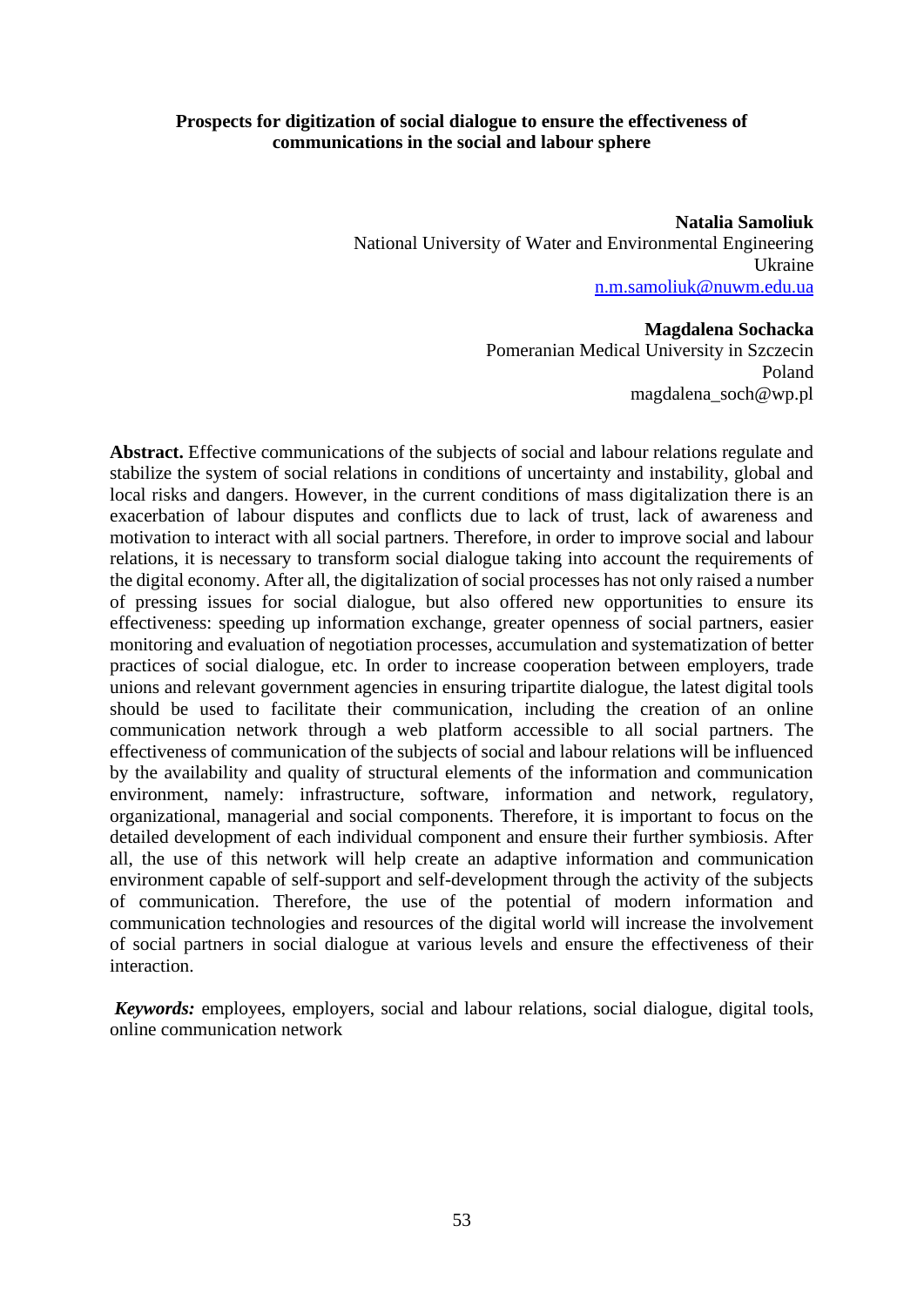**Prospects for digitization of social dialogue to ensure the effectiveness of communications in the social and labour sphere**

**Natalia Samoliuk**
National University of Water and Environmental Engineering
Ukraine
n.m.samoliuk@nuwm.edu.ua

**Magdalena Sochacka**
Pomeranian Medical University in Szczecin
Poland
magdalena_soch@wp.pl

**Abstract.** Effective communications of the subjects of social and labour relations regulate and stabilize the system of social relations in conditions of uncertainty and instability, global and local risks and dangers. However, in the current conditions of mass digitalization there is an exacerbation of labour disputes and conflicts due to lack of trust, lack of awareness and motivation to interact with all social partners. Therefore, in order to improve social and labour relations, it is necessary to transform social dialogue taking into account the requirements of the digital economy. After all, the digitalization of social processes has not only raised a number of pressing issues for social dialogue, but also offered new opportunities to ensure its effectiveness: speeding up information exchange, greater openness of social partners, easier monitoring and evaluation of negotiation processes, accumulation and systematization of better practices of social dialogue, etc. In order to increase cooperation between employers, trade unions and relevant government agencies in ensuring tripartite dialogue, the latest digital tools should be used to facilitate their communication, including the creation of an online communication network through a web platform accessible to all social partners. The effectiveness of communication of the subjects of social and labour relations will be influenced by the availability and quality of structural elements of the information and communication environment, namely: infrastructure, software, information and network, regulatory, organizational, managerial and social components. Therefore, it is important to focus on the detailed development of each individual component and ensure their further symbiosis. After all, the use of this network will help create an adaptive information and communication environment capable of self-support and self-development through the activity of the subjects of communication. Therefore, the use of the potential of modern information and communication technologies and resources of the digital world will increase the involvement of social partners in social dialogue at various levels and ensure the effectiveness of their interaction.

***Keywords:*** employees, employers, social and labour relations, social dialogue, digital tools, online communication network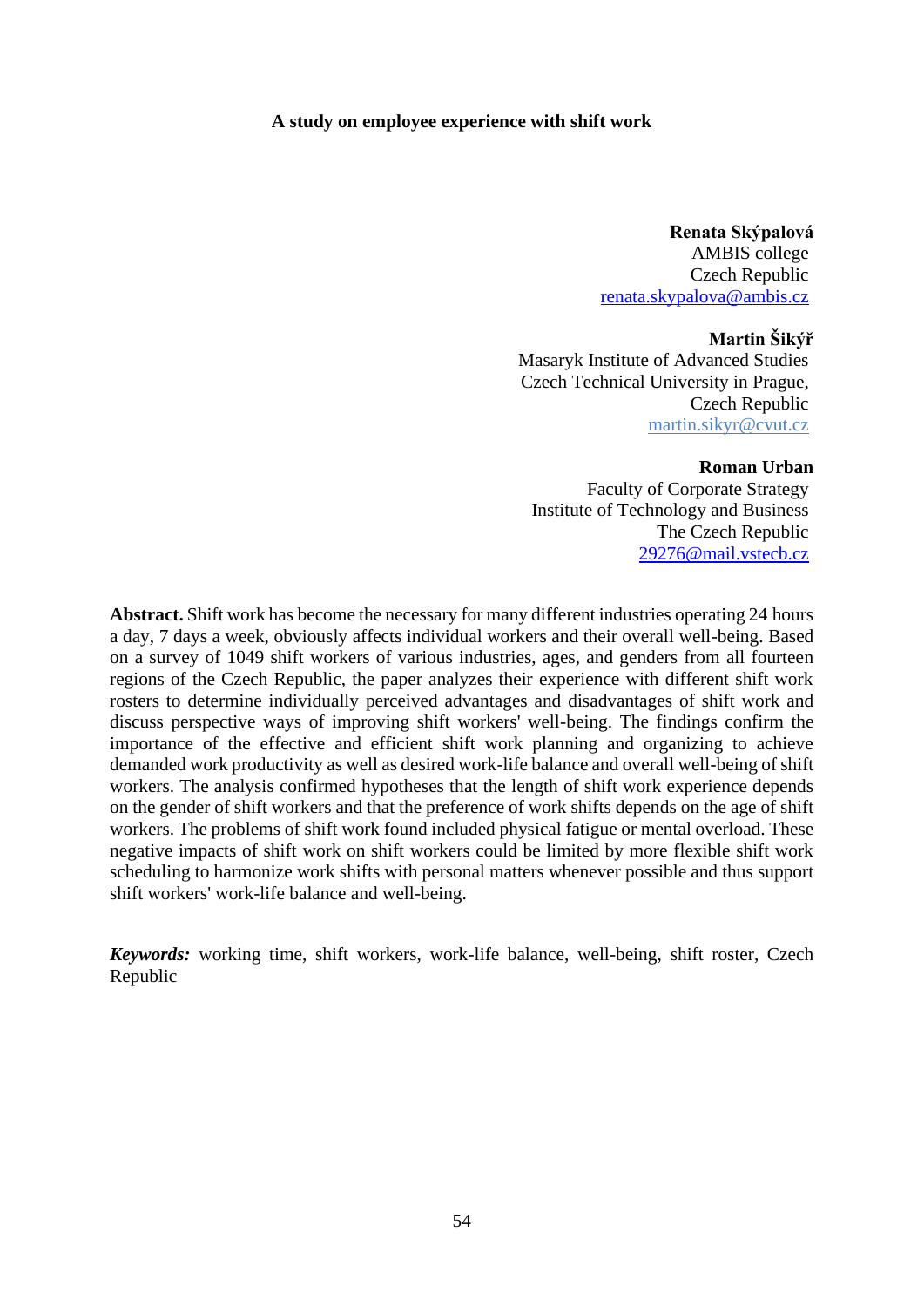# A study on employee experience with shift work

**Renata Skýpalová**
AMBIS college
Czech Republic
renata.skypalova@ambis.cz

**Martin Šikýř**
Masaryk Institute of Advanced Studies
Czech Technical University in Prague,
Czech Republic
martin.sikyr@cvut.cz

**Roman Urban**
Faculty of Corporate Strategy
Institute of Technology and Business
The Czech Republic
29276@mail.vstecb.cz

**Abstract.** Shift work has become the necessary for many different industries operating 24 hours a day, 7 days a week, obviously affects individual workers and their overall well-being. Based on a survey of 1049 shift workers of various industries, ages, and genders from all fourteen regions of the Czech Republic, the paper analyzes their experience with different shift work rosters to determine individually perceived advantages and disadvantages of shift work and discuss perspective ways of improving shift workers' well-being. The findings confirm the importance of the effective and efficient shift work planning and organizing to achieve demanded work productivity as well as desired work-life balance and overall well-being of shift workers. The analysis confirmed hypotheses that the length of shift work experience depends on the gender of shift workers and that the preference of work shifts depends on the age of shift workers. The problems of shift work found included physical fatigue or mental overload. These negative impacts of shift work on shift workers could be limited by more flexible shift work scheduling to harmonize work shifts with personal matters whenever possible and thus support shift workers' work-life balance and well-being.

***Keywords:*** working time, shift workers, work-life balance, well-being, shift roster, Czech Republic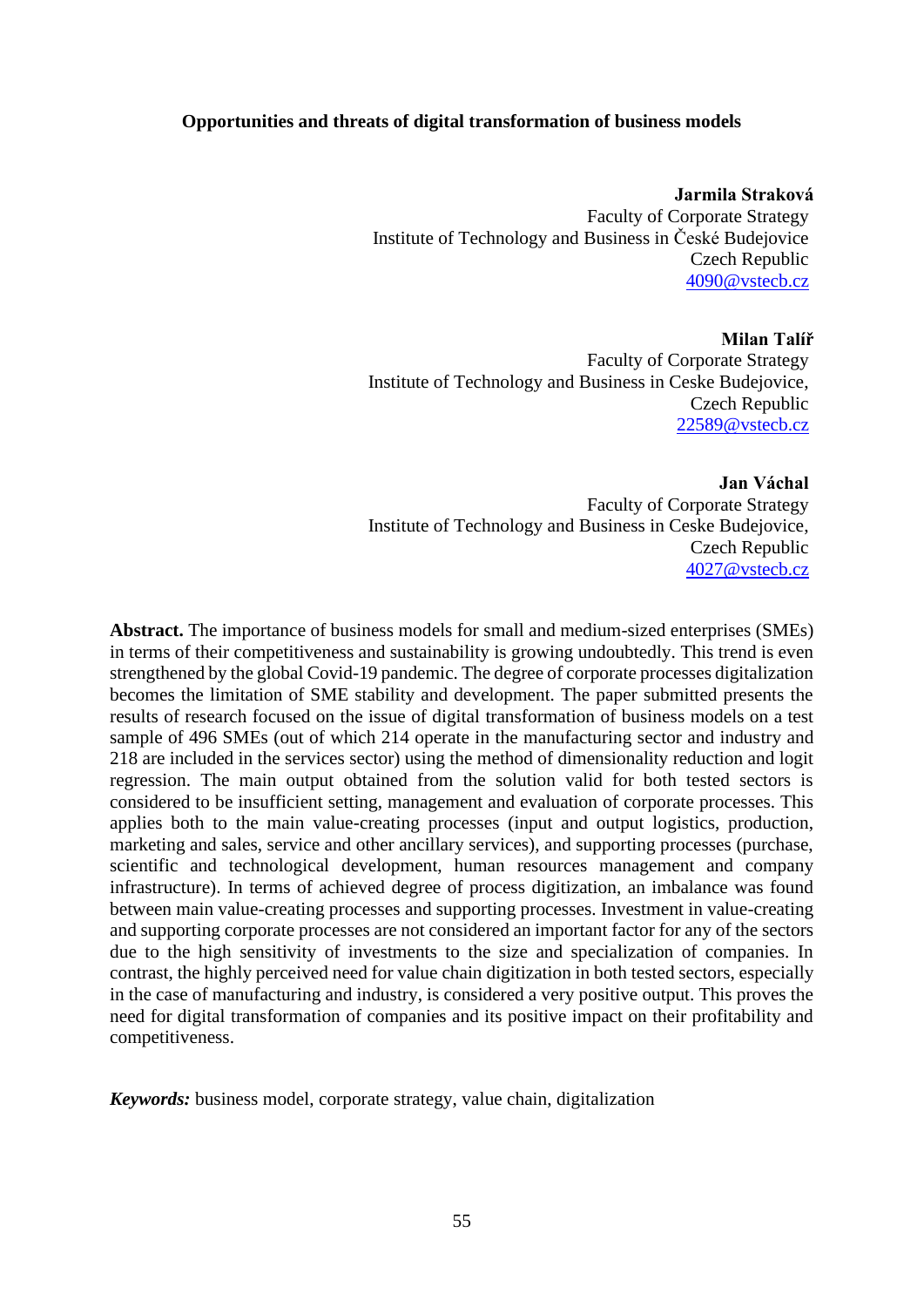# Opportunities and threats of digital transformation of business models

**Jarmila Straková**
Faculty of Corporate Strategy
Institute of Technology and Business in České Budejovice
Czech Republic
4090@vstecb.cz

**Milan Talíř**
Faculty of Corporate Strategy
Institute of Technology and Business in Ceske Budejovice,
Czech Republic
22589@vstecb.cz

**Jan Váchal**
Faculty of Corporate Strategy
Institute of Technology and Business in Ceske Budejovice,
Czech Republic
4027@vstecb.cz

**Abstract.** The importance of business models for small and medium-sized enterprises (SMEs) in terms of their competitiveness and sustainability is growing undoubtedly. This trend is even strengthened by the global Covid-19 pandemic. The degree of corporate processes digitalization becomes the limitation of SME stability and development. The paper submitted presents the results of research focused on the issue of digital transformation of business models on a test sample of 496 SMEs (out of which 214 operate in the manufacturing sector and industry and 218 are included in the services sector) using the method of dimensionality reduction and logit regression. The main output obtained from the solution valid for both tested sectors is considered to be insufficient setting, management and evaluation of corporate processes. This applies both to the main value-creating processes (input and output logistics, production, marketing and sales, service and other ancillary services), and supporting processes (purchase, scientific and technological development, human resources management and company infrastructure). In terms of achieved degree of process digitization, an imbalance was found between main value-creating processes and supporting processes. Investment in value-creating and supporting corporate processes are not considered an important factor for any of the sectors due to the high sensitivity of investments to the size and specialization of companies. In contrast, the highly perceived need for value chain digitization in both tested sectors, especially in the case of manufacturing and industry, is considered a very positive output. This proves the need for digital transformation of companies and its positive impact on their profitability and competitiveness.

***Keywords:*** business model, corporate strategy, value chain, digitalization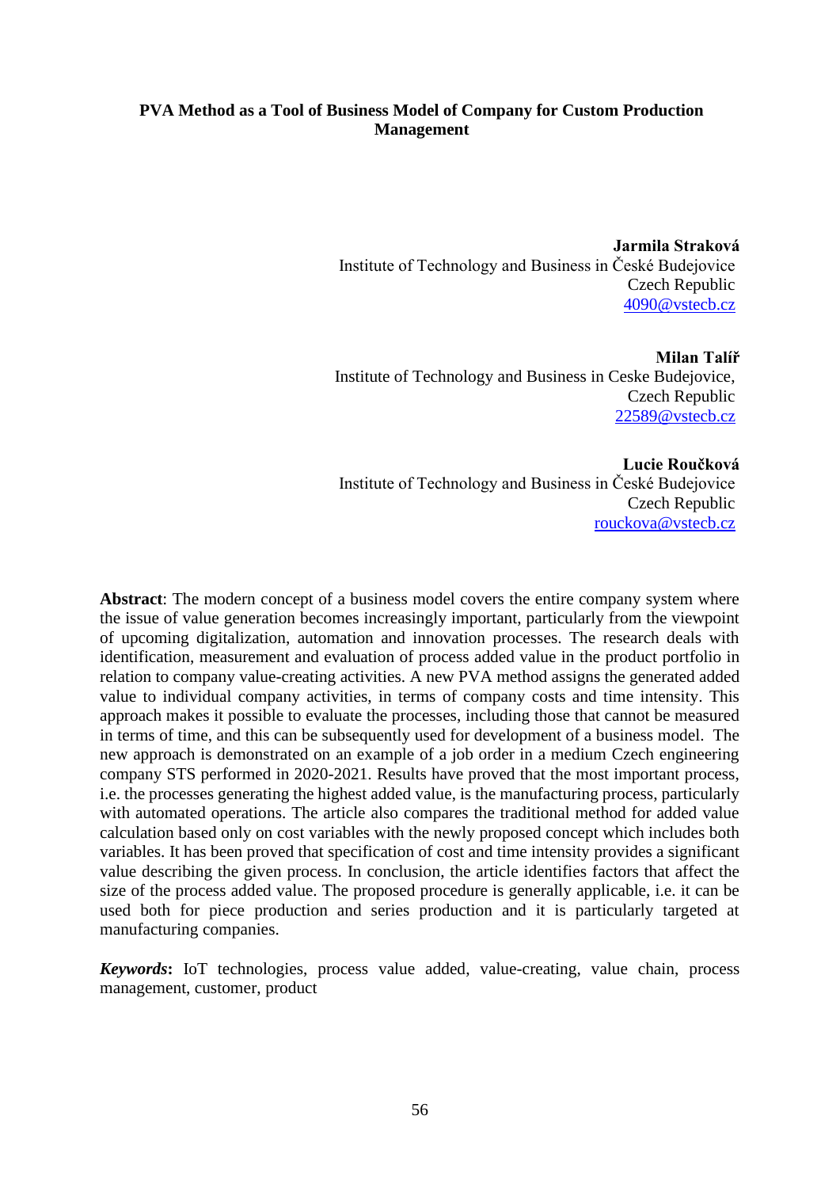# PVA Method as a Tool of Business Model of Company for Custom Production Management

**Jarmila Straková**
Institute of Technology and Business in České Budejovice
Czech Republic
4090@vstecb.cz

**Milan Talíř**
Institute of Technology and Business in Ceske Budejovice,
Czech Republic
22589@vstecb.cz

**Lucie Roučková**
Institute of Technology and Business in České Budejovice
Czech Republic
rouckova@vstecb.cz

**Abstract**: The modern concept of a business model covers the entire company system where the issue of value generation becomes increasingly important, particularly from the viewpoint of upcoming digitalization, automation and innovation processes. The research deals with identification, measurement and evaluation of process added value in the product portfolio in relation to company value-creating activities. A new PVA method assigns the generated added value to individual company activities, in terms of company costs and time intensity. This approach makes it possible to evaluate the processes, including those that cannot be measured in terms of time, and this can be subsequently used for development of a business model. The new approach is demonstrated on an example of a job order in a medium Czech engineering company STS performed in 2020-2021. Results have proved that the most important process, i.e. the processes generating the highest added value, is the manufacturing process, particularly with automated operations. The article also compares the traditional method for added value calculation based only on cost variables with the newly proposed concept which includes both variables. It has been proved that specification of cost and time intensity provides a significant value describing the given process. In conclusion, the article identifies factors that affect the size of the process added value. The proposed procedure is generally applicable, i.e. it can be used both for piece production and series production and it is particularly targeted at manufacturing companies.

***Keywords*:** IoT technologies, process value added, value-creating, value chain, process management, customer, product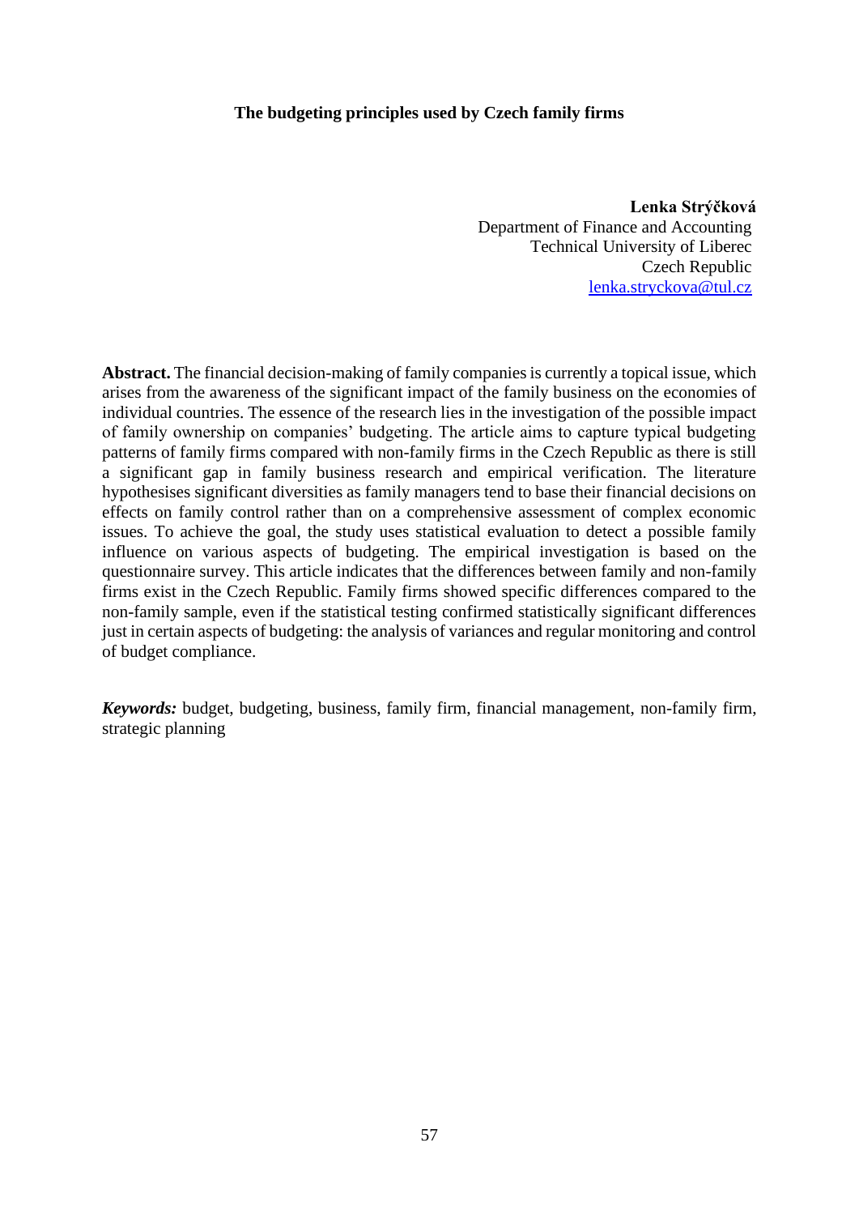# The budgeting principles used by Czech family firms

**Lenka Strýčková**
Department of Finance and Accounting
Technical University of Liberec
Czech Republic
lenka.stryckova@tul.cz

**Abstract.** The financial decision-making of family companies is currently a topical issue, which arises from the awareness of the significant impact of the family business on the economies of individual countries. The essence of the research lies in the investigation of the possible impact of family ownership on companies' budgeting. The article aims to capture typical budgeting patterns of family firms compared with non-family firms in the Czech Republic as there is still a significant gap in family business research and empirical verification. The literature hypothesises significant diversities as family managers tend to base their financial decisions on effects on family control rather than on a comprehensive assessment of complex economic issues. To achieve the goal, the study uses statistical evaluation to detect a possible family influence on various aspects of budgeting. The empirical investigation is based on the questionnaire survey. This article indicates that the differences between family and non-family firms exist in the Czech Republic. Family firms showed specific differences compared to the non-family sample, even if the statistical testing confirmed statistically significant differences just in certain aspects of budgeting: the analysis of variances and regular monitoring and control of budget compliance.

***Keywords:*** budget, budgeting, business, family firm, financial management, non-family firm, strategic planning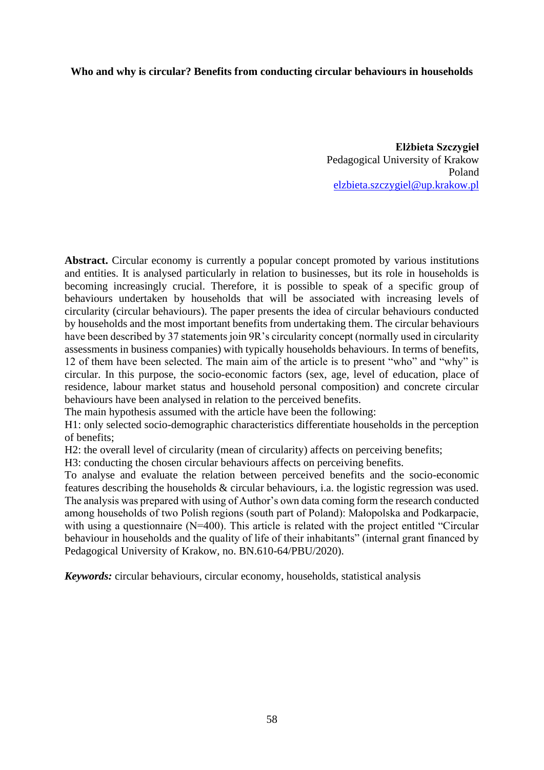**Who and why is circular? Benefits from conducting circular behaviours in households**

**Elżbieta Szczygieł**
Pedagogical University of Krakow
Poland
elzbieta.szczygiel@up.krakow.pl

**Abstract.** Circular economy is currently a popular concept promoted by various institutions and entities. It is analysed particularly in relation to businesses, but its role in households is becoming increasingly crucial. Therefore, it is possible to speak of a specific group of behaviours undertaken by households that will be associated with increasing levels of circularity (circular behaviours). The paper presents the idea of circular behaviours conducted by households and the most important benefits from undertaking them. The circular behaviours have been described by 37 statements join 9R's circularity concept (normally used in circularity assessments in business companies) with typically households behaviours. In terms of benefits, 12 of them have been selected. The main aim of the article is to present "who" and "why" is circular. In this purpose, the socio-economic factors (sex, age, level of education, place of residence, labour market status and household personal composition) and concrete circular behaviours have been analysed in relation to the perceived benefits.

The main hypothesis assumed with the article have been the following:

H1: only selected socio-demographic characteristics differentiate households in the perception of benefits;

H2: the overall level of circularity (mean of circularity) affects on perceiving benefits;

H3: conducting the chosen circular behaviours affects on perceiving benefits.

To analyse and evaluate the relation between perceived benefits and the socio-economic features describing the households & circular behaviours, i.a. the logistic regression was used. The analysis was prepared with using of Author's own data coming form the research conducted among households of two Polish regions (south part of Poland): Małopolska and Podkarpacie, with using a questionnaire (N=400). This article is related with the project entitled "Circular behaviour in households and the quality of life of their inhabitants" (internal grant financed by Pedagogical University of Krakow, no. BN.610-64/PBU/2020).

***Keywords:*** circular behaviours, circular economy, households, statistical analysis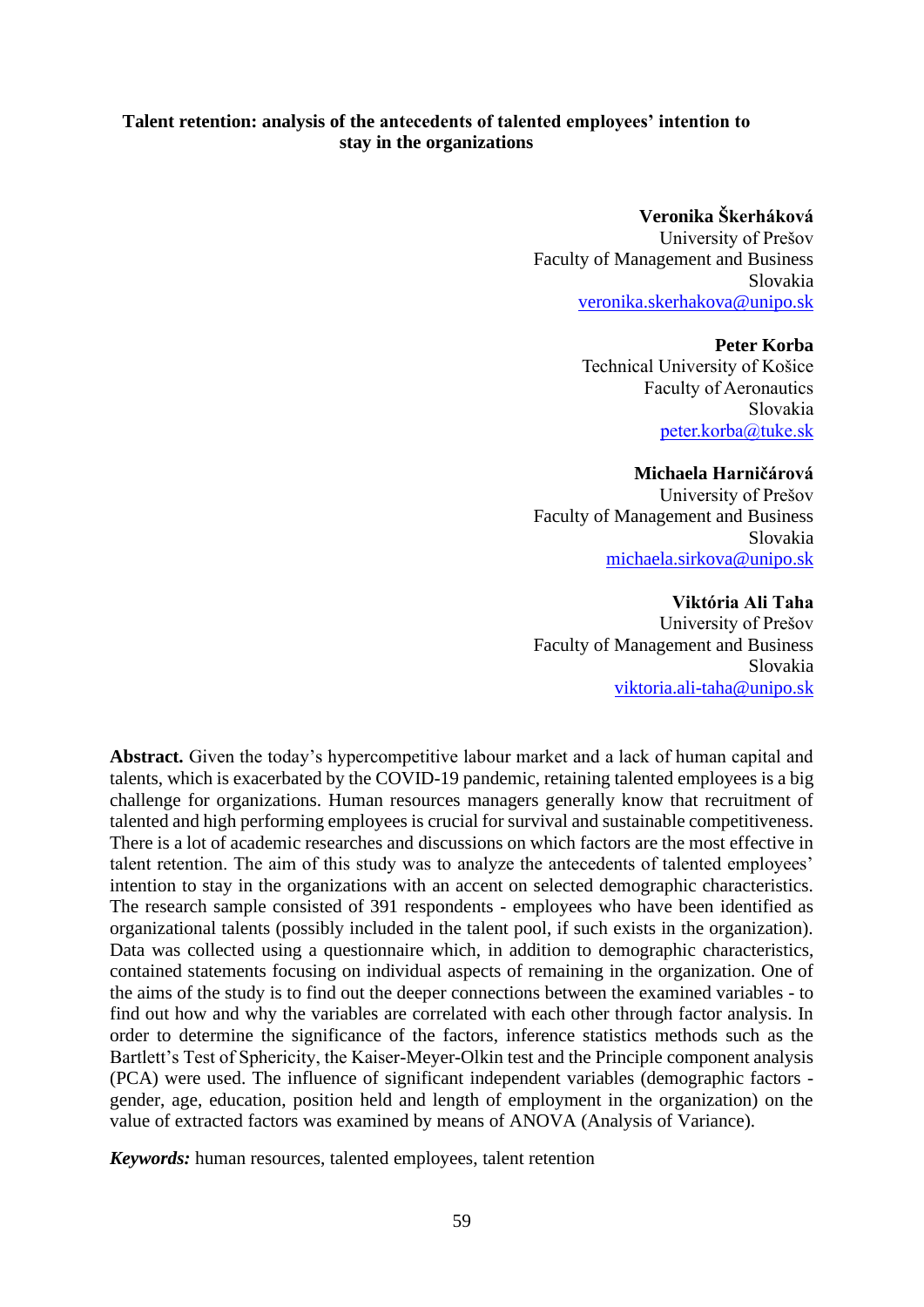# Talent retention: analysis of the antecedents of talented employees' intention to stay in the organizations

**Veronika Škerháková**
University of Prešov
Faculty of Management and Business
Slovakia
veronika.skerhakova@unipo.sk

**Peter Korba**
Technical University of Košice
Faculty of Aeronautics
Slovakia
peter.korba@tuke.sk

**Michaela Harničárová**
University of Prešov
Faculty of Management and Business
Slovakia
michaela.sirkova@unipo.sk

**Viktória Ali Taha**
University of Prešov
Faculty of Management and Business
Slovakia
viktoria.ali-taha@unipo.sk

**Abstract.** Given the today's hypercompetitive labour market and a lack of human capital and talents, which is exacerbated by the COVID-19 pandemic, retaining talented employees is a big challenge for organizations. Human resources managers generally know that recruitment of talented and high performing employees is crucial for survival and sustainable competitiveness. There is a lot of academic researches and discussions on which factors are the most effective in talent retention. The aim of this study was to analyze the antecedents of talented employees' intention to stay in the organizations with an accent on selected demographic characteristics. The research sample consisted of 391 respondents - employees who have been identified as organizational talents (possibly included in the talent pool, if such exists in the organization). Data was collected using a questionnaire which, in addition to demographic characteristics, contained statements focusing on individual aspects of remaining in the organization. One of the aims of the study is to find out the deeper connections between the examined variables - to find out how and why the variables are correlated with each other through factor analysis. In order to determine the significance of the factors, inference statistics methods such as the Bartlett's Test of Sphericity, the Kaiser-Meyer-Olkin test and the Principle component analysis (PCA) were used. The influence of significant independent variables (demographic factors - gender, age, education, position held and length of employment in the organization) on the value of extracted factors was examined by means of ANOVA (Analysis of Variance).

***Keywords:*** human resources, talented employees, talent retention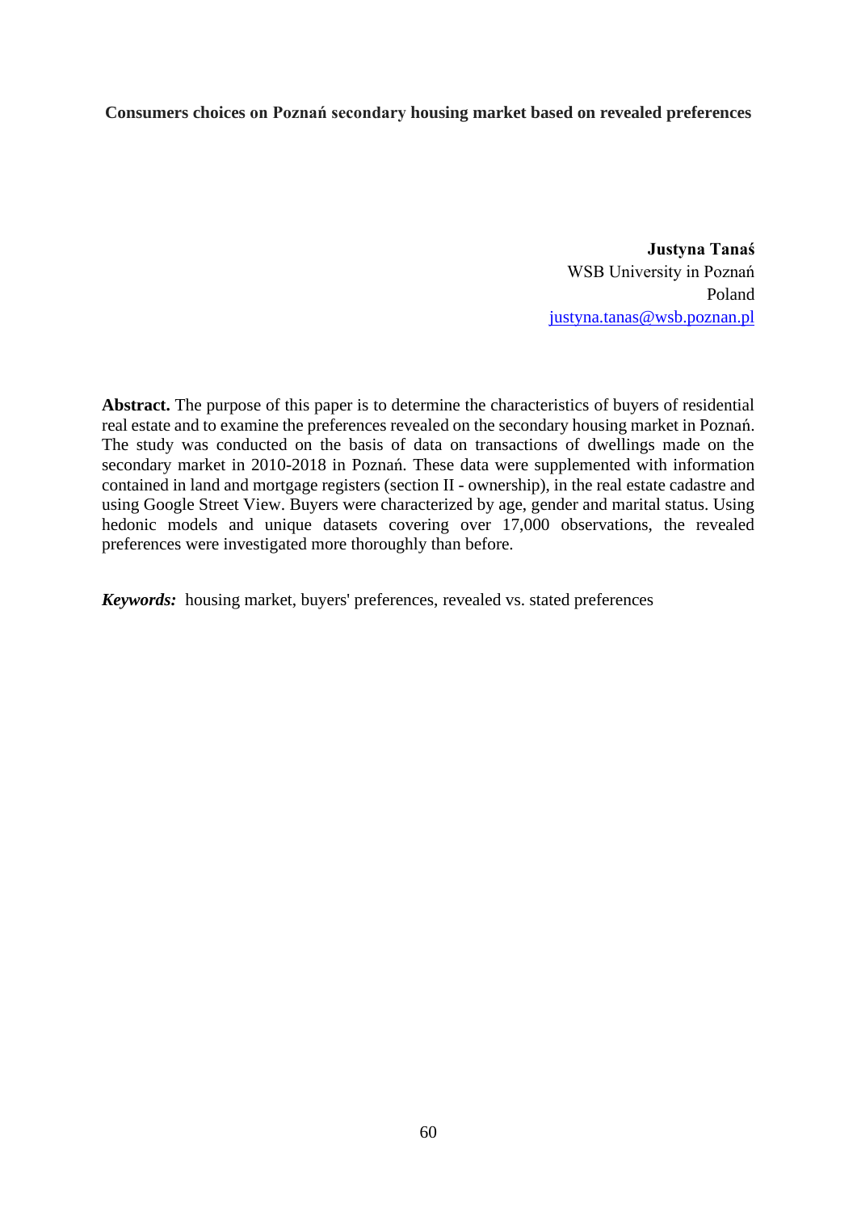**Consumers choices on Poznań secondary housing market based on revealed preferences**

**Justyna Tanaś**
WSB University in Poznań
Poland
justyna.tanas@wsb.poznan.pl

**Abstract.** The purpose of this paper is to determine the characteristics of buyers of residential real estate and to examine the preferences revealed on the secondary housing market in Poznań. The study was conducted on the basis of data on transactions of dwellings made on the secondary market in 2010-2018 in Poznań. These data were supplemented with information contained in land and mortgage registers (section II - ownership), in the real estate cadastre and using Google Street View. Buyers were characterized by age, gender and marital status. Using hedonic models and unique datasets covering over 17,000 observations, the revealed preferences were investigated more thoroughly than before.

***Keywords:*** housing market, buyers' preferences, revealed vs. stated preferences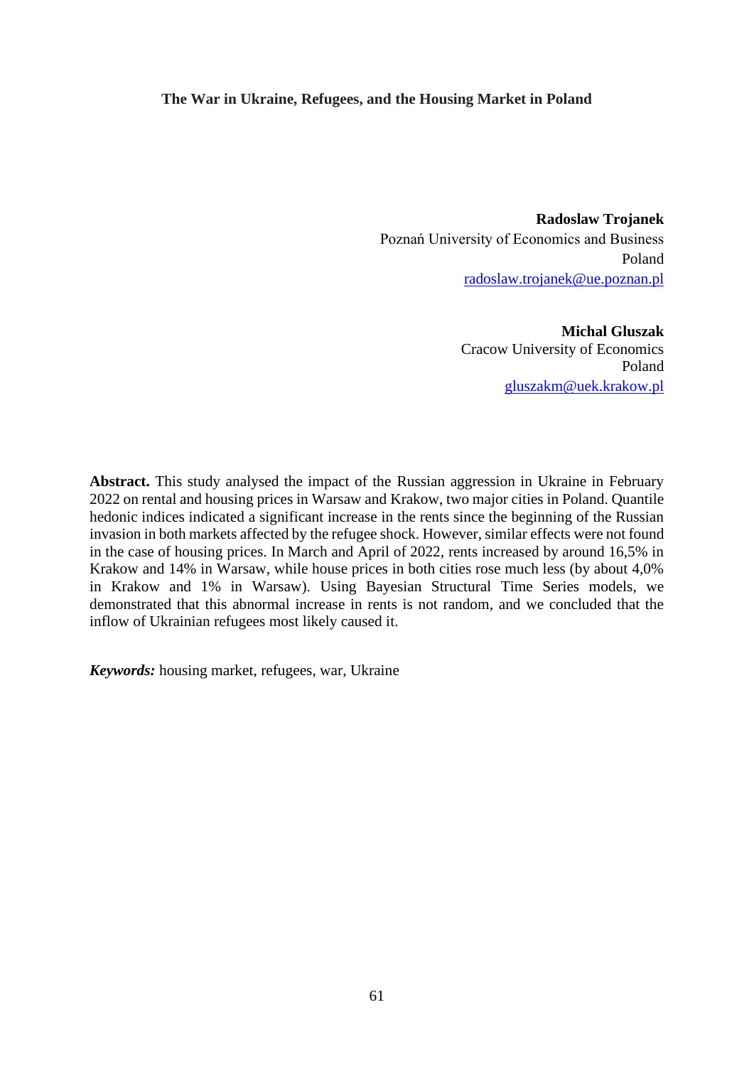# The War in Ukraine, Refugees, and the Housing Market in Poland

**Radoslaw Trojanek**
Poznań University of Economics and Business
Poland
radoslaw.trojanek@ue.poznan.pl

**Michal Gluszak**
Cracow University of Economics
Poland
gluszakm@uek.krakow.pl

**Abstract.** This study analysed the impact of the Russian aggression in Ukraine in February 2022 on rental and housing prices in Warsaw and Krakow, two major cities in Poland. Quantile hedonic indices indicated a significant increase in the rents since the beginning of the Russian invasion in both markets affected by the refugee shock. However, similar effects were not found in the case of housing prices. In March and April of 2022, rents increased by around 16,5% in Krakow and 14% in Warsaw, while house prices in both cities rose much less (by about 4,0% in Krakow and 1% in Warsaw). Using Bayesian Structural Time Series models, we demonstrated that this abnormal increase in rents is not random, and we concluded that the inflow of Ukrainian refugees most likely caused it.

***Keywords:*** housing market, refugees, war, Ukraine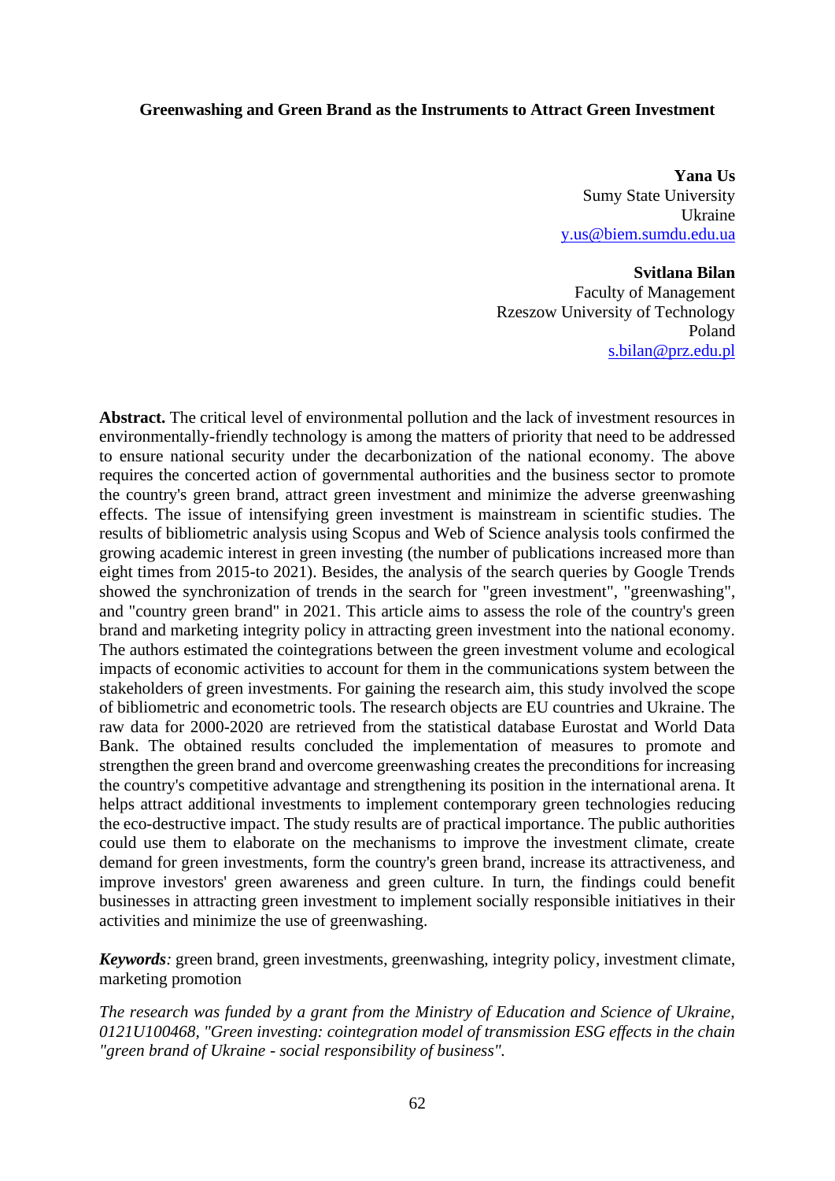# Greenwashing and Green Brand as the Instruments to Attract Green Investment

**Yana Us**
Sumy State University
Ukraine
y.us@biem.sumdu.edu.ua

**Svitlana Bilan**
Faculty of Management
Rzeszow University of Technology
Poland
s.bilan@prz.edu.pl

**Abstract.** The critical level of environmental pollution and the lack of investment resources in environmentally-friendly technology is among the matters of priority that need to be addressed to ensure national security under the decarbonization of the national economy. The above requires the concerted action of governmental authorities and the business sector to promote the country's green brand, attract green investment and minimize the adverse greenwashing effects. The issue of intensifying green investment is mainstream in scientific studies. The results of bibliometric analysis using Scopus and Web of Science analysis tools confirmed the growing academic interest in green investing (the number of publications increased more than eight times from 2015-to 2021). Besides, the analysis of the search queries by Google Trends showed the synchronization of trends in the search for "green investment", "greenwashing", and "country green brand" in 2021. This article aims to assess the role of the country's green brand and marketing integrity policy in attracting green investment into the national economy. The authors estimated the cointegrations between the green investment volume and ecological impacts of economic activities to account for them in the communications system between the stakeholders of green investments. For gaining the research aim, this study involved the scope of bibliometric and econometric tools. The research objects are EU countries and Ukraine. The raw data for 2000-2020 are retrieved from the statistical database Eurostat and World Data Bank. The obtained results concluded the implementation of measures to promote and strengthen the green brand and overcome greenwashing creates the preconditions for increasing the country's competitive advantage and strengthening its position in the international arena. It helps attract additional investments to implement contemporary green technologies reducing the eco-destructive impact. The study results are of practical importance. The public authorities could use them to elaborate on the mechanisms to improve the investment climate, create demand for green investments, form the country's green brand, increase its attractiveness, and improve investors' green awareness and green culture. In turn, the findings could benefit businesses in attracting green investment to implement socially responsible initiatives in their activities and minimize the use of greenwashing.

***Keywords:*** green brand, green investments, greenwashing, integrity policy, investment climate, marketing promotion

*The research was funded by a grant from the Ministry of Education and Science of Ukraine, 0121U100468, "Green investing: cointegration model of transmission ESG effects in the chain "green brand of Ukraine - social responsibility of business".*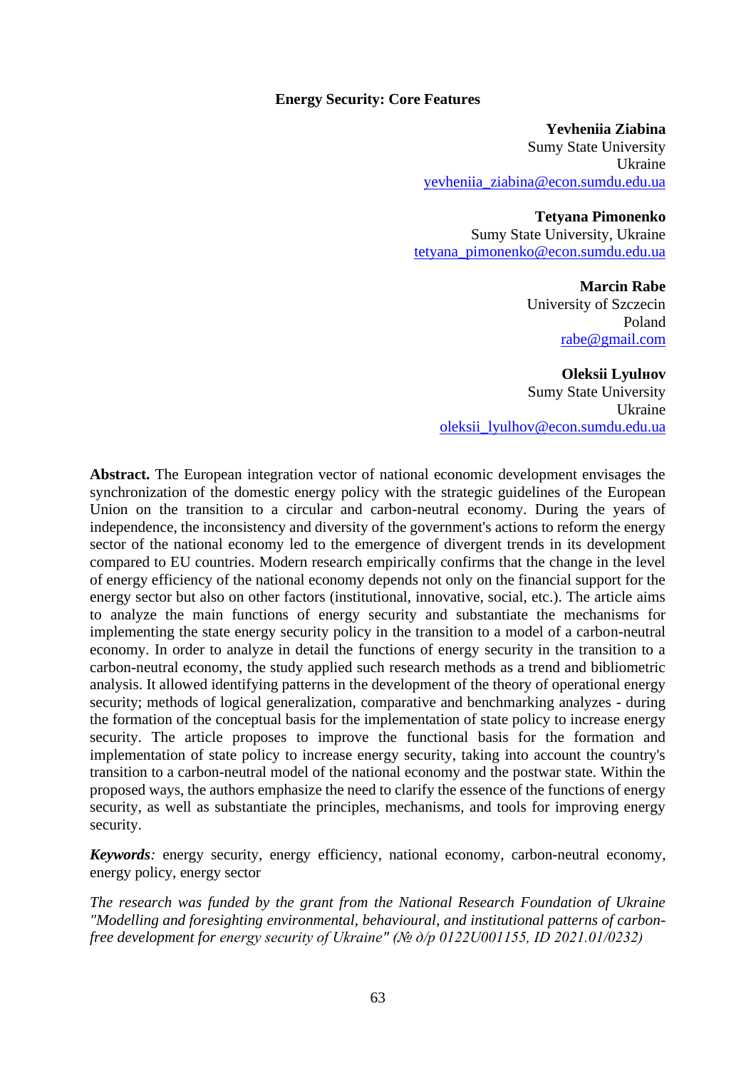# Energy Security: Core Features

**Yevheniia Ziabina**
Sumy State University
Ukraine
yevheniia_ziabina@econ.sumdu.edu.ua

**Tetyana Pimonenko**
Sumy State University, Ukraine
tetyana_pimonenko@econ.sumdu.edu.ua

**Marcin Rabe**
University of Szczecin
Poland
rabe@gmail.com

**Oleksii Lyulнov**
Sumy State University
Ukraine
oleksii_lyulhov@econ.sumdu.edu.ua

**Abstract.** The European integration vector of national economic development envisages the synchronization of the domestic energy policy with the strategic guidelines of the European Union on the transition to a circular and carbon-neutral economy. During the years of independence, the inconsistency and diversity of the government's actions to reform the energy sector of the national economy led to the emergence of divergent trends in its development compared to EU countries. Modern research empirically confirms that the change in the level of energy efficiency of the national economy depends not only on the financial support for the energy sector but also on other factors (institutional, innovative, social, etc.). The article aims to analyze the main functions of energy security and substantiate the mechanisms for implementing the state energy security policy in the transition to a model of a carbon-neutral economy. In order to analyze in detail the functions of energy security in the transition to a carbon-neutral economy, the study applied such research methods as a trend and bibliometric analysis. It allowed identifying patterns in the development of the theory of operational energy security; methods of logical generalization, comparative and benchmarking analyzes - during the formation of the conceptual basis for the implementation of state policy to increase energy security. The article proposes to improve the functional basis for the formation and implementation of state policy to increase energy security, taking into account the country's transition to a carbon-neutral model of the national economy and the postwar state. Within the proposed ways, the authors emphasize the need to clarify the essence of the functions of energy security, as well as substantiate the principles, mechanisms, and tools for improving energy security.

***Keywords**:* energy security, energy efficiency, national economy, carbon-neutral economy, energy policy, energy sector

*The research was funded by the grant from the National Research Foundation of Ukraine "Modelling and foresighting environmental, behavioural, and institutional patterns of carbon-free development for energy security of Ukraine" (№ д/р 0122U001155, ID 2021.01/0232)*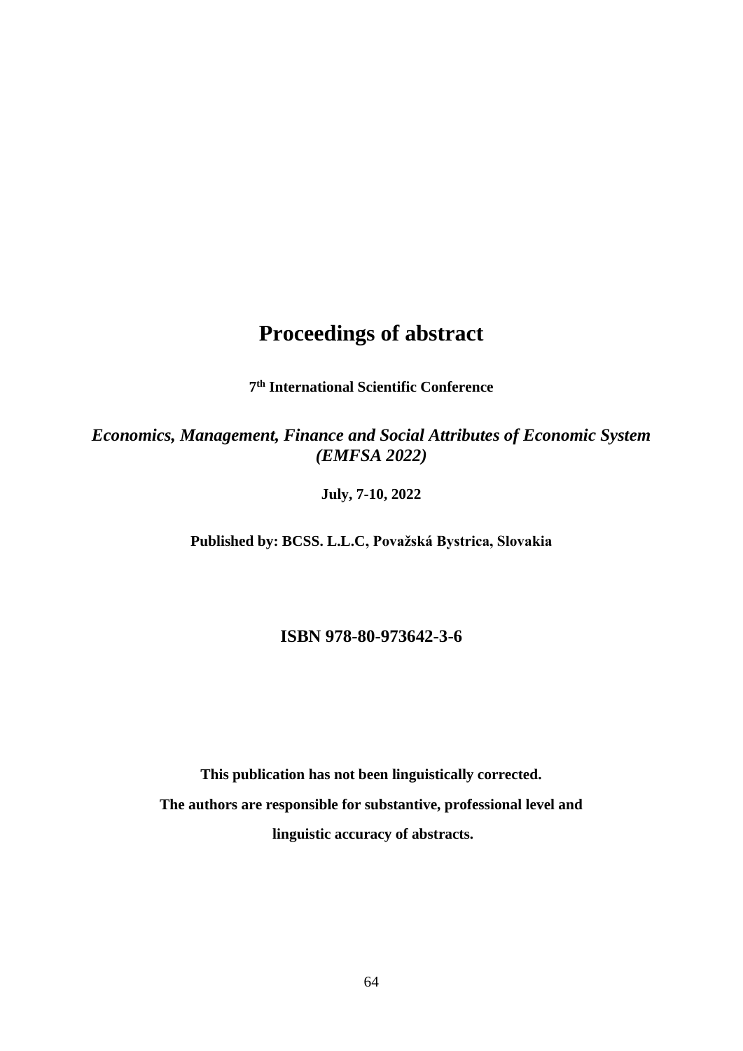# Proceedings of abstract

**7th International Scientific Conference**

***Economics, Management, Finance and Social Attributes of Economic System (EMFSA 2022)***

**July, 7-10, 2022**

**Published by: BCSS. L.L.C, Považská Bystrica, Slovakia**

**ISBN 978-80-973642-3-6**

**This publication has not been linguistically corrected.**

**The authors are responsible for substantive, professional level and**

**linguistic accuracy of abstracts.**